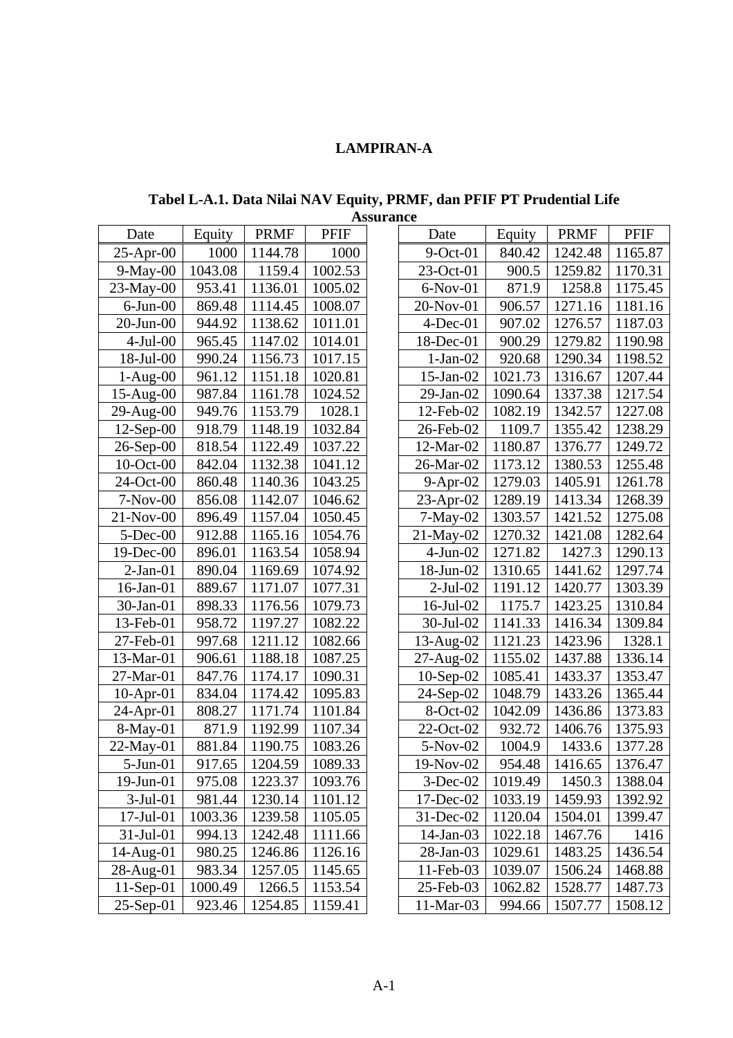# LAMPIRAN-A

**Tabel L-A.1. Data Nilai NAV Equity, PRMF, dan PFIF PT Prudential Life Assurance**

| Date | Equity | PRMF | PFIF | Date | Equity | PRMF | PFIF |
|---|---|---|---|---|---|---|---|
| 25-Apr-00 | 1000 | 1144.78 | 1000 | 9-Oct-01 | 840.42 | 1242.48 | 1165.87 |
| 9-May-00 | 1043.08 | 1159.4 | 1002.53 | 23-Oct-01 | 900.5 | 1259.82 | 1170.31 |
| 23-May-00 | 953.41 | 1136.01 | 1005.02 | 6-Nov-01 | 871.9 | 1258.8 | 1175.45 |
| 6-Jun-00 | 869.48 | 1114.45 | 1008.07 | 20-Nov-01 | 906.57 | 1271.16 | 1181.16 |
| 20-Jun-00 | 944.92 | 1138.62 | 1011.01 | 4-Dec-01 | 907.02 | 1276.57 | 1187.03 |
| 4-Jul-00 | 965.45 | 1147.02 | 1014.01 | 18-Dec-01 | 900.29 | 1279.82 | 1190.98 |
| 18-Jul-00 | 990.24 | 1156.73 | 1017.15 | 1-Jan-02 | 920.68 | 1290.34 | 1198.52 |
| 1-Aug-00 | 961.12 | 1151.18 | 1020.81 | 15-Jan-02 | 1021.73 | 1316.67 | 1207.44 |
| 15-Aug-00 | 987.84 | 1161.78 | 1024.52 | 29-Jan-02 | 1090.64 | 1337.38 | 1217.54 |
| 29-Aug-00 | 949.76 | 1153.79 | 1028.1 | 12-Feb-02 | 1082.19 | 1342.57 | 1227.08 |
| 12-Sep-00 | 918.79 | 1148.19 | 1032.84 | 26-Feb-02 | 1109.7 | 1355.42 | 1238.29 |
| 26-Sep-00 | 818.54 | 1122.49 | 1037.22 | 12-Mar-02 | 1180.87 | 1376.77 | 1249.72 |
| 10-Oct-00 | 842.04 | 1132.38 | 1041.12 | 26-Mar-02 | 1173.12 | 1380.53 | 1255.48 |
| 24-Oct-00 | 860.48 | 1140.36 | 1043.25 | 9-Apr-02 | 1279.03 | 1405.91 | 1261.78 |
| 7-Nov-00 | 856.08 | 1142.07 | 1046.62 | 23-Apr-02 | 1289.19 | 1413.34 | 1268.39 |
| 21-Nov-00 | 896.49 | 1157.04 | 1050.45 | 7-May-02 | 1303.57 | 1421.52 | 1275.08 |
| 5-Dec-00 | 912.88 | 1165.16 | 1054.76 | 21-May-02 | 1270.32 | 1421.08 | 1282.64 |
| 19-Dec-00 | 896.01 | 1163.54 | 1058.94 | 4-Jun-02 | 1271.82 | 1427.3 | 1290.13 |
| 2-Jan-01 | 890.04 | 1169.69 | 1074.92 | 18-Jun-02 | 1310.65 | 1441.62 | 1297.74 |
| 16-Jan-01 | 889.67 | 1171.07 | 1077.31 | 2-Jul-02 | 1191.12 | 1420.77 | 1303.39 |
| 30-Jan-01 | 898.33 | 1176.56 | 1079.73 | 16-Jul-02 | 1175.7 | 1423.25 | 1310.84 |
| 13-Feb-01 | 958.72 | 1197.27 | 1082.22 | 30-Jul-02 | 1141.33 | 1416.34 | 1309.84 |
| 27-Feb-01 | 997.68 | 1211.12 | 1082.66 | 13-Aug-02 | 1121.23 | 1423.96 | 1328.1 |
| 13-Mar-01 | 906.61 | 1188.18 | 1087.25 | 27-Aug-02 | 1155.02 | 1437.88 | 1336.14 |
| 27-Mar-01 | 847.76 | 1174.17 | 1090.31 | 10-Sep-02 | 1085.41 | 1433.37 | 1353.47 |
| 10-Apr-01 | 834.04 | 1174.42 | 1095.83 | 24-Sep-02 | 1048.79 | 1433.26 | 1365.44 |
| 24-Apr-01 | 808.27 | 1171.74 | 1101.84 | 8-Oct-02 | 1042.09 | 1436.86 | 1373.83 |
| 8-May-01 | 871.9 | 1192.99 | 1107.34 | 22-Oct-02 | 932.72 | 1406.76 | 1375.93 |
| 22-May-01 | 881.84 | 1190.75 | 1083.26 | 5-Nov-02 | 1004.9 | 1433.6 | 1377.28 |
| 5-Jun-01 | 917.65 | 1204.59 | 1089.33 | 19-Nov-02 | 954.48 | 1416.65 | 1376.47 |
| 19-Jun-01 | 975.08 | 1223.37 | 1093.76 | 3-Dec-02 | 1019.49 | 1450.3 | 1388.04 |
| 3-Jul-01 | 981.44 | 1230.14 | 1101.12 | 17-Dec-02 | 1033.19 | 1459.93 | 1392.92 |
| 17-Jul-01 | 1003.36 | 1239.58 | 1105.05 | 31-Dec-02 | 1120.04 | 1504.01 | 1399.47 |
| 31-Jul-01 | 994.13 | 1242.48 | 1111.66 | 14-Jan-03 | 1022.18 | 1467.76 | 1416 |
| 14-Aug-01 | 980.25 | 1246.86 | 1126.16 | 28-Jan-03 | 1029.61 | 1483.25 | 1436.54 |
| 28-Aug-01 | 983.34 | 1257.05 | 1145.65 | 11-Feb-03 | 1039.07 | 1506.24 | 1468.88 |
| 11-Sep-01 | 1000.49 | 1266.5 | 1153.54 | 25-Feb-03 | 1062.82 | 1528.77 | 1487.73 |
| 25-Sep-01 | 923.46 | 1254.85 | 1159.41 | 11-Mar-03 | 994.66 | 1507.77 | 1508.12 |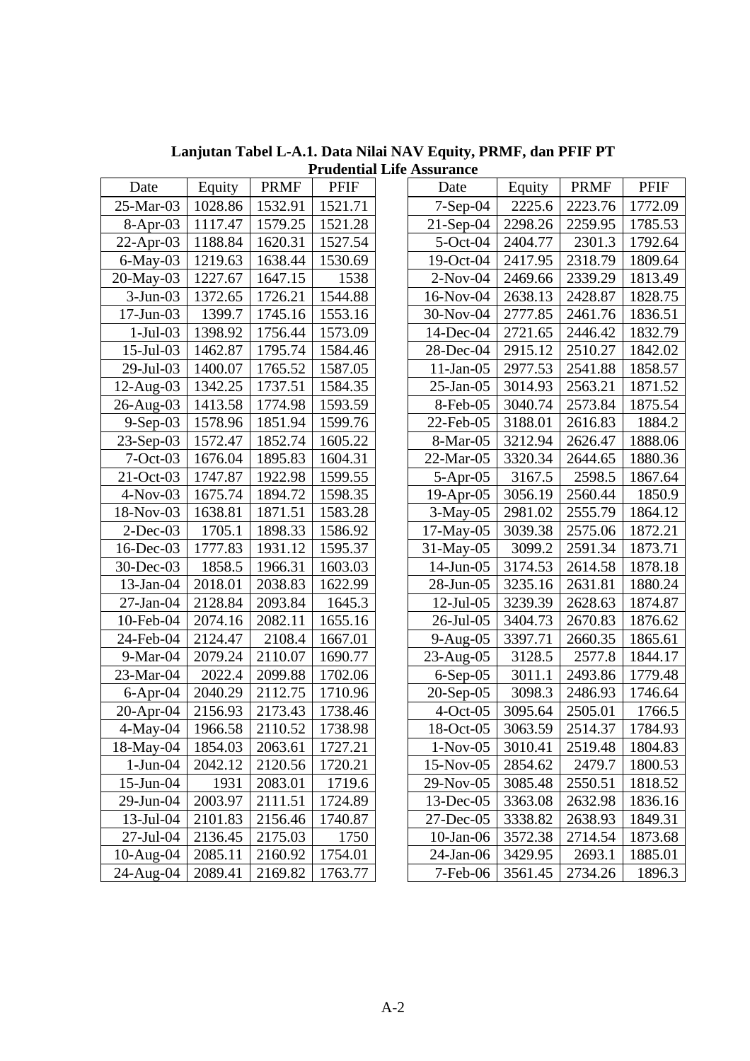**Lanjutan Tabel L-A.1. Data Nilai NAV Equity, PRMF, dan PFIF PT Prudential Life Assurance**

| Date | Equity | PRMF | PFIF |
|---|---|---|---|
| 25-Mar-03 | 1028.86 | 1532.91 | 1521.71 |
| 8-Apr-03 | 1117.47 | 1579.25 | 1521.28 |
| 22-Apr-03 | 1188.84 | 1620.31 | 1527.54 |
| 6-May-03 | 1219.63 | 1638.44 | 1530.69 |
| 20-May-03 | 1227.67 | 1647.15 | 1538 |
| 3-Jun-03 | 1372.65 | 1726.21 | 1544.88 |
| 17-Jun-03 | 1399.7 | 1745.16 | 1553.16 |
| 1-Jul-03 | 1398.92 | 1756.44 | 1573.09 |
| 15-Jul-03 | 1462.87 | 1795.74 | 1584.46 |
| 29-Jul-03 | 1400.07 | 1765.52 | 1587.05 |
| 12-Aug-03 | 1342.25 | 1737.51 | 1584.35 |
| 26-Aug-03 | 1413.58 | 1774.98 | 1593.59 |
| 9-Sep-03 | 1578.96 | 1851.94 | 1599.76 |
| 23-Sep-03 | 1572.47 | 1852.74 | 1605.22 |
| 7-Oct-03 | 1676.04 | 1895.83 | 1604.31 |
| 21-Oct-03 | 1747.87 | 1922.98 | 1599.55 |
| 4-Nov-03 | 1675.74 | 1894.72 | 1598.35 |
| 18-Nov-03 | 1638.81 | 1871.51 | 1583.28 |
| 2-Dec-03 | 1705.1 | 1898.33 | 1586.92 |
| 16-Dec-03 | 1777.83 | 1931.12 | 1595.37 |
| 30-Dec-03 | 1858.5 | 1966.31 | 1603.03 |
| 13-Jan-04 | 2018.01 | 2038.83 | 1622.99 |
| 27-Jan-04 | 2128.84 | 2093.84 | 1645.3 |
| 10-Feb-04 | 2074.16 | 2082.11 | 1655.16 |
| 24-Feb-04 | 2124.47 | 2108.4 | 1667.01 |
| 9-Mar-04 | 2079.24 | 2110.07 | 1690.77 |
| 23-Mar-04 | 2022.4 | 2099.88 | 1702.06 |
| 6-Apr-04 | 2040.29 | 2112.75 | 1710.96 |
| 20-Apr-04 | 2156.93 | 2173.43 | 1738.46 |
| 4-May-04 | 1966.58 | 2110.52 | 1738.98 |
| 18-May-04 | 1854.03 | 2063.61 | 1727.21 |
| 1-Jun-04 | 2042.12 | 2120.56 | 1720.21 |
| 15-Jun-04 | 1931 | 2083.01 | 1719.6 |
| 29-Jun-04 | 2003.97 | 2111.51 | 1724.89 |
| 13-Jul-04 | 2101.83 | 2156.46 | 1740.87 |
| 27-Jul-04 | 2136.45 | 2175.03 | 1750 |
| 10-Aug-04 | 2085.11 | 2160.92 | 1754.01 |
| 24-Aug-04 | 2089.41 | 2169.82 | 1763.77 |
| 7-Sep-04 | 2225.6 | 2223.76 | 1772.09 |
| 21-Sep-04 | 2298.26 | 2259.95 | 1785.53 |
| 5-Oct-04 | 2404.77 | 2301.3 | 1792.64 |
| 19-Oct-04 | 2417.95 | 2318.79 | 1809.64 |
| 2-Nov-04 | 2469.66 | 2339.29 | 1813.49 |
| 16-Nov-04 | 2638.13 | 2428.87 | 1828.75 |
| 30-Nov-04 | 2777.85 | 2461.76 | 1836.51 |
| 14-Dec-04 | 2721.65 | 2446.42 | 1832.79 |
| 28-Dec-04 | 2915.12 | 2510.27 | 1842.02 |
| 11-Jan-05 | 2977.53 | 2541.88 | 1858.57 |
| 25-Jan-05 | 3014.93 | 2563.21 | 1871.52 |
| 8-Feb-05 | 3040.74 | 2573.84 | 1875.54 |
| 22-Feb-05 | 3188.01 | 2616.83 | 1884.2 |
| 8-Mar-05 | 3212.94 | 2626.47 | 1888.06 |
| 22-Mar-05 | 3320.34 | 2644.65 | 1880.36 |
| 5-Apr-05 | 3167.5 | 2598.5 | 1867.64 |
| 19-Apr-05 | 3056.19 | 2560.44 | 1850.9 |
| 3-May-05 | 2981.02 | 2555.79 | 1864.12 |
| 17-May-05 | 3039.38 | 2575.06 | 1872.21 |
| 31-May-05 | 3099.2 | 2591.34 | 1873.71 |
| 14-Jun-05 | 3174.53 | 2614.58 | 1878.18 |
| 28-Jun-05 | 3235.16 | 2631.81 | 1880.24 |
| 12-Jul-05 | 3239.39 | 2628.63 | 1874.87 |
| 26-Jul-05 | 3404.73 | 2670.83 | 1876.62 |
| 9-Aug-05 | 3397.71 | 2660.35 | 1865.61 |
| 23-Aug-05 | 3128.5 | 2577.8 | 1844.17 |
| 6-Sep-05 | 3011.1 | 2493.86 | 1779.48 |
| 20-Sep-05 | 3098.3 | 2486.93 | 1746.64 |
| 4-Oct-05 | 3095.64 | 2505.01 | 1766.5 |
| 18-Oct-05 | 3063.59 | 2514.37 | 1784.93 |
| 1-Nov-05 | 3010.41 | 2519.48 | 1804.83 |
| 15-Nov-05 | 2854.62 | 2479.7 | 1800.53 |
| 29-Nov-05 | 3085.48 | 2550.51 | 1818.52 |
| 13-Dec-05 | 3363.08 | 2632.98 | 1836.16 |
| 27-Dec-05 | 3338.82 | 2638.93 | 1849.31 |
| 10-Jan-06 | 3572.38 | 2714.54 | 1873.68 |
| 24-Jan-06 | 3429.95 | 2693.1 | 1885.01 |
| 7-Feb-06 | 3561.45 | 2734.26 | 1896.3 |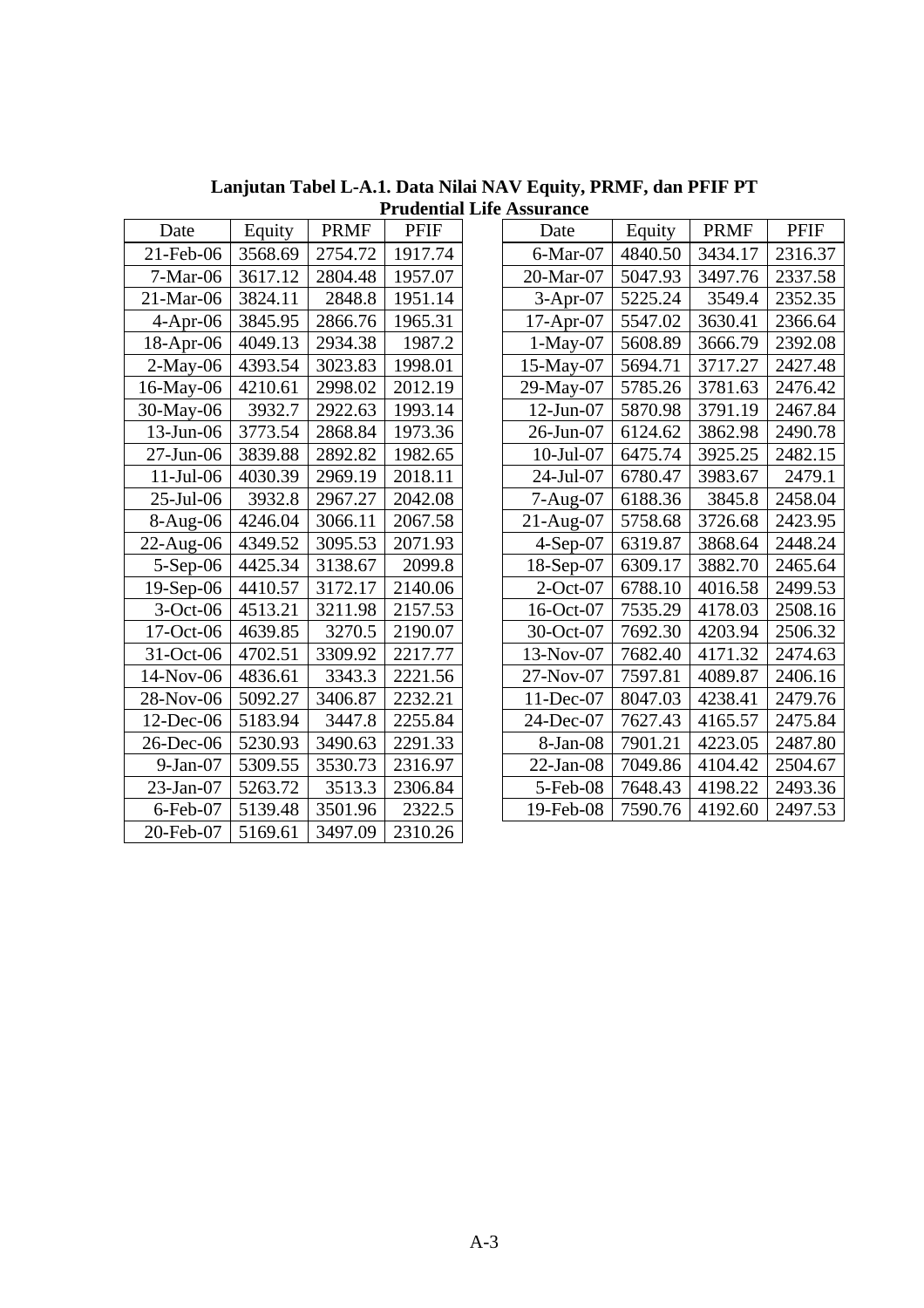**Lanjutan Tabel L-A.1. Data Nilai NAV Equity, PRMF, dan PFIF PT Prudential Life Assurance**

| Date | Equity | PRMF | PFIF |
|---|---|---|---|
| 21-Feb-06 | 3568.69 | 2754.72 | 1917.74 |
| 7-Mar-06 | 3617.12 | 2804.48 | 1957.07 |
| 21-Mar-06 | 3824.11 | 2848.8 | 1951.14 |
| 4-Apr-06 | 3845.95 | 2866.76 | 1965.31 |
| 18-Apr-06 | 4049.13 | 2934.38 | 1987.2 |
| 2-May-06 | 4393.54 | 3023.83 | 1998.01 |
| 16-May-06 | 4210.61 | 2998.02 | 2012.19 |
| 30-May-06 | 3932.7 | 2922.63 | 1993.14 |
| 13-Jun-06 | 3773.54 | 2868.84 | 1973.36 |
| 27-Jun-06 | 3839.88 | 2892.82 | 1982.65 |
| 11-Jul-06 | 4030.39 | 2969.19 | 2018.11 |
| 25-Jul-06 | 3932.8 | 2967.27 | 2042.08 |
| 8-Aug-06 | 4246.04 | 3066.11 | 2067.58 |
| 22-Aug-06 | 4349.52 | 3095.53 | 2071.93 |
| 5-Sep-06 | 4425.34 | 3138.67 | 2099.8 |
| 19-Sep-06 | 4410.57 | 3172.17 | 2140.06 |
| 3-Oct-06 | 4513.21 | 3211.98 | 2157.53 |
| 17-Oct-06 | 4639.85 | 3270.5 | 2190.07 |
| 31-Oct-06 | 4702.51 | 3309.92 | 2217.77 |
| 14-Nov-06 | 4836.61 | 3343.3 | 2221.56 |
| 28-Nov-06 | 5092.27 | 3406.87 | 2232.21 |
| 12-Dec-06 | 5183.94 | 3447.8 | 2255.84 |
| 26-Dec-06 | 5230.93 | 3490.63 | 2291.33 |
| 9-Jan-07 | 5309.55 | 3530.73 | 2316.97 |
| 23-Jan-07 | 5263.72 | 3513.3 | 2306.84 |
| 6-Feb-07 | 5139.48 | 3501.96 | 2322.5 |
| 20-Feb-07 | 5169.61 | 3497.09 | 2310.26 |
| 6-Mar-07 | 4840.50 | 3434.17 | 2316.37 |
| 20-Mar-07 | 5047.93 | 3497.76 | 2337.58 |
| 3-Apr-07 | 5225.24 | 3549.4 | 2352.35 |
| 17-Apr-07 | 5547.02 | 3630.41 | 2366.64 |
| 1-May-07 | 5608.89 | 3666.79 | 2392.08 |
| 15-May-07 | 5694.71 | 3717.27 | 2427.48 |
| 29-May-07 | 5785.26 | 3781.63 | 2476.42 |
| 12-Jun-07 | 5870.98 | 3791.19 | 2467.84 |
| 26-Jun-07 | 6124.62 | 3862.98 | 2490.78 |
| 10-Jul-07 | 6475.74 | 3925.25 | 2482.15 |
| 24-Jul-07 | 6780.47 | 3983.67 | 2479.1 |
| 7-Aug-07 | 6188.36 | 3845.8 | 2458.04 |
| 21-Aug-07 | 5758.68 | 3726.68 | 2423.95 |
| 4-Sep-07 | 6319.87 | 3868.64 | 2448.24 |
| 18-Sep-07 | 6309.17 | 3882.70 | 2465.64 |
| 2-Oct-07 | 6788.10 | 4016.58 | 2499.53 |
| 16-Oct-07 | 7535.29 | 4178.03 | 2508.16 |
| 30-Oct-07 | 7692.30 | 4203.94 | 2506.32 |
| 13-Nov-07 | 7682.40 | 4171.32 | 2474.63 |
| 27-Nov-07 | 7597.81 | 4089.87 | 2406.16 |
| 11-Dec-07 | 8047.03 | 4238.41 | 2479.76 |
| 24-Dec-07 | 7627.43 | 4165.57 | 2475.84 |
| 8-Jan-08 | 7901.21 | 4223.05 | 2487.80 |
| 22-Jan-08 | 7049.86 | 4104.42 | 2504.67 |
| 5-Feb-08 | 7648.43 | 4198.22 | 2493.36 |
| 19-Feb-08 | 7590.76 | 4192.60 | 2497.53 |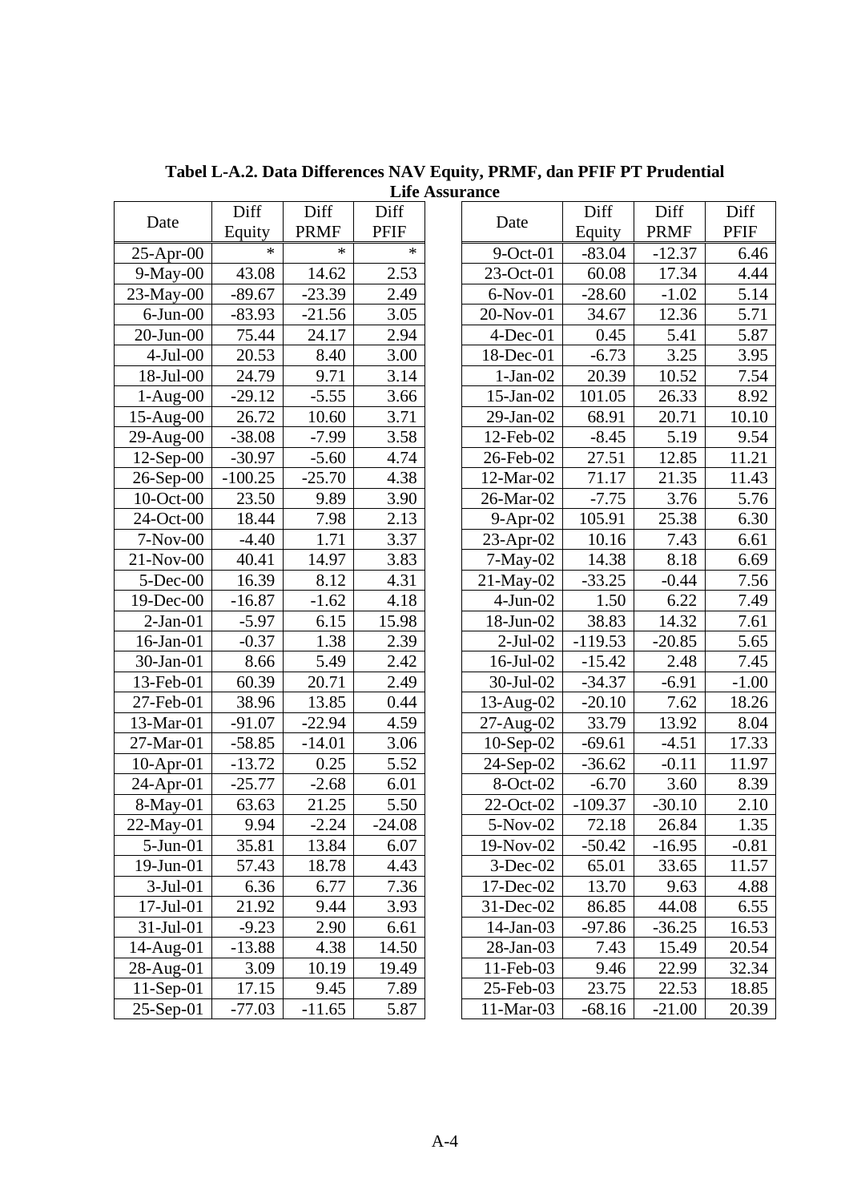**Tabel L-A.2. Data Differences NAV Equity, PRMF, dan PFIF PT Prudential Life Assurance**

| Date | Diff Equity | Diff PRMF | Diff PFIF |
|---|---|---|---|
| 25-Apr-00 | * | * | * |
| 9-May-00 | 43.08 | 14.62 | 2.53 |
| 23-May-00 | -89.67 | -23.39 | 2.49 |
| 6-Jun-00 | -83.93 | -21.56 | 3.05 |
| 20-Jun-00 | 75.44 | 24.17 | 2.94 |
| 4-Jul-00 | 20.53 | 8.40 | 3.00 |
| 18-Jul-00 | 24.79 | 9.71 | 3.14 |
| 1-Aug-00 | -29.12 | -5.55 | 3.66 |
| 15-Aug-00 | 26.72 | 10.60 | 3.71 |
| 29-Aug-00 | -38.08 | -7.99 | 3.58 |
| 12-Sep-00 | -30.97 | -5.60 | 4.74 |
| 26-Sep-00 | -100.25 | -25.70 | 4.38 |
| 10-Oct-00 | 23.50 | 9.89 | 3.90 |
| 24-Oct-00 | 18.44 | 7.98 | 2.13 |
| 7-Nov-00 | -4.40 | 1.71 | 3.37 |
| 21-Nov-00 | 40.41 | 14.97 | 3.83 |
| 5-Dec-00 | 16.39 | 8.12 | 4.31 |
| 19-Dec-00 | -16.87 | -1.62 | 4.18 |
| 2-Jan-01 | -5.97 | 6.15 | 15.98 |
| 16-Jan-01 | -0.37 | 1.38 | 2.39 |
| 30-Jan-01 | 8.66 | 5.49 | 2.42 |
| 13-Feb-01 | 60.39 | 20.71 | 2.49 |
| 27-Feb-01 | 38.96 | 13.85 | 0.44 |
| 13-Mar-01 | -91.07 | -22.94 | 4.59 |
| 27-Mar-01 | -58.85 | -14.01 | 3.06 |
| 10-Apr-01 | -13.72 | 0.25 | 5.52 |
| 24-Apr-01 | -25.77 | -2.68 | 6.01 |
| 8-May-01 | 63.63 | 21.25 | 5.50 |
| 22-May-01 | 9.94 | -2.24 | -24.08 |
| 5-Jun-01 | 35.81 | 13.84 | 6.07 |
| 19-Jun-01 | 57.43 | 18.78 | 4.43 |
| 3-Jul-01 | 6.36 | 6.77 | 7.36 |
| 17-Jul-01 | 21.92 | 9.44 | 3.93 |
| 31-Jul-01 | -9.23 | 2.90 | 6.61 |
| 14-Aug-01 | -13.88 | 4.38 | 14.50 |
| 28-Aug-01 | 3.09 | 10.19 | 19.49 |
| 11-Sep-01 | 17.15 | 9.45 | 7.89 |
| 25-Sep-01 | -77.03 | -11.65 | 5.87 |
| 9-Oct-01 | -83.04 | -12.37 | 6.46 |
| 23-Oct-01 | 60.08 | 17.34 | 4.44 |
| 6-Nov-01 | -28.60 | -1.02 | 5.14 |
| 20-Nov-01 | 34.67 | 12.36 | 5.71 |
| 4-Dec-01 | 0.45 | 5.41 | 5.87 |
| 18-Dec-01 | -6.73 | 3.25 | 3.95 |
| 1-Jan-02 | 20.39 | 10.52 | 7.54 |
| 15-Jan-02 | 101.05 | 26.33 | 8.92 |
| 29-Jan-02 | 68.91 | 20.71 | 10.10 |
| 12-Feb-02 | -8.45 | 5.19 | 9.54 |
| 26-Feb-02 | 27.51 | 12.85 | 11.21 |
| 12-Mar-02 | 71.17 | 21.35 | 11.43 |
| 26-Mar-02 | -7.75 | 3.76 | 5.76 |
| 9-Apr-02 | 105.91 | 25.38 | 6.30 |
| 23-Apr-02 | 10.16 | 7.43 | 6.61 |
| 7-May-02 | 14.38 | 8.18 | 6.69 |
| 21-May-02 | -33.25 | -0.44 | 7.56 |
| 4-Jun-02 | 1.50 | 6.22 | 7.49 |
| 18-Jun-02 | 38.83 | 14.32 | 7.61 |
| 2-Jul-02 | -119.53 | -20.85 | 5.65 |
| 16-Jul-02 | -15.42 | 2.48 | 7.45 |
| 30-Jul-02 | -34.37 | -6.91 | -1.00 |
| 13-Aug-02 | -20.10 | 7.62 | 18.26 |
| 27-Aug-02 | 33.79 | 13.92 | 8.04 |
| 10-Sep-02 | -69.61 | -4.51 | 17.33 |
| 24-Sep-02 | -36.62 | -0.11 | 11.97 |
| 8-Oct-02 | -6.70 | 3.60 | 8.39 |
| 22-Oct-02 | -109.37 | -30.10 | 2.10 |
| 5-Nov-02 | 72.18 | 26.84 | 1.35 |
| 19-Nov-02 | -50.42 | -16.95 | -0.81 |
| 3-Dec-02 | 65.01 | 33.65 | 11.57 |
| 17-Dec-02 | 13.70 | 9.63 | 4.88 |
| 31-Dec-02 | 86.85 | 44.08 | 6.55 |
| 14-Jan-03 | -97.86 | -36.25 | 16.53 |
| 28-Jan-03 | 7.43 | 15.49 | 20.54 |
| 11-Feb-03 | 9.46 | 22.99 | 32.34 |
| 25-Feb-03 | 23.75 | 22.53 | 18.85 |
| 11-Mar-03 | -68.16 | -21.00 | 20.39 |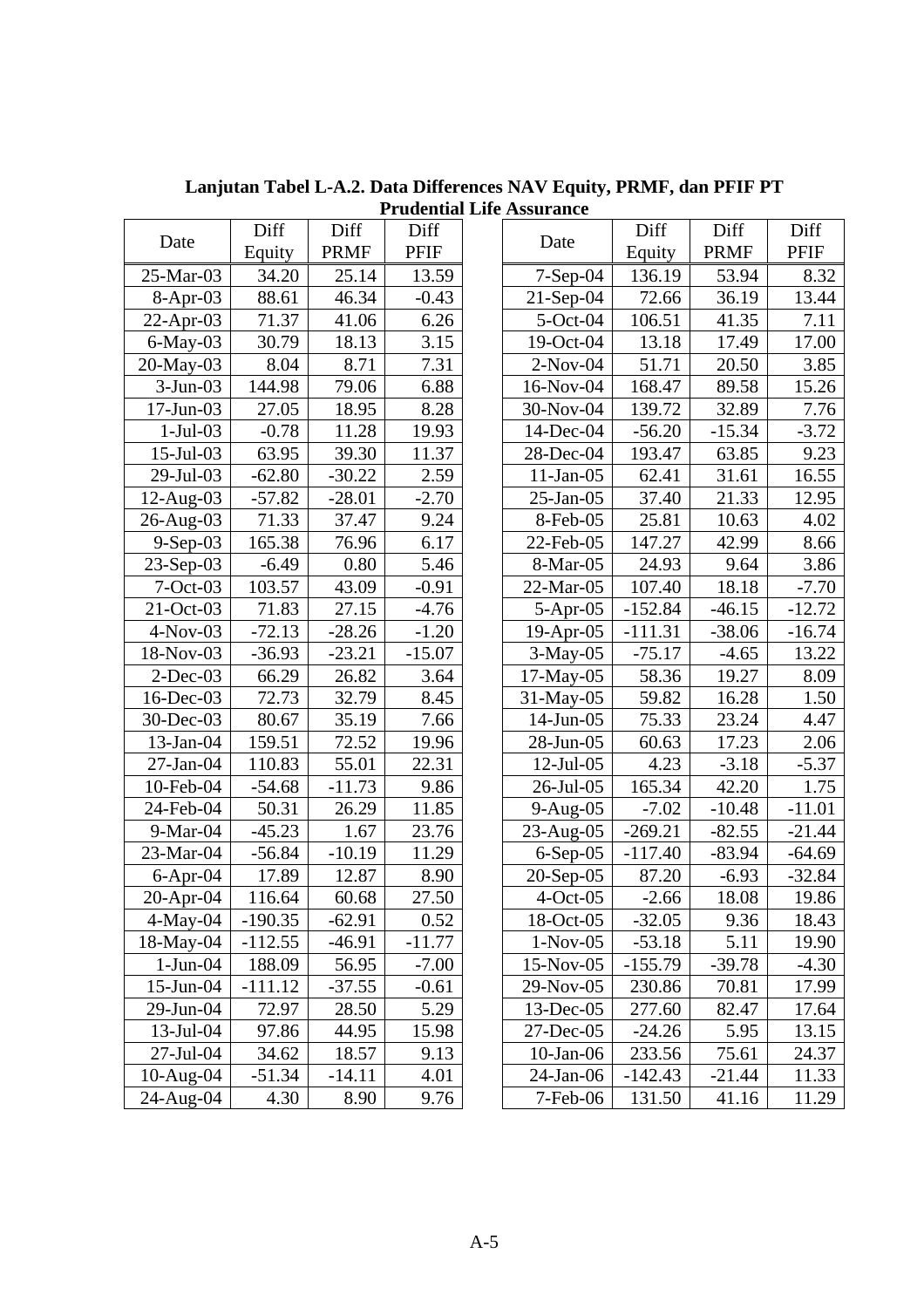**Lanjutan Tabel L-A.2. Data Differences NAV Equity, PRMF, dan PFIF PT Prudential Life Assurance**

| Date | Diff Equity | Diff PRMF | Diff PFIF |
|---|---|---|---|
| 25-Mar-03 | 34.20 | 25.14 | 13.59 |
| 8-Apr-03 | 88.61 | 46.34 | -0.43 |
| 22-Apr-03 | 71.37 | 41.06 | 6.26 |
| 6-May-03 | 30.79 | 18.13 | 3.15 |
| 20-May-03 | 8.04 | 8.71 | 7.31 |
| 3-Jun-03 | 144.98 | 79.06 | 6.88 |
| 17-Jun-03 | 27.05 | 18.95 | 8.28 |
| 1-Jul-03 | -0.78 | 11.28 | 19.93 |
| 15-Jul-03 | 63.95 | 39.30 | 11.37 |
| 29-Jul-03 | -62.80 | -30.22 | 2.59 |
| 12-Aug-03 | -57.82 | -28.01 | -2.70 |
| 26-Aug-03 | 71.33 | 37.47 | 9.24 |
| 9-Sep-03 | 165.38 | 76.96 | 6.17 |
| 23-Sep-03 | -6.49 | 0.80 | 5.46 |
| 7-Oct-03 | 103.57 | 43.09 | -0.91 |
| 21-Oct-03 | 71.83 | 27.15 | -4.76 |
| 4-Nov-03 | -72.13 | -28.26 | -1.20 |
| 18-Nov-03 | -36.93 | -23.21 | -15.07 |
| 2-Dec-03 | 66.29 | 26.82 | 3.64 |
| 16-Dec-03 | 72.73 | 32.79 | 8.45 |
| 30-Dec-03 | 80.67 | 35.19 | 7.66 |
| 13-Jan-04 | 159.51 | 72.52 | 19.96 |
| 27-Jan-04 | 110.83 | 55.01 | 22.31 |
| 10-Feb-04 | -54.68 | -11.73 | 9.86 |
| 24-Feb-04 | 50.31 | 26.29 | 11.85 |
| 9-Mar-04 | -45.23 | 1.67 | 23.76 |
| 23-Mar-04 | -56.84 | -10.19 | 11.29 |
| 6-Apr-04 | 17.89 | 12.87 | 8.90 |
| 20-Apr-04 | 116.64 | 60.68 | 27.50 |
| 4-May-04 | -190.35 | -62.91 | 0.52 |
| 18-May-04 | -112.55 | -46.91 | -11.77 |
| 1-Jun-04 | 188.09 | 56.95 | -7.00 |
| 15-Jun-04 | -111.12 | -37.55 | -0.61 |
| 29-Jun-04 | 72.97 | 28.50 | 5.29 |
| 13-Jul-04 | 97.86 | 44.95 | 15.98 |
| 27-Jul-04 | 34.62 | 18.57 | 9.13 |
| 10-Aug-04 | -51.34 | -14.11 | 4.01 |
| 24-Aug-04 | 4.30 | 8.90 | 9.76 |
| 7-Sep-04 | 136.19 | 53.94 | 8.32 |
| 21-Sep-04 | 72.66 | 36.19 | 13.44 |
| 5-Oct-04 | 106.51 | 41.35 | 7.11 |
| 19-Oct-04 | 13.18 | 17.49 | 17.00 |
| 2-Nov-04 | 51.71 | 20.50 | 3.85 |
| 16-Nov-04 | 168.47 | 89.58 | 15.26 |
| 30-Nov-04 | 139.72 | 32.89 | 7.76 |
| 14-Dec-04 | -56.20 | -15.34 | -3.72 |
| 28-Dec-04 | 193.47 | 63.85 | 9.23 |
| 11-Jan-05 | 62.41 | 31.61 | 16.55 |
| 25-Jan-05 | 37.40 | 21.33 | 12.95 |
| 8-Feb-05 | 25.81 | 10.63 | 4.02 |
| 22-Feb-05 | 147.27 | 42.99 | 8.66 |
| 8-Mar-05 | 24.93 | 9.64 | 3.86 |
| 22-Mar-05 | 107.40 | 18.18 | -7.70 |
| 5-Apr-05 | -152.84 | -46.15 | -12.72 |
| 19-Apr-05 | -111.31 | -38.06 | -16.74 |
| 3-May-05 | -75.17 | -4.65 | 13.22 |
| 17-May-05 | 58.36 | 19.27 | 8.09 |
| 31-May-05 | 59.82 | 16.28 | 1.50 |
| 14-Jun-05 | 75.33 | 23.24 | 4.47 |
| 28-Jun-05 | 60.63 | 17.23 | 2.06 |
| 12-Jul-05 | 4.23 | -3.18 | -5.37 |
| 26-Jul-05 | 165.34 | 42.20 | 1.75 |
| 9-Aug-05 | -7.02 | -10.48 | -11.01 |
| 23-Aug-05 | -269.21 | -82.55 | -21.44 |
| 6-Sep-05 | -117.40 | -83.94 | -64.69 |
| 20-Sep-05 | 87.20 | -6.93 | -32.84 |
| 4-Oct-05 | -2.66 | 18.08 | 19.86 |
| 18-Oct-05 | -32.05 | 9.36 | 18.43 |
| 1-Nov-05 | -53.18 | 5.11 | 19.90 |
| 15-Nov-05 | -155.79 | -39.78 | -4.30 |
| 29-Nov-05 | 230.86 | 70.81 | 17.99 |
| 13-Dec-05 | 277.60 | 82.47 | 17.64 |
| 27-Dec-05 | -24.26 | 5.95 | 13.15 |
| 10-Jan-06 | 233.56 | 75.61 | 24.37 |
| 24-Jan-06 | -142.43 | -21.44 | 11.33 |
| 7-Feb-06 | 131.50 | 41.16 | 11.29 |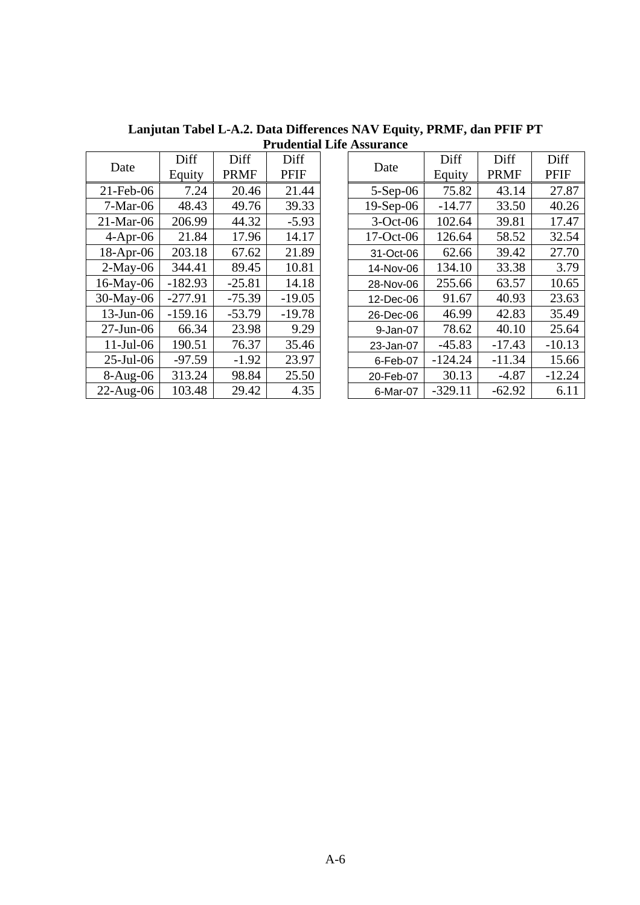**Lanjutan Tabel L-A.2. Data Differences NAV Equity, PRMF, dan PFIF PT Prudential Life Assurance**

| Date | Diff Equity | Diff PRMF | Diff PFIF |
|---|---|---|---|
| 21-Feb-06 | 7.24 | 20.46 | 21.44 |
| 7-Mar-06 | 48.43 | 49.76 | 39.33 |
| 21-Mar-06 | 206.99 | 44.32 | -5.93 |
| 4-Apr-06 | 21.84 | 17.96 | 14.17 |
| 18-Apr-06 | 203.18 | 67.62 | 21.89 |
| 2-May-06 | 344.41 | 89.45 | 10.81 |
| 16-May-06 | -182.93 | -25.81 | 14.18 |
| 30-May-06 | -277.91 | -75.39 | -19.05 |
| 13-Jun-06 | -159.16 | -53.79 | -19.78 |
| 27-Jun-06 | 66.34 | 23.98 | 9.29 |
| 11-Jul-06 | 190.51 | 76.37 | 35.46 |
| 25-Jul-06 | -97.59 | -1.92 | 23.97 |
| 8-Aug-06 | 313.24 | 98.84 | 25.50 |
| 22-Aug-06 | 103.48 | 29.42 | 4.35 |

| Date | Diff Equity | Diff PRMF | Diff PFIF |
|---|---|---|---|
| 5-Sep-06 | 75.82 | 43.14 | 27.87 |
| 19-Sep-06 | -14.77 | 33.50 | 40.26 |
| 3-Oct-06 | 102.64 | 39.81 | 17.47 |
| 17-Oct-06 | 126.64 | 58.52 | 32.54 |
| 31-Oct-06 | 62.66 | 39.42 | 27.70 |
| 14-Nov-06 | 134.10 | 33.38 | 3.79 |
| 28-Nov-06 | 255.66 | 63.57 | 10.65 |
| 12-Dec-06 | 91.67 | 40.93 | 23.63 |
| 26-Dec-06 | 46.99 | 42.83 | 35.49 |
| 9-Jan-07 | 78.62 | 40.10 | 25.64 |
| 23-Jan-07 | -45.83 | -17.43 | -10.13 |
| 6-Feb-07 | -124.24 | -11.34 | 15.66 |
| 20-Feb-07 | 30.13 | -4.87 | -12.24 |
| 6-Mar-07 | -329.11 | -62.92 | 6.11 |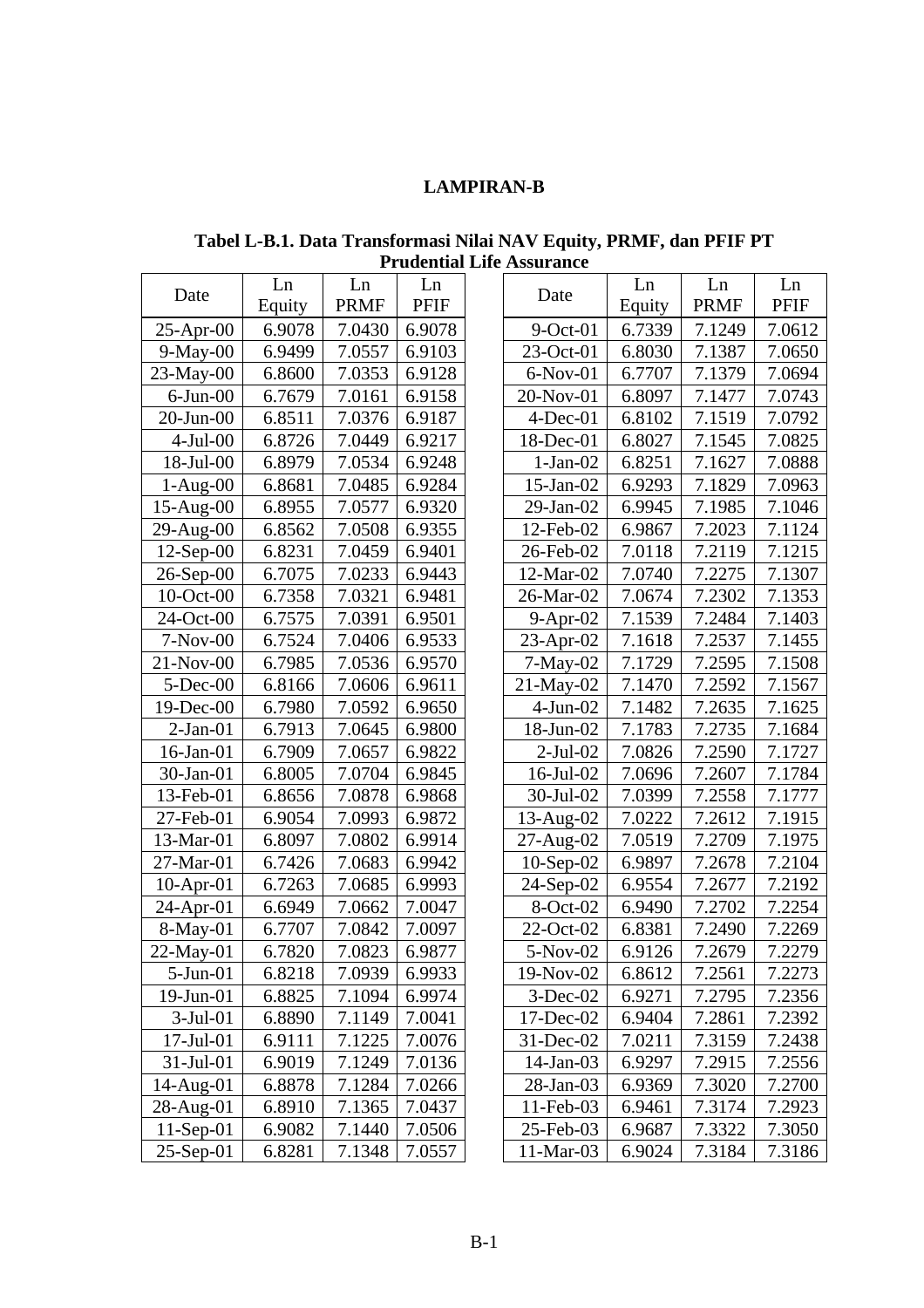# LAMPIRAN-B

**Tabel L-B.1. Data Transformasi Nilai NAV Equity, PRMF, dan PFIF PT Prudential Life Assurance**

| Date | Ln Equity | Ln PRMF | Ln PFIF | | Date | Ln Equity | Ln PRMF | Ln PFIF |
|---|---|---|---|---|---|---|---|---|
| 25-Apr-00 | 6.9078 | 7.0430 | 6.9078 | | 9-Oct-01 | 6.7339 | 7.1249 | 7.0612 |
| 9-May-00 | 6.9499 | 7.0557 | 6.9103 | | 23-Oct-01 | 6.8030 | 7.1387 | 7.0650 |
| 23-May-00 | 6.8600 | 7.0353 | 6.9128 | | 6-Nov-01 | 6.7707 | 7.1379 | 7.0694 |
| 6-Jun-00 | 6.7679 | 7.0161 | 6.9158 | | 20-Nov-01 | 6.8097 | 7.1477 | 7.0743 |
| 20-Jun-00 | 6.8511 | 7.0376 | 6.9187 | | 4-Dec-01 | 6.8102 | 7.1519 | 7.0792 |
| 4-Jul-00 | 6.8726 | 7.0449 | 6.9217 | | 18-Dec-01 | 6.8027 | 7.1545 | 7.0825 |
| 18-Jul-00 | 6.8979 | 7.0534 | 6.9248 | | 1-Jan-02 | 6.8251 | 7.1627 | 7.0888 |
| 1-Aug-00 | 6.8681 | 7.0485 | 6.9284 | | 15-Jan-02 | 6.9293 | 7.1829 | 7.0963 |
| 15-Aug-00 | 6.8955 | 7.0577 | 6.9320 | | 29-Jan-02 | 6.9945 | 7.1985 | 7.1046 |
| 29-Aug-00 | 6.8562 | 7.0508 | 6.9355 | | 12-Feb-02 | 6.9867 | 7.2023 | 7.1124 |
| 12-Sep-00 | 6.8231 | 7.0459 | 6.9401 | | 26-Feb-02 | 7.0118 | 7.2119 | 7.1215 |
| 26-Sep-00 | 6.7075 | 7.0233 | 6.9443 | | 12-Mar-02 | 7.0740 | 7.2275 | 7.1307 |
| 10-Oct-00 | 6.7358 | 7.0321 | 6.9481 | | 26-Mar-02 | 7.0674 | 7.2302 | 7.1353 |
| 24-Oct-00 | 6.7575 | 7.0391 | 6.9501 | | 9-Apr-02 | 7.1539 | 7.2484 | 7.1403 |
| 7-Nov-00 | 6.7524 | 7.0406 | 6.9533 | | 23-Apr-02 | 7.1618 | 7.2537 | 7.1455 |
| 21-Nov-00 | 6.7985 | 7.0536 | 6.9570 | | 7-May-02 | 7.1729 | 7.2595 | 7.1508 |
| 5-Dec-00 | 6.8166 | 7.0606 | 6.9611 | | 21-May-02 | 7.1470 | 7.2592 | 7.1567 |
| 19-Dec-00 | 6.7980 | 7.0592 | 6.9650 | | 4-Jun-02 | 7.1482 | 7.2635 | 7.1625 |
| 2-Jan-01 | 6.7913 | 7.0645 | 6.9800 | | 18-Jun-02 | 7.1783 | 7.2735 | 7.1684 |
| 16-Jan-01 | 6.7909 | 7.0657 | 6.9822 | | 2-Jul-02 | 7.0826 | 7.2590 | 7.1727 |
| 30-Jan-01 | 6.8005 | 7.0704 | 6.9845 | | 16-Jul-02 | 7.0696 | 7.2607 | 7.1784 |
| 13-Feb-01 | 6.8656 | 7.0878 | 6.9868 | | 30-Jul-02 | 7.0399 | 7.2558 | 7.1777 |
| 27-Feb-01 | 6.9054 | 7.0993 | 6.9872 | | 13-Aug-02 | 7.0222 | 7.2612 | 7.1915 |
| 13-Mar-01 | 6.8097 | 7.0802 | 6.9914 | | 27-Aug-02 | 7.0519 | 7.2709 | 7.1975 |
| 27-Mar-01 | 6.7426 | 7.0683 | 6.9942 | | 10-Sep-02 | 6.9897 | 7.2678 | 7.2104 |
| 10-Apr-01 | 6.7263 | 7.0685 | 6.9993 | | 24-Sep-02 | 6.9554 | 7.2677 | 7.2192 |
| 24-Apr-01 | 6.6949 | 7.0662 | 7.0047 | | 8-Oct-02 | 6.9490 | 7.2702 | 7.2254 |
| 8-May-01 | 6.7707 | 7.0842 | 7.0097 | | 22-Oct-02 | 6.8381 | 7.2490 | 7.2269 |
| 22-May-01 | 6.7820 | 7.0823 | 6.9877 | | 5-Nov-02 | 6.9126 | 7.2679 | 7.2279 |
| 5-Jun-01 | 6.8218 | 7.0939 | 6.9933 | | 19-Nov-02 | 6.8612 | 7.2561 | 7.2273 |
| 19-Jun-01 | 6.8825 | 7.1094 | 6.9974 | | 3-Dec-02 | 6.9271 | 7.2795 | 7.2356 |
| 3-Jul-01 | 6.8890 | 7.1149 | 7.0041 | | 17-Dec-02 | 6.9404 | 7.2861 | 7.2392 |
| 17-Jul-01 | 6.9111 | 7.1225 | 7.0076 | | 31-Dec-02 | 7.0211 | 7.3159 | 7.2438 |
| 31-Jul-01 | 6.9019 | 7.1249 | 7.0136 | | 14-Jan-03 | 6.9297 | 7.2915 | 7.2556 |
| 14-Aug-01 | 6.8878 | 7.1284 | 7.0266 | | 28-Jan-03 | 6.9369 | 7.3020 | 7.2700 |
| 28-Aug-01 | 6.8910 | 7.1365 | 7.0437 | | 11-Feb-03 | 6.9461 | 7.3174 | 7.2923 |
| 11-Sep-01 | 6.9082 | 7.1440 | 7.0506 | | 25-Feb-03 | 6.9687 | 7.3322 | 7.3050 |
| 25-Sep-01 | 6.8281 | 7.1348 | 7.0557 | | 11-Mar-03 | 6.9024 | 7.3184 | 7.3186 |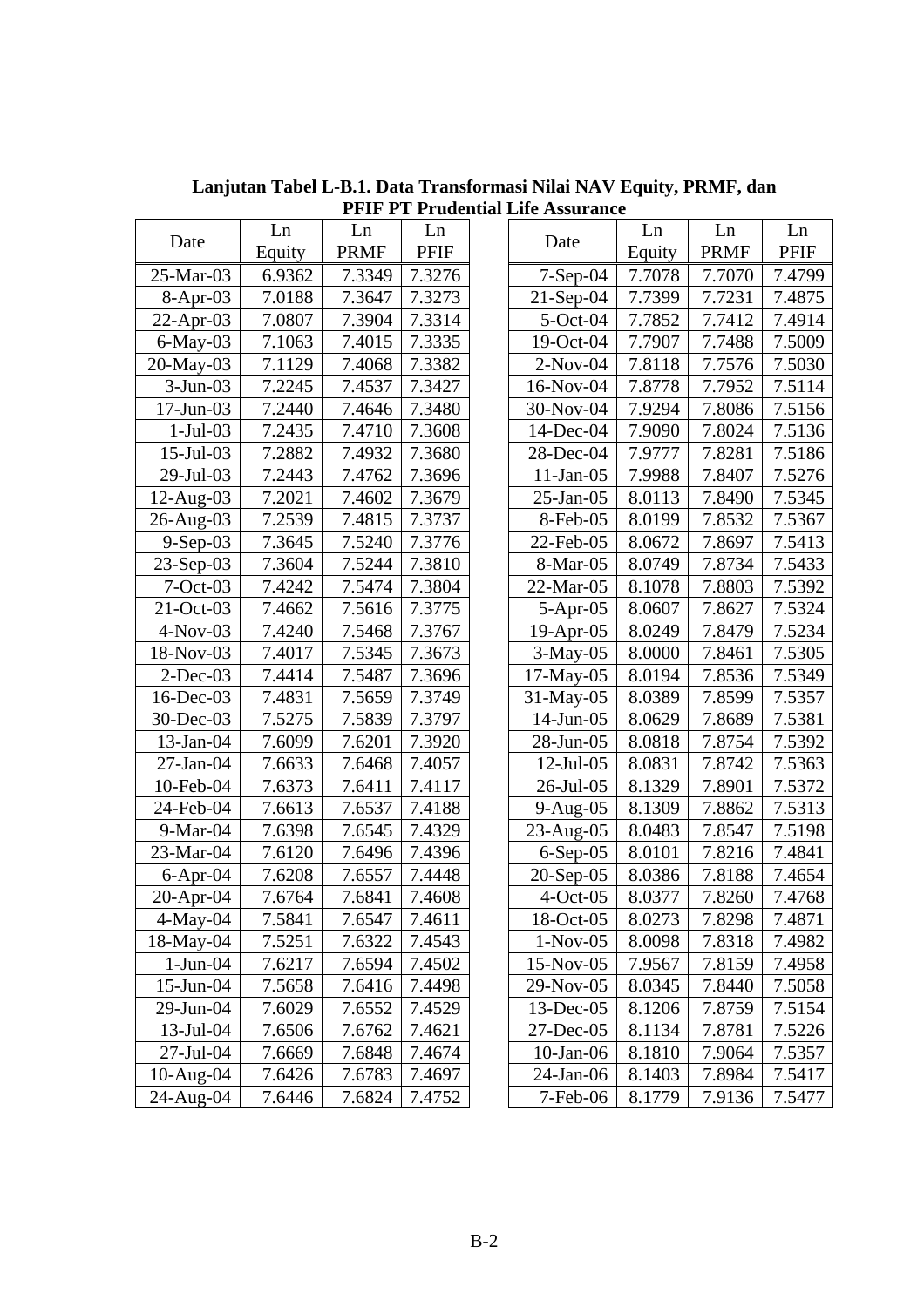**Lanjutan Tabel L-B.1. Data Transformasi Nilai NAV Equity, PRMF, dan PFIF PT Prudential Life Assurance**

| Date | Ln Equity | Ln PRMF | Ln PFIF |
|---|---|---|---|
| 25-Mar-03 | 6.9362 | 7.3349 | 7.3276 |
| 8-Apr-03 | 7.0188 | 7.3647 | 7.3273 |
| 22-Apr-03 | 7.0807 | 7.3904 | 7.3314 |
| 6-May-03 | 7.1063 | 7.4015 | 7.3335 |
| 20-May-03 | 7.1129 | 7.4068 | 7.3382 |
| 3-Jun-03 | 7.2245 | 7.4537 | 7.3427 |
| 17-Jun-03 | 7.2440 | 7.4646 | 7.3480 |
| 1-Jul-03 | 7.2435 | 7.4710 | 7.3608 |
| 15-Jul-03 | 7.2882 | 7.4932 | 7.3680 |
| 29-Jul-03 | 7.2443 | 7.4762 | 7.3696 |
| 12-Aug-03 | 7.2021 | 7.4602 | 7.3679 |
| 26-Aug-03 | 7.2539 | 7.4815 | 7.3737 |
| 9-Sep-03 | 7.3645 | 7.5240 | 7.3776 |
| 23-Sep-03 | 7.3604 | 7.5244 | 7.3810 |
| 7-Oct-03 | 7.4242 | 7.5474 | 7.3804 |
| 21-Oct-03 | 7.4662 | 7.5616 | 7.3775 |
| 4-Nov-03 | 7.4240 | 7.5468 | 7.3767 |
| 18-Nov-03 | 7.4017 | 7.5345 | 7.3673 |
| 2-Dec-03 | 7.4414 | 7.5487 | 7.3696 |
| 16-Dec-03 | 7.4831 | 7.5659 | 7.3749 |
| 30-Dec-03 | 7.5275 | 7.5839 | 7.3797 |
| 13-Jan-04 | 7.6099 | 7.6201 | 7.3920 |
| 27-Jan-04 | 7.6633 | 7.6468 | 7.4057 |
| 10-Feb-04 | 7.6373 | 7.6411 | 7.4117 |
| 24-Feb-04 | 7.6613 | 7.6537 | 7.4188 |
| 9-Mar-04 | 7.6398 | 7.6545 | 7.4329 |
| 23-Mar-04 | 7.6120 | 7.6496 | 7.4396 |
| 6-Apr-04 | 7.6208 | 7.6557 | 7.4448 |
| 20-Apr-04 | 7.6764 | 7.6841 | 7.4608 |
| 4-May-04 | 7.5841 | 7.6547 | 7.4611 |
| 18-May-04 | 7.5251 | 7.6322 | 7.4543 |
| 1-Jun-04 | 7.6217 | 7.6594 | 7.4502 |
| 15-Jun-04 | 7.5658 | 7.6416 | 7.4498 |
| 29-Jun-04 | 7.6029 | 7.6552 | 7.4529 |
| 13-Jul-04 | 7.6506 | 7.6762 | 7.4621 |
| 27-Jul-04 | 7.6669 | 7.6848 | 7.4674 |
| 10-Aug-04 | 7.6426 | 7.6783 | 7.4697 |
| 24-Aug-04 | 7.6446 | 7.6824 | 7.4752 |
| 7-Sep-04 | 7.7078 | 7.7070 | 7.4799 |
| 21-Sep-04 | 7.7399 | 7.7231 | 7.4875 |
| 5-Oct-04 | 7.7852 | 7.7412 | 7.4914 |
| 19-Oct-04 | 7.7907 | 7.7488 | 7.5009 |
| 2-Nov-04 | 7.8118 | 7.7576 | 7.5030 |
| 16-Nov-04 | 7.8778 | 7.7952 | 7.5114 |
| 30-Nov-04 | 7.9294 | 7.8086 | 7.5156 |
| 14-Dec-04 | 7.9090 | 7.8024 | 7.5136 |
| 28-Dec-04 | 7.9777 | 7.8281 | 7.5186 |
| 11-Jan-05 | 7.9988 | 7.8407 | 7.5276 |
| 25-Jan-05 | 8.0113 | 7.8490 | 7.5345 |
| 8-Feb-05 | 8.0199 | 7.8532 | 7.5367 |
| 22-Feb-05 | 8.0672 | 7.8697 | 7.5413 |
| 8-Mar-05 | 8.0749 | 7.8734 | 7.5433 |
| 22-Mar-05 | 8.1078 | 7.8803 | 7.5392 |
| 5-Apr-05 | 8.0607 | 7.8627 | 7.5324 |
| 19-Apr-05 | 8.0249 | 7.8479 | 7.5234 |
| 3-May-05 | 8.0000 | 7.8461 | 7.5305 |
| 17-May-05 | 8.0194 | 7.8536 | 7.5349 |
| 31-May-05 | 8.0389 | 7.8599 | 7.5357 |
| 14-Jun-05 | 8.0629 | 7.8689 | 7.5381 |
| 28-Jun-05 | 8.0818 | 7.8754 | 7.5392 |
| 12-Jul-05 | 8.0831 | 7.8742 | 7.5363 |
| 26-Jul-05 | 8.1329 | 7.8901 | 7.5372 |
| 9-Aug-05 | 8.1309 | 7.8862 | 7.5313 |
| 23-Aug-05 | 8.0483 | 7.8547 | 7.5198 |
| 6-Sep-05 | 8.0101 | 7.8216 | 7.4841 |
| 20-Sep-05 | 8.0386 | 7.8188 | 7.4654 |
| 4-Oct-05 | 8.0377 | 7.8260 | 7.4768 |
| 18-Oct-05 | 8.0273 | 7.8298 | 7.4871 |
| 1-Nov-05 | 8.0098 | 7.8318 | 7.4982 |
| 15-Nov-05 | 7.9567 | 7.8159 | 7.4958 |
| 29-Nov-05 | 8.0345 | 7.8440 | 7.5058 |
| 13-Dec-05 | 8.1206 | 7.8759 | 7.5154 |
| 27-Dec-05 | 8.1134 | 7.8781 | 7.5226 |
| 10-Jan-06 | 8.1810 | 7.9064 | 7.5357 |
| 24-Jan-06 | 8.1403 | 7.8984 | 7.5417 |
| 7-Feb-06 | 8.1779 | 7.9136 | 7.5477 |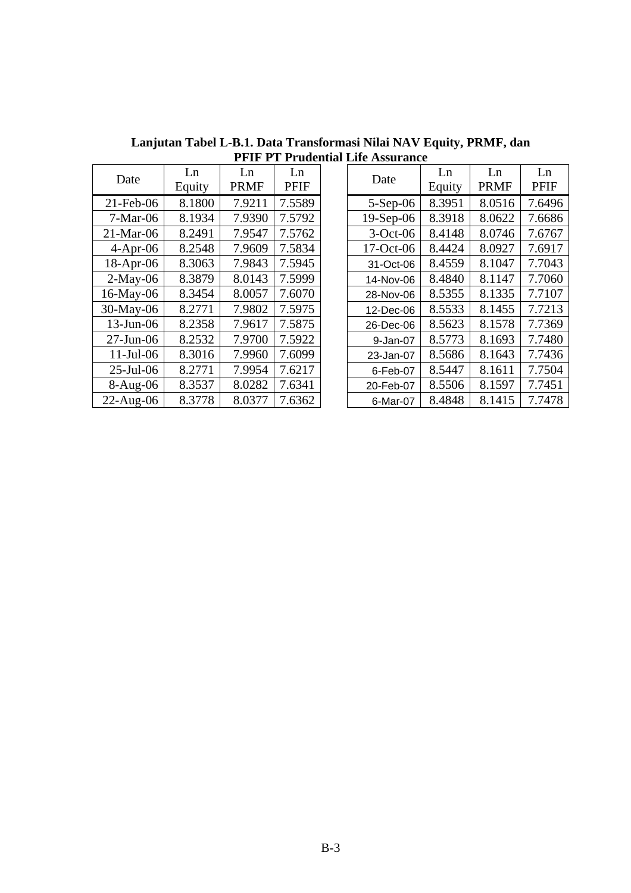**Lanjutan Tabel L-B.1. Data Transformasi Nilai NAV Equity, PRMF, dan PFIF PT Prudential Life Assurance**

| Date | Ln Equity | Ln PRMF | Ln PFIF |
|---|---|---|---|
| 21-Feb-06 | 8.1800 | 7.9211 | 7.5589 |
| 7-Mar-06 | 8.1934 | 7.9390 | 7.5792 |
| 21-Mar-06 | 8.2491 | 7.9547 | 7.5762 |
| 4-Apr-06 | 8.2548 | 7.9609 | 7.5834 |
| 18-Apr-06 | 8.3063 | 7.9843 | 7.5945 |
| 2-May-06 | 8.3879 | 8.0143 | 7.5999 |
| 16-May-06 | 8.3454 | 8.0057 | 7.6070 |
| 30-May-06 | 8.2771 | 7.9802 | 7.5975 |
| 13-Jun-06 | 8.2358 | 7.9617 | 7.5875 |
| 27-Jun-06 | 8.2532 | 7.9700 | 7.5922 |
| 11-Jul-06 | 8.3016 | 7.9960 | 7.6099 |
| 25-Jul-06 | 8.2771 | 7.9954 | 7.6217 |
| 8-Aug-06 | 8.3537 | 8.0282 | 7.6341 |
| 22-Aug-06 | 8.3778 | 8.0377 | 7.6362 |
| 5-Sep-06 | 8.3951 | 8.0516 | 7.6496 |
| 19-Sep-06 | 8.3918 | 8.0622 | 7.6686 |
| 3-Oct-06 | 8.4148 | 8.0746 | 7.6767 |
| 17-Oct-06 | 8.4424 | 8.0927 | 7.6917 |
| 31-Oct-06 | 8.4559 | 8.1047 | 7.7043 |
| 14-Nov-06 | 8.4840 | 8.1147 | 7.7060 |
| 28-Nov-06 | 8.5355 | 8.1335 | 7.7107 |
| 12-Dec-06 | 8.5533 | 8.1455 | 7.7213 |
| 26-Dec-06 | 8.5623 | 8.1578 | 7.7369 |
| 9-Jan-07 | 8.5773 | 8.1693 | 7.7480 |
| 23-Jan-07 | 8.5686 | 8.1643 | 7.7436 |
| 6-Feb-07 | 8.5447 | 8.1611 | 7.7504 |
| 20-Feb-07 | 8.5506 | 8.1597 | 7.7451 |
| 6-Mar-07 | 8.4848 | 8.1415 | 7.7478 |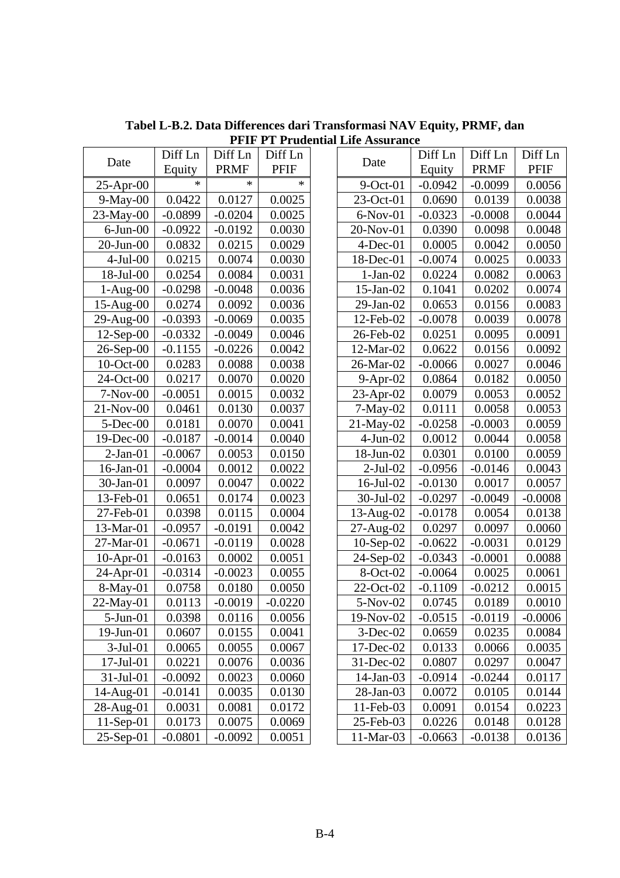**Tabel L-B.2. Data Differences dari Transformasi NAV Equity, PRMF, dan PFIF PT Prudential Life Assurance**

| Date | Diff Ln Equity | Diff Ln PRMF | Diff Ln PFIF |
|---|---|---|---|
| 25-Apr-00 | * | * | * |
| 9-May-00 | 0.0422 | 0.0127 | 0.0025 |
| 23-May-00 | -0.0899 | -0.0204 | 0.0025 |
| 6-Jun-00 | -0.0922 | -0.0192 | 0.0030 |
| 20-Jun-00 | 0.0832 | 0.0215 | 0.0029 |
| 4-Jul-00 | 0.0215 | 0.0074 | 0.0030 |
| 18-Jul-00 | 0.0254 | 0.0084 | 0.0031 |
| 1-Aug-00 | -0.0298 | -0.0048 | 0.0036 |
| 15-Aug-00 | 0.0274 | 0.0092 | 0.0036 |
| 29-Aug-00 | -0.0393 | -0.0069 | 0.0035 |
| 12-Sep-00 | -0.0332 | -0.0049 | 0.0046 |
| 26-Sep-00 | -0.1155 | -0.0226 | 0.0042 |
| 10-Oct-00 | 0.0283 | 0.0088 | 0.0038 |
| 24-Oct-00 | 0.0217 | 0.0070 | 0.0020 |
| 7-Nov-00 | -0.0051 | 0.0015 | 0.0032 |
| 21-Nov-00 | 0.0461 | 0.0130 | 0.0037 |
| 5-Dec-00 | 0.0181 | 0.0070 | 0.0041 |
| 19-Dec-00 | -0.0187 | -0.0014 | 0.0040 |
| 2-Jan-01 | -0.0067 | 0.0053 | 0.0150 |
| 16-Jan-01 | -0.0004 | 0.0012 | 0.0022 |
| 30-Jan-01 | 0.0097 | 0.0047 | 0.0022 |
| 13-Feb-01 | 0.0651 | 0.0174 | 0.0023 |
| 27-Feb-01 | 0.0398 | 0.0115 | 0.0004 |
| 13-Mar-01 | -0.0957 | -0.0191 | 0.0042 |
| 27-Mar-01 | -0.0671 | -0.0119 | 0.0028 |
| 10-Apr-01 | -0.0163 | 0.0002 | 0.0051 |
| 24-Apr-01 | -0.0314 | -0.0023 | 0.0055 |
| 8-May-01 | 0.0758 | 0.0180 | 0.0050 |
| 22-May-01 | 0.0113 | -0.0019 | -0.0220 |
| 5-Jun-01 | 0.0398 | 0.0116 | 0.0056 |
| 19-Jun-01 | 0.0607 | 0.0155 | 0.0041 |
| 3-Jul-01 | 0.0065 | 0.0055 | 0.0067 |
| 17-Jul-01 | 0.0221 | 0.0076 | 0.0036 |
| 31-Jul-01 | -0.0092 | 0.0023 | 0.0060 |
| 14-Aug-01 | -0.0141 | 0.0035 | 0.0130 |
| 28-Aug-01 | 0.0031 | 0.0081 | 0.0172 |
| 11-Sep-01 | 0.0173 | 0.0075 | 0.0069 |
| 25-Sep-01 | -0.0801 | -0.0092 | 0.0051 |
| 9-Oct-01 | -0.0942 | -0.0099 | 0.0056 |
| 23-Oct-01 | 0.0690 | 0.0139 | 0.0038 |
| 6-Nov-01 | -0.0323 | -0.0008 | 0.0044 |
| 20-Nov-01 | 0.0390 | 0.0098 | 0.0048 |
| 4-Dec-01 | 0.0005 | 0.0042 | 0.0050 |
| 18-Dec-01 | -0.0074 | 0.0025 | 0.0033 |
| 1-Jan-02 | 0.0224 | 0.0082 | 0.0063 |
| 15-Jan-02 | 0.1041 | 0.0202 | 0.0074 |
| 29-Jan-02 | 0.0653 | 0.0156 | 0.0083 |
| 12-Feb-02 | -0.0078 | 0.0039 | 0.0078 |
| 26-Feb-02 | 0.0251 | 0.0095 | 0.0091 |
| 12-Mar-02 | 0.0622 | 0.0156 | 0.0092 |
| 26-Mar-02 | -0.0066 | 0.0027 | 0.0046 |
| 9-Apr-02 | 0.0864 | 0.0182 | 0.0050 |
| 23-Apr-02 | 0.0079 | 0.0053 | 0.0052 |
| 7-May-02 | 0.0111 | 0.0058 | 0.0053 |
| 21-May-02 | -0.0258 | -0.0003 | 0.0059 |
| 4-Jun-02 | 0.0012 | 0.0044 | 0.0058 |
| 18-Jun-02 | 0.0301 | 0.0100 | 0.0059 |
| 2-Jul-02 | -0.0956 | -0.0146 | 0.0043 |
| 16-Jul-02 | -0.0130 | 0.0017 | 0.0057 |
| 30-Jul-02 | -0.0297 | -0.0049 | -0.0008 |
| 13-Aug-02 | -0.0178 | 0.0054 | 0.0138 |
| 27-Aug-02 | 0.0297 | 0.0097 | 0.0060 |
| 10-Sep-02 | -0.0622 | -0.0031 | 0.0129 |
| 24-Sep-02 | -0.0343 | -0.0001 | 0.0088 |
| 8-Oct-02 | -0.0064 | 0.0025 | 0.0061 |
| 22-Oct-02 | -0.1109 | -0.0212 | 0.0015 |
| 5-Nov-02 | 0.0745 | 0.0189 | 0.0010 |
| 19-Nov-02 | -0.0515 | -0.0119 | -0.0006 |
| 3-Dec-02 | 0.0659 | 0.0235 | 0.0084 |
| 17-Dec-02 | 0.0133 | 0.0066 | 0.0035 |
| 31-Dec-02 | 0.0807 | 0.0297 | 0.0047 |
| 14-Jan-03 | -0.0914 | -0.0244 | 0.0117 |
| 28-Jan-03 | 0.0072 | 0.0105 | 0.0144 |
| 11-Feb-03 | 0.0091 | 0.0154 | 0.0223 |
| 25-Feb-03 | 0.0226 | 0.0148 | 0.0128 |
| 11-Mar-03 | -0.0663 | -0.0138 | 0.0136 |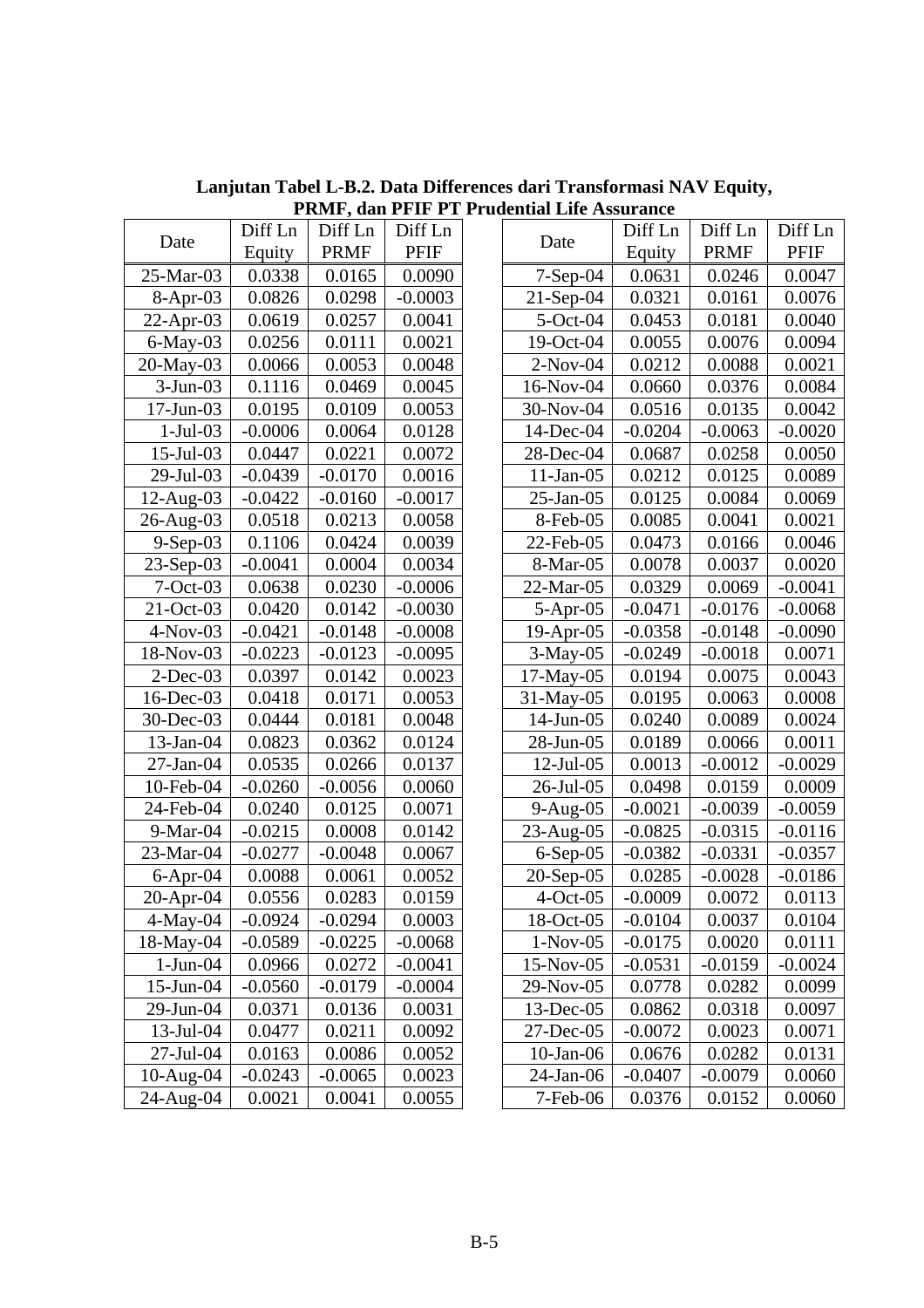**Lanjutan Tabel L-B.2. Data Differences dari Transformasi NAV Equity, PRMF, dan PFIF PT Prudential Life Assurance**

| Date | Diff Ln Equity | Diff Ln PRMF | Diff Ln PFIF |
|---|---|---|---|
| 25-Mar-03 | 0.0338 | 0.0165 | 0.0090 |
| 8-Apr-03 | 0.0826 | 0.0298 | -0.0003 |
| 22-Apr-03 | 0.0619 | 0.0257 | 0.0041 |
| 6-May-03 | 0.0256 | 0.0111 | 0.0021 |
| 20-May-03 | 0.0066 | 0.0053 | 0.0048 |
| 3-Jun-03 | 0.1116 | 0.0469 | 0.0045 |
| 17-Jun-03 | 0.0195 | 0.0109 | 0.0053 |
| 1-Jul-03 | -0.0006 | 0.0064 | 0.0128 |
| 15-Jul-03 | 0.0447 | 0.0221 | 0.0072 |
| 29-Jul-03 | -0.0439 | -0.0170 | 0.0016 |
| 12-Aug-03 | -0.0422 | -0.0160 | -0.0017 |
| 26-Aug-03 | 0.0518 | 0.0213 | 0.0058 |
| 9-Sep-03 | 0.1106 | 0.0424 | 0.0039 |
| 23-Sep-03 | -0.0041 | 0.0004 | 0.0034 |
| 7-Oct-03 | 0.0638 | 0.0230 | -0.0006 |
| 21-Oct-03 | 0.0420 | 0.0142 | -0.0030 |
| 4-Nov-03 | -0.0421 | -0.0148 | -0.0008 |
| 18-Nov-03 | -0.0223 | -0.0123 | -0.0095 |
| 2-Dec-03 | 0.0397 | 0.0142 | 0.0023 |
| 16-Dec-03 | 0.0418 | 0.0171 | 0.0053 |
| 30-Dec-03 | 0.0444 | 0.0181 | 0.0048 |
| 13-Jan-04 | 0.0823 | 0.0362 | 0.0124 |
| 27-Jan-04 | 0.0535 | 0.0266 | 0.0137 |
| 10-Feb-04 | -0.0260 | -0.0056 | 0.0060 |
| 24-Feb-04 | 0.0240 | 0.0125 | 0.0071 |
| 9-Mar-04 | -0.0215 | 0.0008 | 0.0142 |
| 23-Mar-04 | -0.0277 | -0.0048 | 0.0067 |
| 6-Apr-04 | 0.0088 | 0.0061 | 0.0052 |
| 20-Apr-04 | 0.0556 | 0.0283 | 0.0159 |
| 4-May-04 | -0.0924 | -0.0294 | 0.0003 |
| 18-May-04 | -0.0589 | -0.0225 | -0.0068 |
| 1-Jun-04 | 0.0966 | 0.0272 | -0.0041 |
| 15-Jun-04 | -0.0560 | -0.0179 | -0.0004 |
| 29-Jun-04 | 0.0371 | 0.0136 | 0.0031 |
| 13-Jul-04 | 0.0477 | 0.0211 | 0.0092 |
| 27-Jul-04 | 0.0163 | 0.0086 | 0.0052 |
| 10-Aug-04 | -0.0243 | -0.0065 | 0.0023 |
| 24-Aug-04 | 0.0021 | 0.0041 | 0.0055 |
| 7-Sep-04 | 0.0631 | 0.0246 | 0.0047 |
| 21-Sep-04 | 0.0321 | 0.0161 | 0.0076 |
| 5-Oct-04 | 0.0453 | 0.0181 | 0.0040 |
| 19-Oct-04 | 0.0055 | 0.0076 | 0.0094 |
| 2-Nov-04 | 0.0212 | 0.0088 | 0.0021 |
| 16-Nov-04 | 0.0660 | 0.0376 | 0.0084 |
| 30-Nov-04 | 0.0516 | 0.0135 | 0.0042 |
| 14-Dec-04 | -0.0204 | -0.0063 | -0.0020 |
| 28-Dec-04 | 0.0687 | 0.0258 | 0.0050 |
| 11-Jan-05 | 0.0212 | 0.0125 | 0.0089 |
| 25-Jan-05 | 0.0125 | 0.0084 | 0.0069 |
| 8-Feb-05 | 0.0085 | 0.0041 | 0.0021 |
| 22-Feb-05 | 0.0473 | 0.0166 | 0.0046 |
| 8-Mar-05 | 0.0078 | 0.0037 | 0.0020 |
| 22-Mar-05 | 0.0329 | 0.0069 | -0.0041 |
| 5-Apr-05 | -0.0471 | -0.0176 | -0.0068 |
| 19-Apr-05 | -0.0358 | -0.0148 | -0.0090 |
| 3-May-05 | -0.0249 | -0.0018 | 0.0071 |
| 17-May-05 | 0.0194 | 0.0075 | 0.0043 |
| 31-May-05 | 0.0195 | 0.0063 | 0.0008 |
| 14-Jun-05 | 0.0240 | 0.0089 | 0.0024 |
| 28-Jun-05 | 0.0189 | 0.0066 | 0.0011 |
| 12-Jul-05 | 0.0013 | -0.0012 | -0.0029 |
| 26-Jul-05 | 0.0498 | 0.0159 | 0.0009 |
| 9-Aug-05 | -0.0021 | -0.0039 | -0.0059 |
| 23-Aug-05 | -0.0825 | -0.0315 | -0.0116 |
| 6-Sep-05 | -0.0382 | -0.0331 | -0.0357 |
| 20-Sep-05 | 0.0285 | -0.0028 | -0.0186 |
| 4-Oct-05 | -0.0009 | 0.0072 | 0.0113 |
| 18-Oct-05 | -0.0104 | 0.0037 | 0.0104 |
| 1-Nov-05 | -0.0175 | 0.0020 | 0.0111 |
| 15-Nov-05 | -0.0531 | -0.0159 | -0.0024 |
| 29-Nov-05 | 0.0778 | 0.0282 | 0.0099 |
| 13-Dec-05 | 0.0862 | 0.0318 | 0.0097 |
| 27-Dec-05 | -0.0072 | 0.0023 | 0.0071 |
| 10-Jan-06 | 0.0676 | 0.0282 | 0.0131 |
| 24-Jan-06 | -0.0407 | -0.0079 | 0.0060 |
| 7-Feb-06 | 0.0376 | 0.0152 | 0.0060 |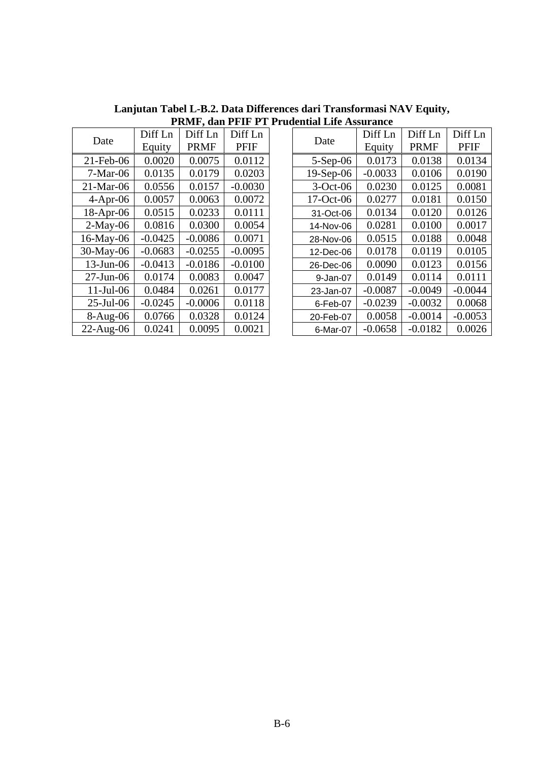**Lanjutan Tabel L-B.2. Data Differences dari Transformasi NAV Equity, PRMF, dan PFIF PT Prudential Life Assurance**

| Date | Diff Ln Equity | Diff Ln PRMF | Diff Ln PFIF |
|---|---|---|---|
| 21-Feb-06 | 0.0020 | 0.0075 | 0.0112 |
| 7-Mar-06 | 0.0135 | 0.0179 | 0.0203 |
| 21-Mar-06 | 0.0556 | 0.0157 | -0.0030 |
| 4-Apr-06 | 0.0057 | 0.0063 | 0.0072 |
| 18-Apr-06 | 0.0515 | 0.0233 | 0.0111 |
| 2-May-06 | 0.0816 | 0.0300 | 0.0054 |
| 16-May-06 | -0.0425 | -0.0086 | 0.0071 |
| 30-May-06 | -0.0683 | -0.0255 | -0.0095 |
| 13-Jun-06 | -0.0413 | -0.0186 | -0.0100 |
| 27-Jun-06 | 0.0174 | 0.0083 | 0.0047 |
| 11-Jul-06 | 0.0484 | 0.0261 | 0.0177 |
| 25-Jul-06 | -0.0245 | -0.0006 | 0.0118 |
| 8-Aug-06 | 0.0766 | 0.0328 | 0.0124 |
| 22-Aug-06 | 0.0241 | 0.0095 | 0.0021 |
| 5-Sep-06 | 0.0173 | 0.0138 | 0.0134 |
| 19-Sep-06 | -0.0033 | 0.0106 | 0.0190 |
| 3-Oct-06 | 0.0230 | 0.0125 | 0.0081 |
| 17-Oct-06 | 0.0277 | 0.0181 | 0.0150 |
| 31-Oct-06 | 0.0134 | 0.0120 | 0.0126 |
| 14-Nov-06 | 0.0281 | 0.0100 | 0.0017 |
| 28-Nov-06 | 0.0515 | 0.0188 | 0.0048 |
| 12-Dec-06 | 0.0178 | 0.0119 | 0.0105 |
| 26-Dec-06 | 0.0090 | 0.0123 | 0.0156 |
| 9-Jan-07 | 0.0149 | 0.0114 | 0.0111 |
| 23-Jan-07 | -0.0087 | -0.0049 | -0.0044 |
| 6-Feb-07 | -0.0239 | -0.0032 | 0.0068 |
| 20-Feb-07 | 0.0058 | -0.0014 | -0.0053 |
| 6-Mar-07 | -0.0658 | -0.0182 | 0.0026 |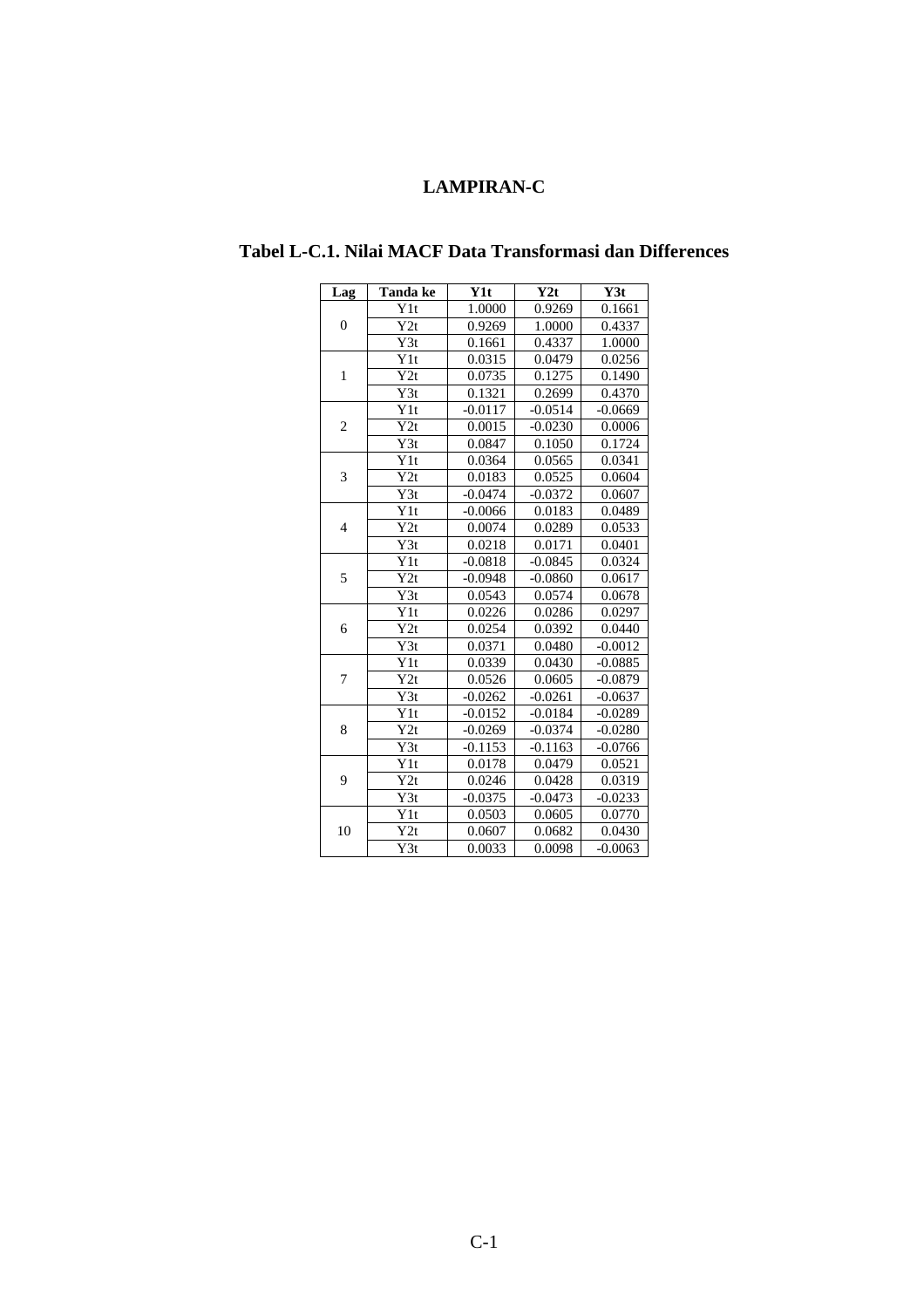# LAMPIRAN-C

## Tabel L-C.1. Nilai MACF Data Transformasi dan Differences

| Lag | Tanda ke | Y1t | Y2t | Y3t |
|---|---|---|---|---|
| 0 | Y1t | 1.0000 | 0.9269 | 0.1661 |
| | Y2t | 0.9269 | 1.0000 | 0.4337 |
| | Y3t | 0.1661 | 0.4337 | 1.0000 |
| 1 | Y1t | 0.0315 | 0.0479 | 0.0256 |
| | Y2t | 0.0735 | 0.1275 | 0.1490 |
| | Y3t | 0.1321 | 0.2699 | 0.4370 |
| 2 | Y1t | -0.0117 | -0.0514 | -0.0669 |
| | Y2t | 0.0015 | -0.0230 | 0.0006 |
| | Y3t | 0.0847 | 0.1050 | 0.1724 |
| 3 | Y1t | 0.0364 | 0.0565 | 0.0341 |
| | Y2t | 0.0183 | 0.0525 | 0.0604 |
| | Y3t | -0.0474 | -0.0372 | 0.0607 |
| 4 | Y1t | -0.0066 | 0.0183 | 0.0489 |
| | Y2t | 0.0074 | 0.0289 | 0.0533 |
| | Y3t | 0.0218 | 0.0171 | 0.0401 |
| 5 | Y1t | -0.0818 | -0.0845 | 0.0324 |
| | Y2t | -0.0948 | -0.0860 | 0.0617 |
| | Y3t | 0.0543 | 0.0574 | 0.0678 |
| 6 | Y1t | 0.0226 | 0.0286 | 0.0297 |
| | Y2t | 0.0254 | 0.0392 | 0.0440 |
| | Y3t | 0.0371 | 0.0480 | -0.0012 |
| 7 | Y1t | 0.0339 | 0.0430 | -0.0885 |
| | Y2t | 0.0526 | 0.0605 | -0.0879 |
| | Y3t | -0.0262 | -0.0261 | -0.0637 |
| 8 | Y1t | -0.0152 | -0.0184 | -0.0289 |
| | Y2t | -0.0269 | -0.0374 | -0.0280 |
| | Y3t | -0.1153 | -0.1163 | -0.0766 |
| 9 | Y1t | 0.0178 | 0.0479 | 0.0521 |
| | Y2t | 0.0246 | 0.0428 | 0.0319 |
| | Y3t | -0.0375 | -0.0473 | -0.0233 |
| 10 | Y1t | 0.0503 | 0.0605 | 0.0770 |
| | Y2t | 0.0607 | 0.0682 | 0.0430 |
| | Y3t | 0.0033 | 0.0098 | -0.0063 |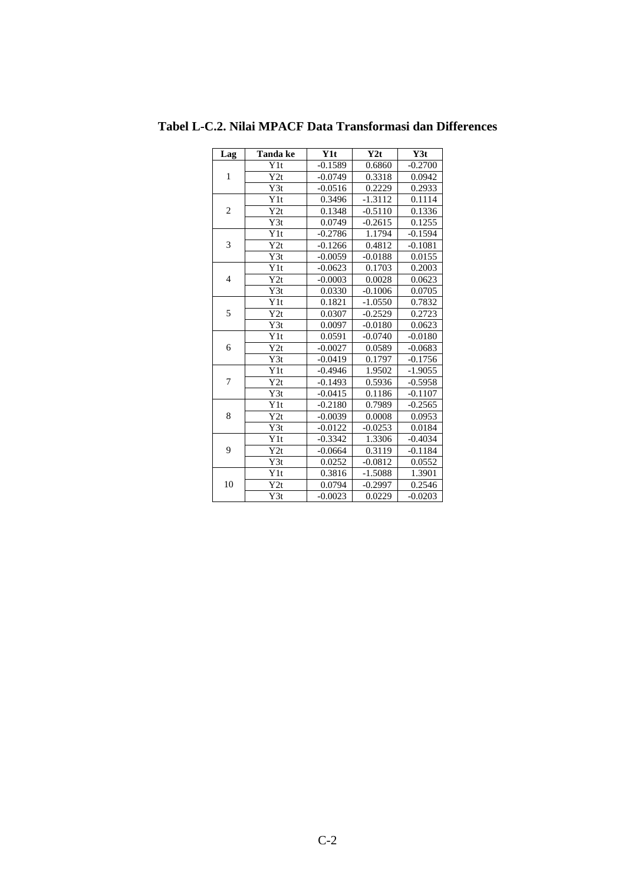**Tabel L-C.2. Nilai MPACF Data Transformasi dan Differences**

| Lag | Tanda ke | Y1t | Y2t | Y3t |
|---|---|---|---|---|
| 1 | Y1t | -0.1589 | 0.6860 | -0.2700 |
| | Y2t | -0.0749 | 0.3318 | 0.0942 |
| | Y3t | -0.0516 | 0.2229 | 0.2933 |
| 2 | Y1t | 0.3496 | -1.3112 | 0.1114 |
| | Y2t | 0.1348 | -0.5110 | 0.1336 |
| | Y3t | 0.0749 | -0.2615 | 0.1255 |
| 3 | Y1t | -0.2786 | 1.1794 | -0.1594 |
| | Y2t | -0.1266 | 0.4812 | -0.1081 |
| | Y3t | -0.0059 | -0.0188 | 0.0155 |
| 4 | Y1t | -0.0623 | 0.1703 | 0.2003 |
| | Y2t | -0.0003 | 0.0028 | 0.0623 |
| | Y3t | 0.0330 | -0.1006 | 0.0705 |
| 5 | Y1t | 0.1821 | -1.0550 | 0.7832 |
| | Y2t | 0.0307 | -0.2529 | 0.2723 |
| | Y3t | 0.0097 | -0.0180 | 0.0623 |
| 6 | Y1t | 0.0591 | -0.0740 | -0.0180 |
| | Y2t | -0.0027 | 0.0589 | -0.0683 |
| | Y3t | -0.0419 | 0.1797 | -0.1756 |
| 7 | Y1t | -0.4946 | 1.9502 | -1.9055 |
| | Y2t | -0.1493 | 0.5936 | -0.5958 |
| | Y3t | -0.0415 | 0.1186 | -0.1107 |
| 8 | Y1t | -0.2180 | 0.7989 | -0.2565 |
| | Y2t | -0.0039 | 0.0008 | 0.0953 |
| | Y3t | -0.0122 | -0.0253 | 0.0184 |
| 9 | Y1t | -0.3342 | 1.3306 | -0.4034 |
| | Y2t | -0.0664 | 0.3119 | -0.1184 |
| | Y3t | 0.0252 | -0.0812 | 0.0552 |
| 10 | Y1t | 0.3816 | -1.5088 | 1.3901 |
| | Y2t | 0.0794 | -0.2997 | 0.2546 |
| | Y3t | -0.0023 | 0.0229 | -0.0203 |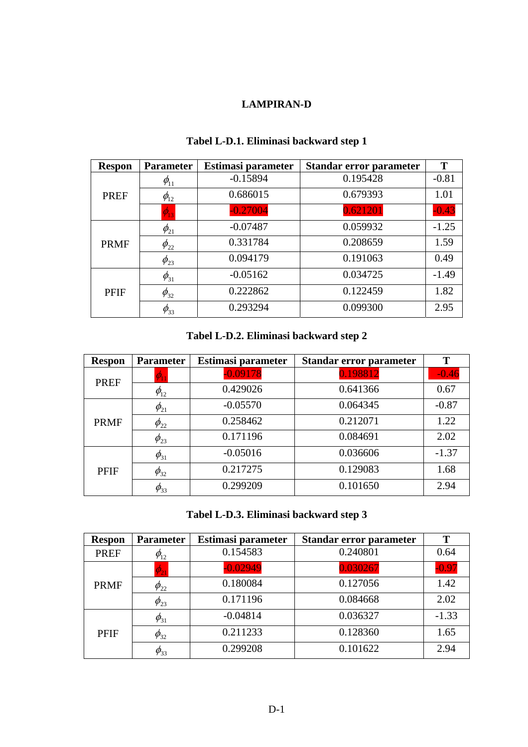# LAMPIRAN-D

**Tabel L-D.1. Eliminasi backward step 1**

| Respon | Parameter | Estimasi parameter | Standar error parameter | T |
|---|---|---|---|---|
| PREF | $\phi_{11}$ | -0.15894 | 0.195428 | -0.81 |
| | $\phi_{12}$ | 0.686015 | 0.679393 | 1.01 |
| | $\phi_{13}$ | -0.27004 | 0.621201 | -0.43 |
| PRMF | $\phi_{21}$ | -0.07487 | 0.059932 | -1.25 |
| | $\phi_{22}$ | 0.331784 | 0.208659 | 1.59 |
| | $\phi_{23}$ | 0.094179 | 0.191063 | 0.49 |
| PFIF | $\phi_{31}$ | -0.05162 | 0.034725 | -1.49 |
| | $\phi_{32}$ | 0.222862 | 0.122459 | 1.82 |
| | $\phi_{33}$ | 0.293294 | 0.099300 | 2.95 |

**Tabel L-D.2. Eliminasi backward step 2**

| Respon | Parameter | Estimasi parameter | Standar error parameter | T |
|---|---|---|---|---|
| PREF | $\phi_{11}$ | -0.09178 | 0.198812 | -0.46 |
| | $\phi_{12}$ | 0.429026 | 0.641366 | 0.67 |
| PRMF | $\phi_{21}$ | -0.05570 | 0.064345 | -0.87 |
| | $\phi_{22}$ | 0.258462 | 0.212071 | 1.22 |
| | $\phi_{23}$ | 0.171196 | 0.084691 | 2.02 |
| PFIF | $\phi_{31}$ | -0.05016 | 0.036606 | -1.37 |
| | $\phi_{32}$ | 0.217275 | 0.129083 | 1.68 |
| | $\phi_{33}$ | 0.299209 | 0.101650 | 2.94 |

**Tabel L-D.3. Eliminasi backward step 3**

| Respon | Parameter | Estimasi parameter | Standar error parameter | T |
|---|---|---|---|---|
| PREF | $\phi_{12}$ | 0.154583 | 0.240801 | 0.64 |
| PRMF | $\phi_{21}$ | -0.02949 | 0.030267 | -0.97 |
| | $\phi_{22}$ | 0.180084 | 0.127056 | 1.42 |
| | $\phi_{23}$ | 0.171196 | 0.084668 | 2.02 |
| PFIF | $\phi_{31}$ | -0.04814 | 0.036327 | -1.33 |
| | $\phi_{32}$ | 0.211233 | 0.128360 | 1.65 |
| | $\phi_{33}$ | 0.299208 | 0.101622 | 2.94 |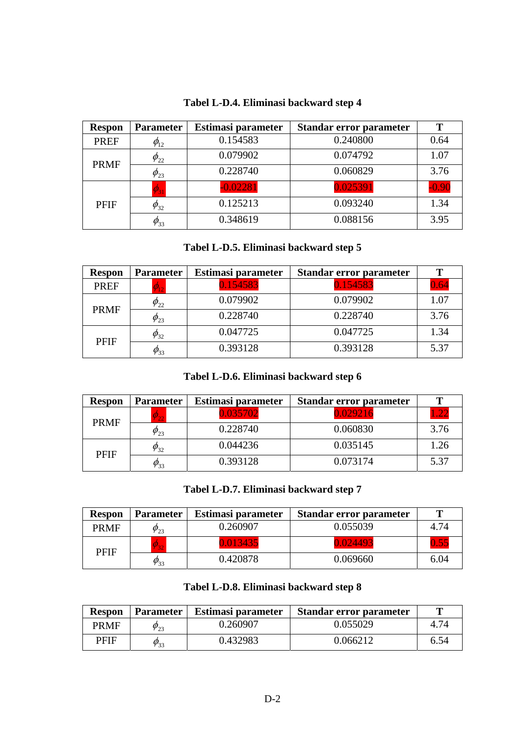**Tabel L-D.4. Eliminasi backward step 4**

| Respon | Parameter | Estimasi parameter | Standar error parameter | T |
|---|---|---|---|---|
| PREF | $\phi_{12}$ | 0.154583 | 0.240800 | 0.64 |
| PRMF | $\phi_{22}$ | 0.079902 | 0.074792 | 1.07 |
| | $\phi_{23}$ | 0.228740 | 0.060829 | 3.76 |
| PFIF | $\phi_{31}$ | -0.02281 | 0.025391 | -0.90 |
| | $\phi_{32}$ | 0.125213 | 0.093240 | 1.34 |
| | $\phi_{33}$ | 0.348619 | 0.088156 | 3.95 |

**Tabel L-D.5. Eliminasi backward step 5**

| Respon | Parameter | Estimasi parameter | Standar error parameter | T |
|---|---|---|---|---|
| PREF | $\phi_{12}$ | 0.154583 | 0.154583 | 0.64 |
| PRMF | $\phi_{22}$ | 0.079902 | 0.079902 | 1.07 |
| | $\phi_{23}$ | 0.228740 | 0.228740 | 3.76 |
| PFIF | $\phi_{32}$ | 0.047725 | 0.047725 | 1.34 |
| | $\phi_{33}$ | 0.393128 | 0.393128 | 5.37 |

**Tabel L-D.6. Eliminasi backward step 6**

| Respon | Parameter | Estimasi parameter | Standar error parameter | T |
|---|---|---|---|---|
| PRMF | $\phi_{22}$ | 0.035702 | 0.029216 | 1.22 |
| | $\phi_{23}$ | 0.228740 | 0.060830 | 3.76 |
| PFIF | $\phi_{32}$ | 0.044236 | 0.035145 | 1.26 |
| | $\phi_{33}$ | 0.393128 | 0.073174 | 5.37 |

**Tabel L-D.7. Eliminasi backward step 7**

| Respon | Parameter | Estimasi parameter | Standar error parameter | T |
|---|---|---|---|---|
| PRMF | $\phi_{23}$ | 0.260907 | 0.055039 | 4.74 |
| PFIF | $\phi_{32}$ | 0.013435 | 0.024493 | 0.55 |
| | $\phi_{33}$ | 0.420878 | 0.069660 | 6.04 |

**Tabel L-D.8. Eliminasi backward step 8**

| Respon | Parameter | Estimasi parameter | Standar error parameter | T |
|---|---|---|---|---|
| PRMF | $\phi_{23}$ | 0.260907 | 0.055029 | 4.74 |
| PFIF | $\phi_{33}$ | 0.432983 | 0.066212 | 6.54 |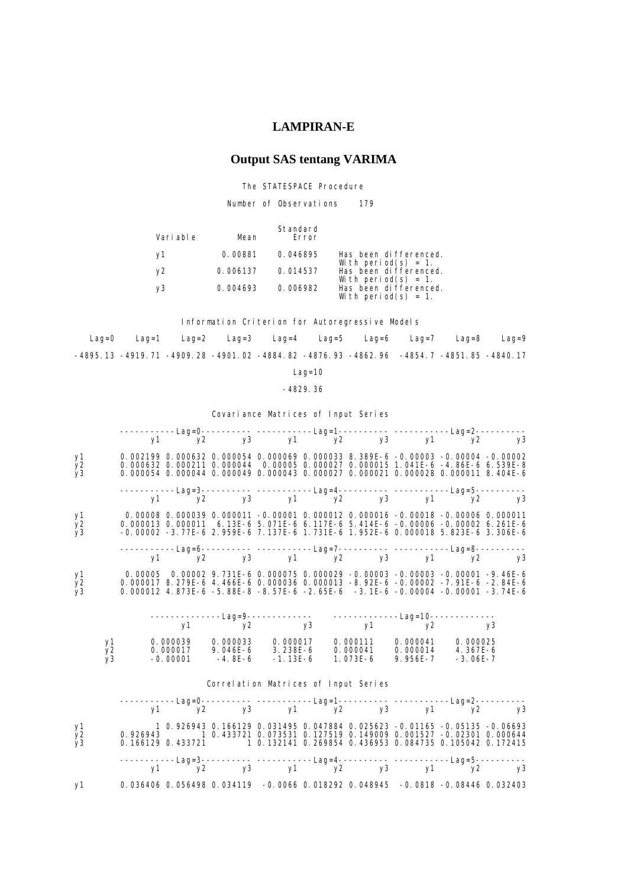# LAMPIRAN-E

## Output SAS tentang VARIMA

```
                          The STATESPACE Procedure

                      Number of Observations      179

                                    Standard
          Variable        Mean         Error

          y1           0.00881      0.046895     Has been differenced.
                                                 With period(s) = 1.
          y2          0.006137      0.014537     Has been differenced.
                                                 With period(s) = 1.
          y3          0.004693      0.006982     Has been differenced.
                                                 With period(s) = 1.

               Information Criterion for Autoregressive Models

   Lag=0     Lag=1     Lag=2     Lag=3     Lag=4     Lag=5     Lag=6     Lag=7     Lag=8     Lag=9

-4895.13  -4919.71  -4909.28  -4901.02  -4884.82  -4876.93  -4862.96   -4854.7  -4851.85  -4840.17

                                       Lag=10

                                      -4829.36

                      Covariance Matrices of Input Series

       ----------Lag=0---------- ----------Lag=1---------- ----------Lag=2----------
          y1       y2       y3       y1       y2       y3       y1       y2       y3

y1     0.002199 0.000632 0.000054 0.000069 0.000033 8.389E-6 -0.00003 -0.00004 -0.00002
y2     0.000632 0.000211 0.000044  0.00005 0.000027 0.000015 1.041E-6 -4.86E-6 6.539E-8
y3     0.000054 0.000044 0.000049 0.000043 0.000027 0.000021 0.000028 0.000011 8.404E-6

       ----------Lag=3---------- ----------Lag=4---------- ----------Lag=5----------
          y1       y2       y3       y1       y2       y3       y1       y2       y3

y1      0.00008 0.000039 0.000011 -0.00001 0.000012 0.000016 -0.00018 -0.00006 0.000011
y2     0.000013 0.000011  6.13E-6 5.071E-6 6.117E-6 5.414E-6 -0.00006 -0.00002 6.261E-6
y3     -0.00002 -3.77E-6 2.959E-6 7.137E-6 1.731E-6 1.952E-6 0.000018 5.823E-6 3.306E-6

       ----------Lag=6---------- ----------Lag=7---------- ----------Lag=8----------
          y1       y2       y3       y1       y2       y3       y1       y2       y3

y1      0.00005  0.00002 9.731E-6 0.000075 0.000029 -0.00003 -0.00003 -0.00001 -9.46E-6
y2     0.000017 8.279E-6 4.466E-6 0.000036 0.000013 -8.92E-6 -0.00002 -7.91E-6 -2.84E-6
y3     0.000012 4.873E-6 -5.88E-8 -8.57E-6 -2.65E-6  -3.1E-6 -0.00004 -0.00001 -3.74E-6

            -------------Lag=9------------     ------------Lag=10------------
                y1          y2          y3          y1          y2          y3

      y1    0.000039    0.000033    0.000017    0.000111    0.000041    0.000025
      y2    0.000017    9.046E-6    3.238E-6    0.000041    0.000014    4.367E-6
      y3    -0.00001     -4.8E-6    -1.13E-6    1.073E-6    9.956E-7    -3.06E-7

                      Correlation Matrices of Input Series

       ----------Lag=0---------- ----------Lag=1---------- ----------Lag=2----------
          y1       y2       y3       y1       y2       y3       y1       y2       y3

y1            1 0.926943 0.166129 0.031495 0.047884 0.025623 -0.01165 -0.05135 -0.06693
y2     0.926943        1 0.433721 0.073531 0.127519 0.149009 0.001527 -0.02301 0.000644
y3     0.166129 0.433721        1 0.132141 0.269854 0.436953 0.084735 0.105042 0.172415

       ----------Lag=3---------- ----------Lag=4---------- ----------Lag=5----------
          y1       y2       y3       y1       y2       y3       y1       y2       y3

y1     0.036406 0.056498 0.034119  -0.0066 0.018292 0.048945  -0.0818 -0.08446 0.032403
```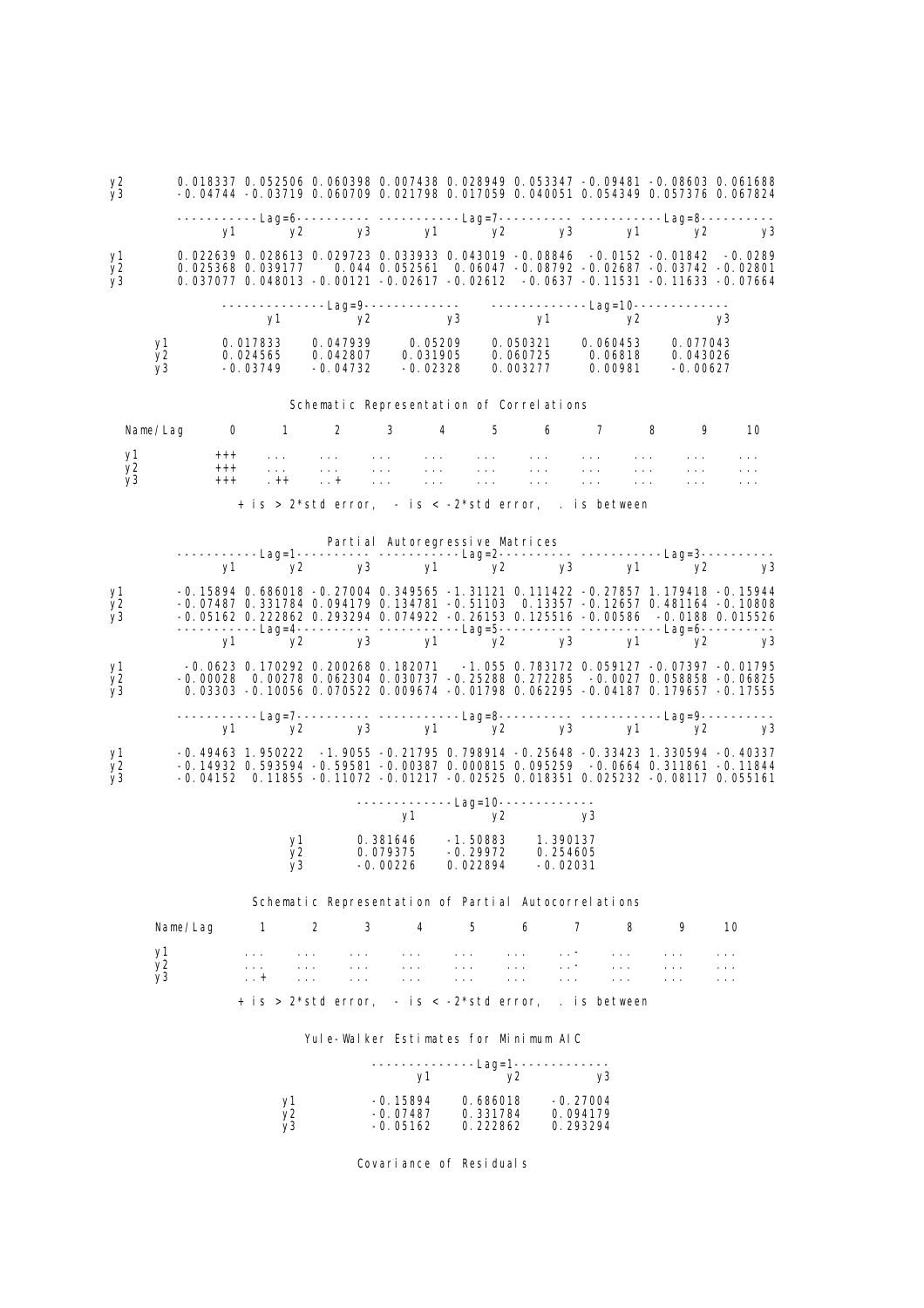| | y1 | y2 | y3 | y1 | y2 | y3 | y1 | y2 | y3 |
|---|---|---|---|---|---|---|---|---|---|
| y2 | 0.018337 | 0.052506 | 0.060398 | 0.007438 | 0.028949 | 0.053347 | -0.09481 | -0.08603 | 0.061688 |
| y3 | -0.04744 | -0.03719 | 0.060709 | 0.021798 | 0.017059 | 0.040051 | 0.054349 | 0.057376 | 0.067824 |

| | Lag=6 | | | Lag=7 | | | Lag=8 | | |
|---|---|---|---|---|---|---|---|---|---|
| | y1 | y2 | y3 | y1 | y2 | y3 | y1 | y2 | y3 |
| y1 | 0.022639 | 0.028613 | 0.029723 | 0.033933 | 0.043019 | -0.08846 | -0.0152 | -0.01842 | -0.0289 |
| y2 | 0.025368 | 0.039177 | 0.044 | 0.052561 | 0.06047 | -0.08792 | -0.02687 | -0.03742 | -0.02801 |
| y3 | 0.037077 | 0.048013 | -0.00121 | -0.02617 | -0.02612 | -0.0637 | -0.11531 | -0.11633 | -0.07664 |

| | Lag=9 | | | Lag=10 | | |
|---|---|---|---|---|---|---|
| | y1 | y2 | y3 | y1 | y2 | y3 |
| y1 | 0.017833 | 0.047939 | 0.05209 | 0.050321 | 0.060453 | 0.077043 |
| y2 | 0.024565 | 0.042807 | 0.031905 | 0.060725 | 0.06818 | 0.043026 |
| y3 | -0.03749 | -0.04732 | -0.02328 | 0.003277 | 0.00981 | -0.00627 |

Schematic Representation of Correlations

| Name/Lag | 0 | 1 | 2 | 3 | 4 | 5 | 6 | 7 | 8 | 9 | 10 |
|---|---|---|---|---|---|---|---|---|---|---|---|
| y1 | +++ | ... | ... | ... | ... | ... | ... | ... | ... | ... | ... |
| y2 | +++ | ... | ... | ... | ... | ... | ... | ... | ... | ... | ... |
| y3 | +++ | .++ | ..+ | ... | ... | ... | ... | ... | ... | ... | ... |

+ is > 2*std error, - is < -2*std error, . is between

Partial Autoregressive Matrices

| | Lag=1 | | | Lag=2 | | | Lag=3 | | |
|---|---|---|---|---|---|---|---|---|---|
| | y1 | y2 | y3 | y1 | y2 | y3 | y1 | y2 | y3 |
| y1 | -0.15894 | 0.686018 | -0.27004 | 0.349565 | -1.31121 | 0.111422 | -0.27857 | 1.179418 | -0.15944 |
| y2 | -0.07487 | 0.331784 | 0.094179 | 0.134781 | -0.51103 | 0.13357 | -0.12657 | 0.481164 | -0.10808 |
| y3 | -0.05162 | 0.222862 | 0.293294 | 0.074922 | -0.26153 | 0.125516 | -0.00586 | -0.0188 | 0.015526 |

| | Lag=4 | | | Lag=5 | | | Lag=6 | | |
|---|---|---|---|---|---|---|---|---|---|
| | y1 | y2 | y3 | y1 | y2 | y3 | y1 | y2 | y3 |
| y1 | -0.0623 | 0.170292 | 0.200268 | 0.182071 | -1.055 | 0.783172 | 0.059127 | -0.07397 | -0.01795 |
| y2 | -0.00028 | 0.00278 | 0.062304 | 0.030737 | -0.25288 | 0.272285 | -0.0027 | 0.058858 | -0.06825 |
| y3 | 0.03303 | -0.10056 | 0.070522 | 0.009674 | -0.01798 | 0.062295 | -0.04187 | 0.179657 | -0.17555 |

| | Lag=7 | | | Lag=8 | | | Lag=9 | | |
|---|---|---|---|---|---|---|---|---|---|
| | y1 | y2 | y3 | y1 | y2 | y3 | y1 | y2 | y3 |
| y1 | -0.49463 | 1.950222 | -1.9055 | -0.21795 | 0.798914 | -0.25648 | -0.33423 | 1.330594 | -0.40337 |
| y2 | -0.14932 | 0.593594 | -0.59581 | -0.00387 | 0.000815 | 0.095259 | -0.0664 | 0.311861 | -0.11844 |
| y3 | -0.04152 | 0.11855 | -0.11072 | -0.01217 | -0.02525 | 0.018351 | 0.025232 | -0.08117 | 0.055161 |

| | Lag=10 | | |
|---|---|---|---|
| | y1 | y2 | y3 |
| y1 | 0.381646 | -1.50883 | 1.390137 |
| y2 | 0.079375 | -0.29972 | 0.254605 |
| y3 | -0.00226 | 0.022894 | -0.02031 |

Schematic Representation of Partial Autocorrelations

| Name/Lag | 1 | 2 | 3 | 4 | 5 | 6 | 7 | 8 | 9 | 10 |
|---|---|---|---|---|---|---|---|---|---|---|
| y1 | ... | ... | ... | ... | ... | ... | ..- | ... | ... | ... |
| y2 | ... | ... | ... | ... | ... | ... | ..- | ... | ... | ... |
| y3 | ..+ | ... | ... | ... | ... | ... | ... | ... | ... | ... |

+ is > 2*std error, - is < -2*std error, . is between

Yule-Walker Estimates for Minimum AIC

| | Lag=1 | | |
|---|---|---|---|
| | y1 | y2 | y3 |
| y1 | -0.15894 | 0.686018 | -0.27004 |
| y2 | -0.07487 | 0.331784 | 0.094179 |
| y3 | -0.05162 | 0.222862 | 0.293294 |

Covariance of Residuals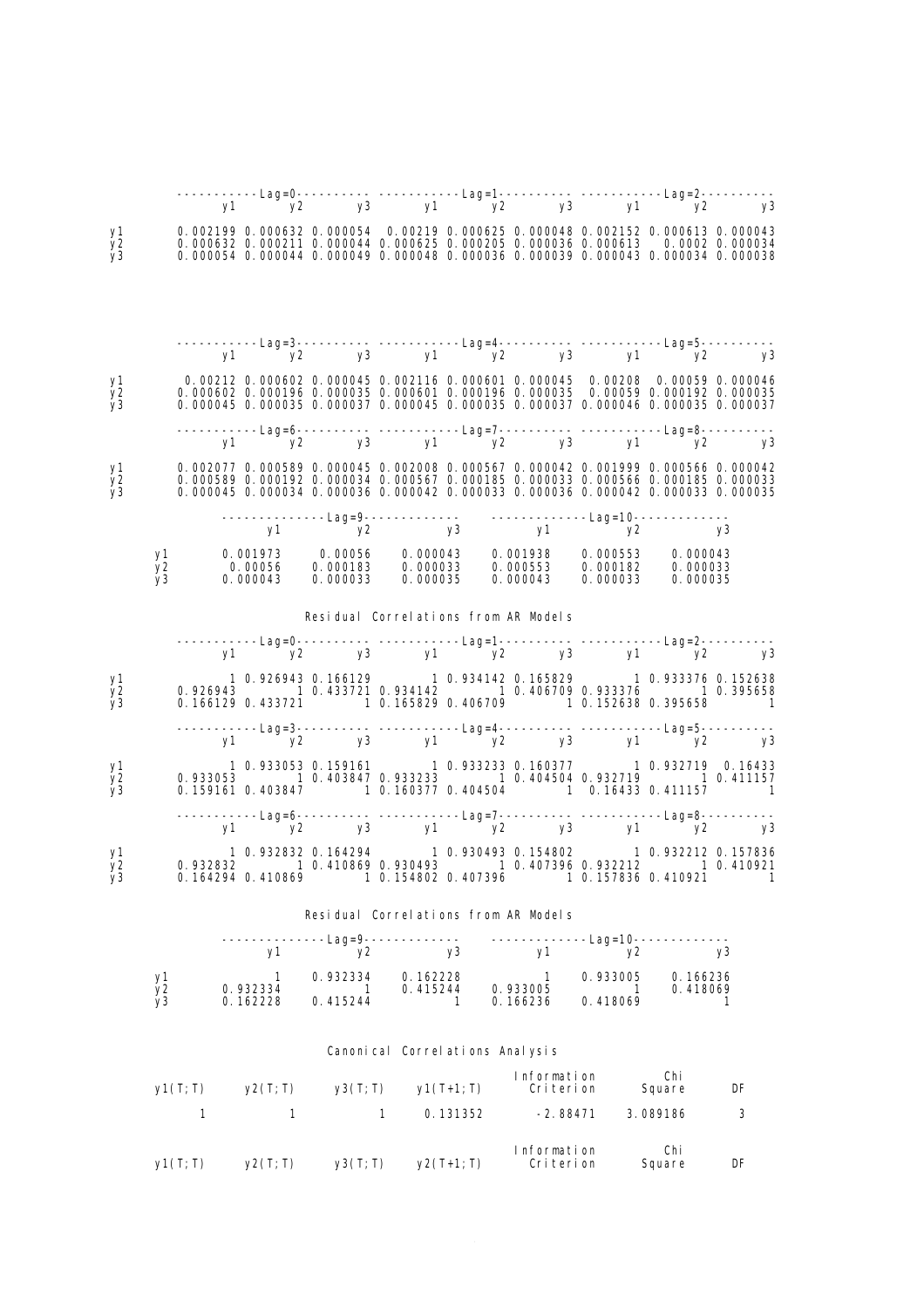| | Lag=0 y1 | Lag=0 y2 | Lag=0 y3 | Lag=1 y1 | Lag=1 y2 | Lag=1 y3 | Lag=2 y1 | Lag=2 y2 | Lag=2 y3 |
|---|---|---|---|---|---|---|---|---|---|
| y1 | 0.002199 | 0.000632 | 0.000054 | 0.00219 | 0.000625 | 0.000048 | 0.002152 | 0.000613 | 0.000043 |
| y2 | 0.000632 | 0.000211 | 0.000044 | 0.000625 | 0.000205 | 0.000036 | 0.000613 | 0.0002 | 0.000034 |
| y3 | 0.000054 | 0.000044 | 0.000049 | 0.000048 | 0.000036 | 0.000039 | 0.000043 | 0.000034 | 0.000038 |

| | Lag=3 y1 | Lag=3 y2 | Lag=3 y3 | Lag=4 y1 | Lag=4 y2 | Lag=4 y3 | Lag=5 y1 | Lag=5 y2 | Lag=5 y3 |
|---|---|---|---|---|---|---|---|---|---|
| y1 | 0.00212 | 0.000602 | 0.000045 | 0.002116 | 0.000601 | 0.000045 | 0.00208 | 0.00059 | 0.000046 |
| y2 | 0.000602 | 0.000196 | 0.000035 | 0.000601 | 0.000196 | 0.000035 | 0.00059 | 0.000192 | 0.000035 |
| y3 | 0.000045 | 0.000035 | 0.000037 | 0.000045 | 0.000035 | 0.000037 | 0.000046 | 0.000035 | 0.000037 |

| | Lag=6 y1 | Lag=6 y2 | Lag=6 y3 | Lag=7 y1 | Lag=7 y2 | Lag=7 y3 | Lag=8 y1 | Lag=8 y2 | Lag=8 y3 |
|---|---|---|---|---|---|---|---|---|---|
| y1 | 0.002077 | 0.000589 | 0.000045 | 0.002008 | 0.000567 | 0.000042 | 0.001999 | 0.000566 | 0.000042 |
| y2 | 0.000589 | 0.000192 | 0.000034 | 0.000567 | 0.000185 | 0.000033 | 0.000566 | 0.000185 | 0.000033 |
| y3 | 0.000045 | 0.000034 | 0.000036 | 0.000042 | 0.000033 | 0.000036 | 0.000042 | 0.000033 | 0.000035 |

| | Lag=9 y1 | Lag=9 y2 | Lag=9 y3 | Lag=10 y1 | Lag=10 y2 | Lag=10 y3 |
|---|---|---|---|---|---|---|
| y1 | 0.001973 | 0.00056 | 0.000043 | 0.001938 | 0.000553 | 0.000043 |
| y2 | 0.00056 | 0.000183 | 0.000033 | 0.000553 | 0.000182 | 0.000033 |
| y3 | 0.000043 | 0.000033 | 0.000035 | 0.000043 | 0.000033 | 0.000035 |

Residual Correlations from AR Models

| | Lag=0 y1 | Lag=0 y2 | Lag=0 y3 | Lag=1 y1 | Lag=1 y2 | Lag=1 y3 | Lag=2 y1 | Lag=2 y2 | Lag=2 y3 |
|---|---|---|---|---|---|---|---|---|---|
| y1 | 1 | 0.926943 | 0.166129 | 1 | 0.934142 | 0.165829 | 1 | 0.933376 | 0.152638 |
| y2 | 0.926943 | 1 | 0.433721 | 0.934142 | 1 | 0.406709 | 0.933376 | 1 | 0.395658 |
| y3 | 0.166129 | 0.433721 | 1 | 0.165829 | 0.406709 | 1 | 0.152638 | 0.395658 | 1 |

| | Lag=3 y1 | Lag=3 y2 | Lag=3 y3 | Lag=4 y1 | Lag=4 y2 | Lag=4 y3 | Lag=5 y1 | Lag=5 y2 | Lag=5 y3 |
|---|---|---|---|---|---|---|---|---|---|
| y1 | 1 | 0.933053 | 0.159161 | 1 | 0.933233 | 0.160377 | 1 | 0.932719 | 0.16433 |
| y2 | 0.933053 | 1 | 0.403847 | 0.933233 | 1 | 0.404504 | 0.932719 | 1 | 0.411157 |
| y3 | 0.159161 | 0.403847 | 1 | 0.160377 | 0.404504 | 1 | 0.16433 | 0.411157 | 1 |

| | Lag=6 y1 | Lag=6 y2 | Lag=6 y3 | Lag=7 y1 | Lag=7 y2 | Lag=7 y3 | Lag=8 y1 | Lag=8 y2 | Lag=8 y3 |
|---|---|---|---|---|---|---|---|---|---|
| y1 | 1 | 0.932832 | 0.164294 | 1 | 0.930493 | 0.154802 | 1 | 0.932212 | 0.157836 |
| y2 | 0.932832 | 1 | 0.410869 | 0.930493 | 1 | 0.407396 | 0.932212 | 1 | 0.410921 |
| y3 | 0.164294 | 0.410869 | 1 | 0.154802 | 0.407396 | 1 | 0.157836 | 0.410921 | 1 |

Residual Correlations from AR Models

| | Lag=9 y1 | Lag=9 y2 | Lag=9 y3 | Lag=10 y1 | Lag=10 y2 | Lag=10 y3 |
|---|---|---|---|---|---|---|
| y1 | 1 | 0.932334 | 0.162228 | 1 | 0.933005 | 0.166236 |
| y2 | 0.932334 | 1 | 0.415244 | 0.933005 | 1 | 0.418069 |
| y3 | 0.162228 | 0.415244 | 1 | 0.166236 | 0.418069 | 1 |

Canonical Correlations Analysis

| y1(T;T) | y2(T;T) | y3(T;T) | y1(T+1;T) | Information Criterion | Chi Square | DF |
|---|---|---|---|---|---|---|
| 1 | 1 | 1 | 0.131352 | -2.88471 | 3.089186 | 3 |

| y1(T;T) | y2(T;T) | y3(T;T) | y2(T+1;T) | Information Criterion | Chi Square | DF |
|---|---|---|---|---|---|---|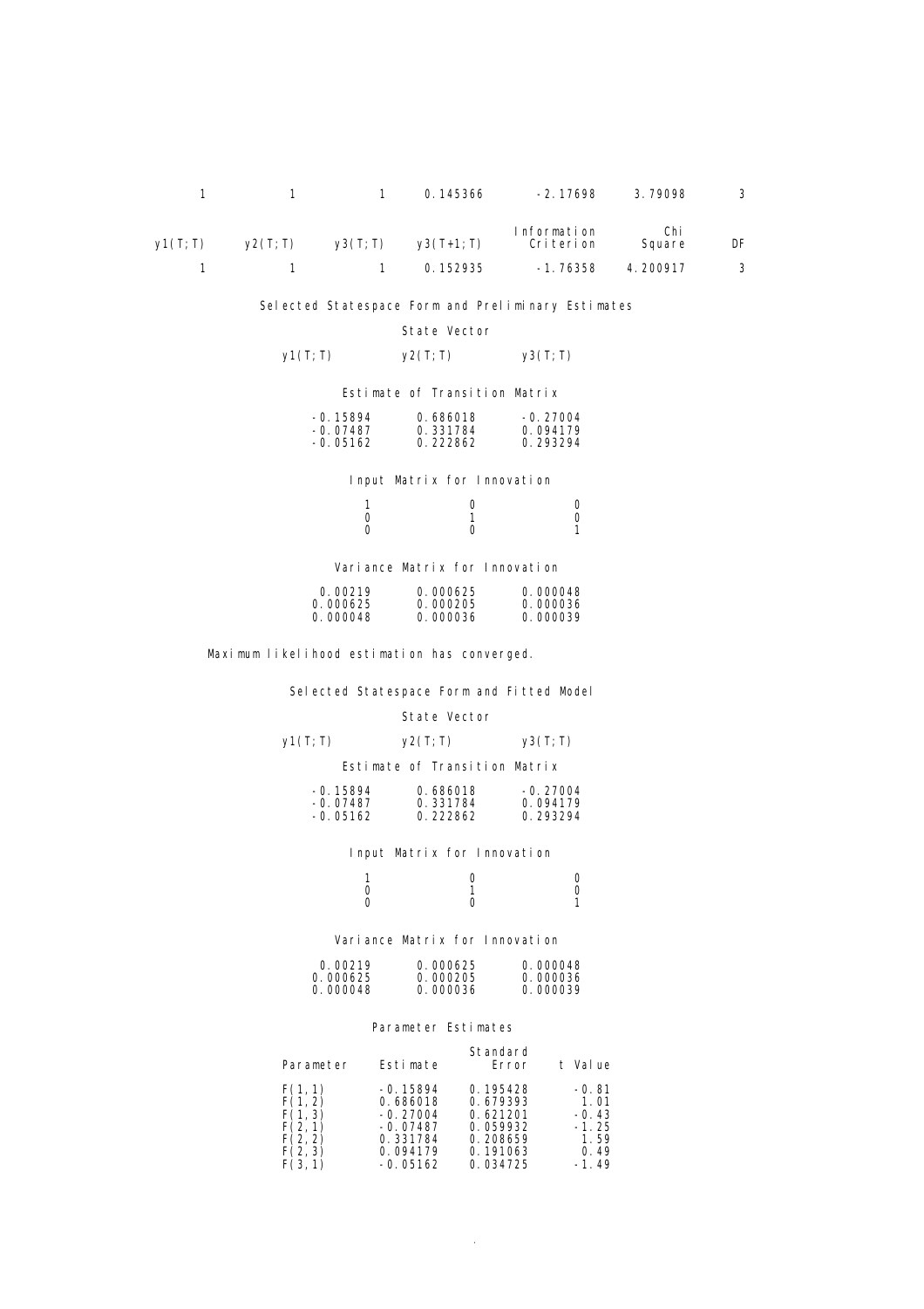| | | | | | | |
|---|---|---|---|---|---|---|
| 1 | 1 | 1 | 0.145366 | -2.17698 | 3.79098 | 3 |

| y1(T;T) | y2(T;T) | y3(T;T) | y3(T+1;T) | Information Criterion | Chi Square | DF |
|---|---|---|---|---|---|---|
| 1 | 1 | 1 | 0.152935 | -1.76358 | 4.200917 | 3 |

Selected Statespace Form and Preliminary Estimates

State Vector

y1(T;T)     y2(T;T)     y3(T;T)

Estimate of Transition Matrix

| | | |
|---|---|---|
| -0.15894 | 0.686018 | -0.27004 |
| -0.07487 | 0.331784 | 0.094179 |
| -0.05162 | 0.222862 | 0.293294 |

Input Matrix for Innovation

| | | |
|---|---|---|
| 1 | 0 | 0 |
| 0 | 1 | 0 |
| 0 | 0 | 1 |

Variance Matrix for Innovation

| | | |
|---|---|---|
| 0.00219 | 0.000625 | 0.000048 |
| 0.000625 | 0.000205 | 0.000036 |
| 0.000048 | 0.000036 | 0.000039 |

Maximum likelihood estimation has converged.

Selected Statespace Form and Fitted Model

State Vector

y1(T;T)     y2(T;T)     y3(T;T)

Estimate of Transition Matrix

| | | |
|---|---|---|
| -0.15894 | 0.686018 | -0.27004 |
| -0.07487 | 0.331784 | 0.094179 |
| -0.05162 | 0.222862 | 0.293294 |

Input Matrix for Innovation

| | | |
|---|---|---|
| 1 | 0 | 0 |
| 0 | 1 | 0 |
| 0 | 0 | 1 |

Variance Matrix for Innovation

| | | |
|---|---|---|
| 0.00219 | 0.000625 | 0.000048 |
| 0.000625 | 0.000205 | 0.000036 |
| 0.000048 | 0.000036 | 0.000039 |

Parameter Estimates

| Parameter | Estimate | Standard Error | t Value |
|---|---|---|---|
| F(1,1) | -0.15894 | 0.195428 | -0.81 |
| F(1,2) | 0.686018 | 0.679393 | 1.01 |
| F(1,3) | -0.27004 | 0.621201 | -0.43 |
| F(2,1) | -0.07487 | 0.059932 | -1.25 |
| F(2,2) | 0.331784 | 0.208659 | 1.59 |
| F(2,3) | 0.094179 | 0.191063 | 0.49 |
| F(3,1) | -0.05162 | 0.034725 | -1.49 |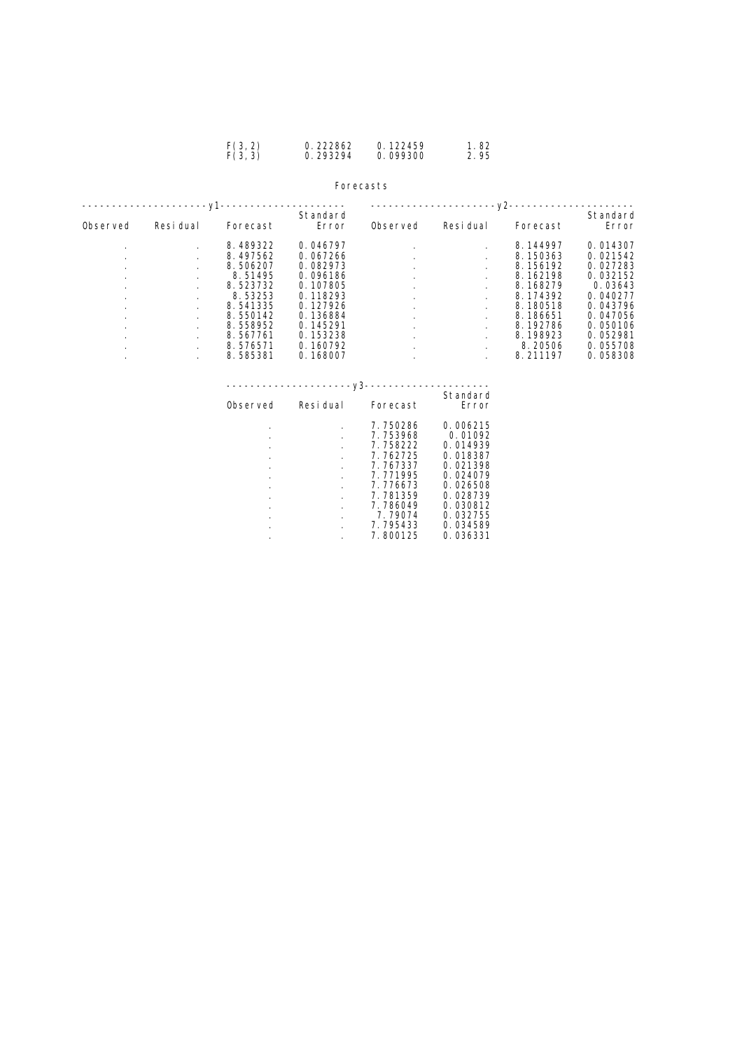| | | | |
|---|---|---|---|
| F(3,2) | 0.222862 | 0.122459 | 1.82 |
| F(3,3) | 0.293294 | 0.099300 | 2.95 |

Forecasts

| y1 | | | | y2 | | | |
|---|---|---|---|---|---|---|---|
| Observed | Residual | Forecast | Standard Error | Observed | Residual | Forecast | Standard Error |
| . | . | 8.489322 | 0.046797 | . | . | 8.144997 | 0.014307 |
| . | . | 8.497562 | 0.067266 | . | . | 8.150363 | 0.021542 |
| . | . | 8.506207 | 0.082973 | . | . | 8.156192 | 0.027283 |
| . | . | 8.51495 | 0.096186 | . | . | 8.162198 | 0.032152 |
| . | . | 8.523732 | 0.107805 | . | . | 8.168279 | 0.040277 |
| . | . | 8.53253 | 0.118293 | . | . | 8.174392 | 0.03643 |
| . | . | 8.541335 | 0.127926 | . | . | 8.180518 | 0.043796 |
| . | . | 8.550142 | 0.136884 | . | . | 8.186651 | 0.047056 |
| . | . | 8.558952 | 0.145291 | . | . | 8.192786 | 0.050106 |
| . | . | 8.567761 | 0.153238 | . | . | 8.198923 | 0.052981 |
| . | . | 8.576571 | 0.160792 | . | . | 8.20506 | 0.055708 |
| . | . | 8.585381 | 0.168007 | . | . | 8.211197 | 0.058308 |

| y3 | | | |
|---|---|---|---|
| Observed | Residual | Forecast | Standard Error |
| . | . | 7.750286 | 0.006215 |
| . | . | 7.753968 | 0.01092 |
| . | . | 7.758222 | 0.014939 |
| . | . | 7.762725 | 0.018387 |
| . | . | 7.767337 | 0.021398 |
| . | . | 7.771995 | 0.024079 |
| . | . | 7.776673 | 0.026508 |
| . | . | 7.781359 | 0.028739 |
| . | . | 7.786049 | 0.030812 |
| . | . | 7.79074 | 0.032755 |
| . | . | 7.795433 | 0.034589 |
| . | . | 7.800125 | 0.036331 |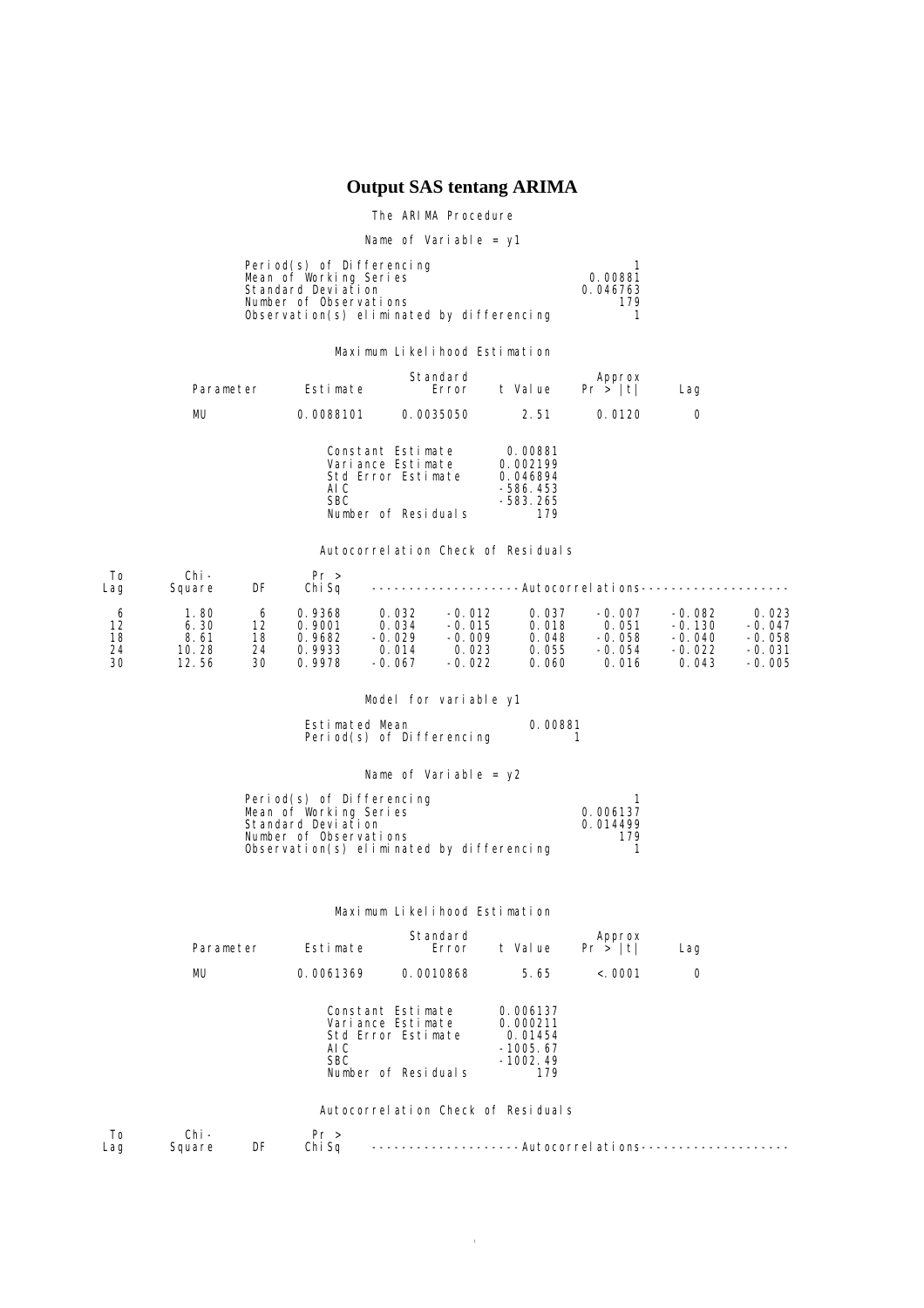# Output SAS tentang ARIMA

The ARIMA Procedure

Name of Variable = y1

| | |
|---|---|
| Period(s) of Differencing | 1 |
| Mean of Working Series | 0.00881 |
| Standard Deviation | 0.046763 |
| Number of Observations | 179 |
| Observation(s) eliminated by differencing | 1 |

Maximum Likelihood Estimation

| Parameter | Estimate | Standard Error | t Value | Approx Pr > \|t\| | Lag |
|---|---|---|---|---|---|
| MU | 0.0088101 | 0.0035050 | 2.51 | 0.0120 | 0 |

| | |
|---|---|
| Constant Estimate | 0.00881 |
| Variance Estimate | 0.002199 |
| Std Error Estimate | 0.046894 |
| AIC | -586.453 |
| SBC | -583.265 |
| Number of Residuals | 179 |

Autocorrelation Check of Residuals

| To Lag | Chi-Square | DF | Pr > ChiSq | Autocorrelations | | | | | |
|---|---|---|---|---|---|---|---|---|---|
| 6 | 1.80 | 6 | 0.9368 | 0.032 | -0.012 | 0.037 | -0.007 | -0.082 | 0.023 |
| 12 | 6.30 | 12 | 0.9001 | 0.034 | -0.015 | 0.018 | 0.051 | -0.130 | -0.047 |
| 18 | 8.61 | 18 | 0.9682 | -0.029 | -0.009 | 0.048 | -0.058 | -0.040 | -0.058 |
| 24 | 10.28 | 24 | 0.9933 | 0.014 | 0.023 | 0.055 | -0.054 | -0.022 | -0.031 |
| 30 | 12.56 | 30 | 0.9978 | -0.067 | -0.022 | 0.060 | 0.016 | 0.043 | -0.005 |

Model for variable y1

| | |
|---|---|
| Estimated Mean | 0.00881 |
| Period(s) of Differencing | 1 |

Name of Variable = y2

| | |
|---|---|
| Period(s) of Differencing | 1 |
| Mean of Working Series | 0.006137 |
| Standard Deviation | 0.014499 |
| Number of Observations | 179 |
| Observation(s) eliminated by differencing | 1 |

Maximum Likelihood Estimation

| Parameter | Estimate | Standard Error | t Value | Approx Pr > \|t\| | Lag |
|---|---|---|---|---|---|
| MU | 0.0061369 | 0.0010868 | 5.65 | <.0001 | 0 |

| | |
|---|---|
| Constant Estimate | 0.006137 |
| Variance Estimate | 0.000211 |
| Std Error Estimate | 0.01454 |
| AIC | -1005.67 |
| SBC | -1002.49 |
| Number of Residuals | 179 |

Autocorrelation Check of Residuals

| To Lag | Chi-Square | DF | Pr > ChiSq | Autocorrelations |
|---|---|---|---|---|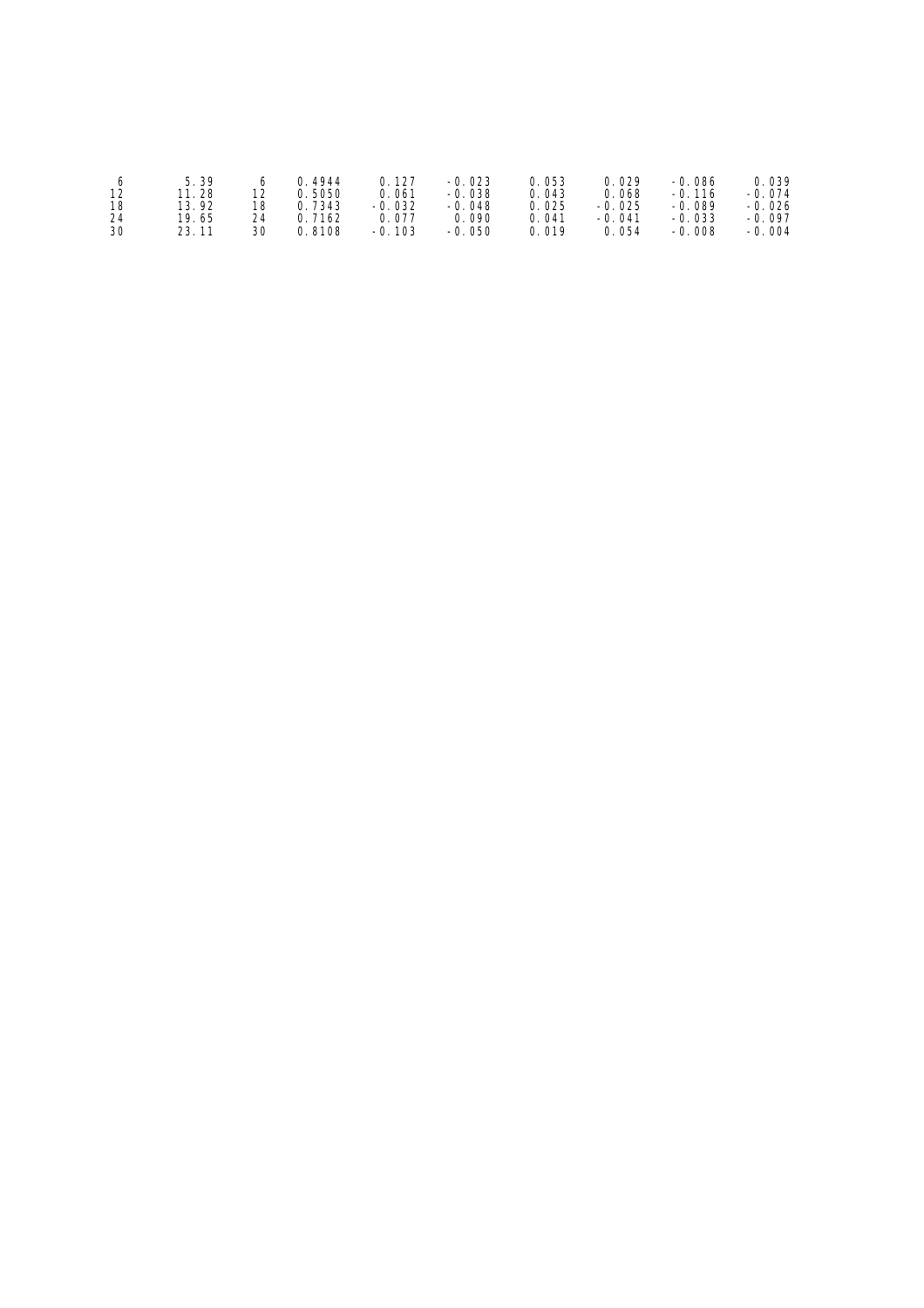| | | | | | | | | | |
|---|---|---|---|---|---|---|---|---|---|
| 6 | 5.39 | 6 | 0.4944 | 0.127 | -0.023 | 0.053 | 0.029 | -0.086 | 0.039 |
| 12 | 11.28 | 12 | 0.5050 | 0.061 | -0.038 | 0.043 | 0.068 | -0.116 | -0.074 |
| 18 | 13.92 | 18 | 0.7343 | -0.032 | -0.048 | 0.025 | -0.025 | -0.089 | -0.026 |
| 24 | 19.65 | 24 | 0.7162 | 0.077 | 0.090 | 0.041 | -0.041 | -0.033 | -0.097 |
| 30 | 23.11 | 30 | 0.8108 | -0.103 | -0.050 | 0.019 | 0.054 | -0.008 | -0.004 |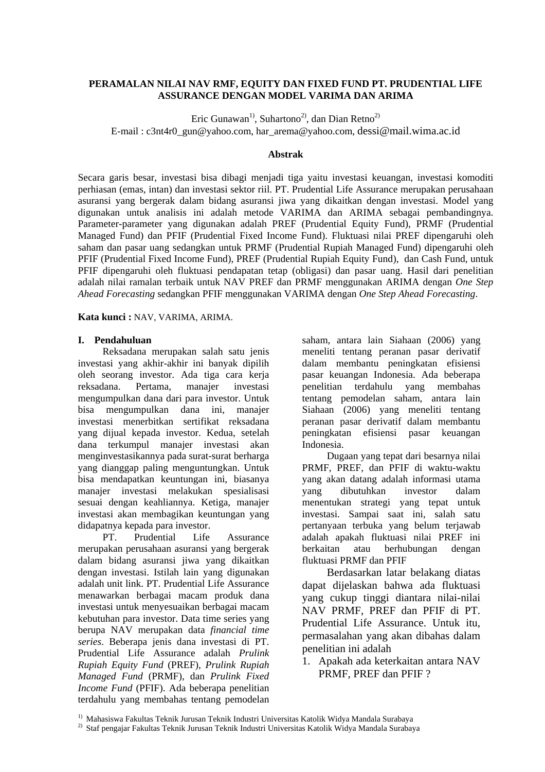# PERAMALAN NILAI NAV RMF, EQUITY DAN FIXED FUND PT. PRUDENTIAL LIFE ASSURANCE DENGAN MODEL VARIMA DAN ARIMA

Eric Gunawan[1], Suhartono[2], dan Dian Retno[2]

E-mail : c3nt4r0_gun@yahoo.com, har_arema@yahoo.com, dessi@mail.wima.ac.id

## Abstrak

Secara garis besar, investasi bisa dibagi menjadi tiga yaitu investasi keuangan, investasi komoditi perhiasan (emas, intan) dan investasi sektor riil. PT. Prudential Life Assurance merupakan perusahaan asuransi yang bergerak dalam bidang asuransi jiwa yang dikaitkan dengan investasi. Model yang digunakan untuk analisis ini adalah metode VARIMA dan ARIMA sebagai pembandingnya. Parameter-parameter yang digunakan adalah PREF (Prudential Equity Fund), PRMF (Prudential Managed Fund) dan PFIF (Prudential Fixed Income Fund). Fluktuasi nilai PREF dipengaruhi oleh saham dan pasar uang sedangkan untuk PRMF (Prudential Rupiah Managed Fund) dipengaruhi oleh PFIF (Prudential Fixed Income Fund), PREF (Prudential Rupiah Equity Fund), dan Cash Fund, untuk PFIF dipengaruhi oleh fluktuasi pendapatan tetap (obligasi) dan pasar uang. Hasil dari penelitian adalah nilai ramalan terbaik untuk NAV PREF dan PRMF menggunakan ARIMA dengan *One Step Ahead Forecasting* sedangkan PFIF menggunakan VARIMA dengan *One Step Ahead Forecasting*.

**Kata kunci :** NAV, VARIMA, ARIMA.

## I. Pendahuluan

Reksadana merupakan salah satu jenis investasi yang akhir-akhir ini banyak dipilih oleh seorang investor. Ada tiga cara kerja reksadana. Pertama, manajer investasi mengumpulkan dana dari para investor. Untuk bisa mengumpulkan dana ini, manajer investasi menerbitkan sertifikat reksadana yang dijual kepada investor. Kedua, setelah dana terkumpul manajer investasi akan menginvestasikannya pada surat-surat berharga yang dianggap paling menguntungkan. Untuk bisa mendapatkan keuntungan ini, biasanya manajer investasi melakukan spesialisasi sesuai dengan keahliannya. Ketiga, manajer investasi akan membagikan keuntungan yang didapatnya kepada para investor.

PT. Prudential Life Assurance merupakan perusahaan asuransi yang bergerak dalam bidang asuransi jiwa yang dikaitkan dengan investasi. Istilah lain yang digunakan adalah unit link. PT. Prudential Life Assurance menawarkan berbagai macam produk dana investasi untuk menyesuaikan berbagai macam kebutuhan para investor. Data time series yang berupa NAV merupakan data *financial time series*. Beberapa jenis dana investasi di PT. Prudential Life Assurance adalah *Prulink Rupiah Equity Fund* (PREF), *Prulink Rupiah Managed Fund* (PRMF), dan *Prulink Fixed Income Fund* (PFIF). Ada beberapa penelitian terdahulu yang membahas tentang pemodelan saham, antara lain Siahaan (2006) yang meneliti tentang peranan pasar derivatif dalam membantu peningkatan efisiensi pasar keuangan Indonesia. Ada beberapa penelitian terdahulu yang membahas tentang pemodelan saham, antara lain Siahaan (2006) yang meneliti tentang peranan pasar derivatif dalam membantu peningkatan efisiensi pasar keuangan Indonesia.

Dugaan yang tepat dari besarnya nilai PRMF, PREF, dan PFIF di waktu-waktu yang akan datang adalah informasi utama yang dibutuhkan investor dalam menentukan strategi yang tepat untuk investasi. Sampai saat ini, salah satu pertanyaan terbuka yang belum terjawab adalah apakah fluktuasi nilai PREF ini berkaitan atau berhubungan dengan fluktuasi PRMF dan PFIF

Berdasarkan latar belakang diatas dapat dijelaskan bahwa ada fluktuasi yang cukup tinggi diantara nilai-nilai NAV PRMF, PREF dan PFIF di PT. Prudential Life Assurance. Untuk itu, permasalahan yang akan dibahas dalam penelitian ini adalah

1. Apakah ada keterkaitan antara NAV PRMF, PREF dan PFIF ?

---

[1] Mahasiswa Fakultas Teknik Jurusan Teknik Industri Universitas Katolik Widya Mandala Surabaya

[2] Staf pengajar Fakultas Teknik Jurusan Teknik Industri Universitas Katolik Widya Mandala Surabaya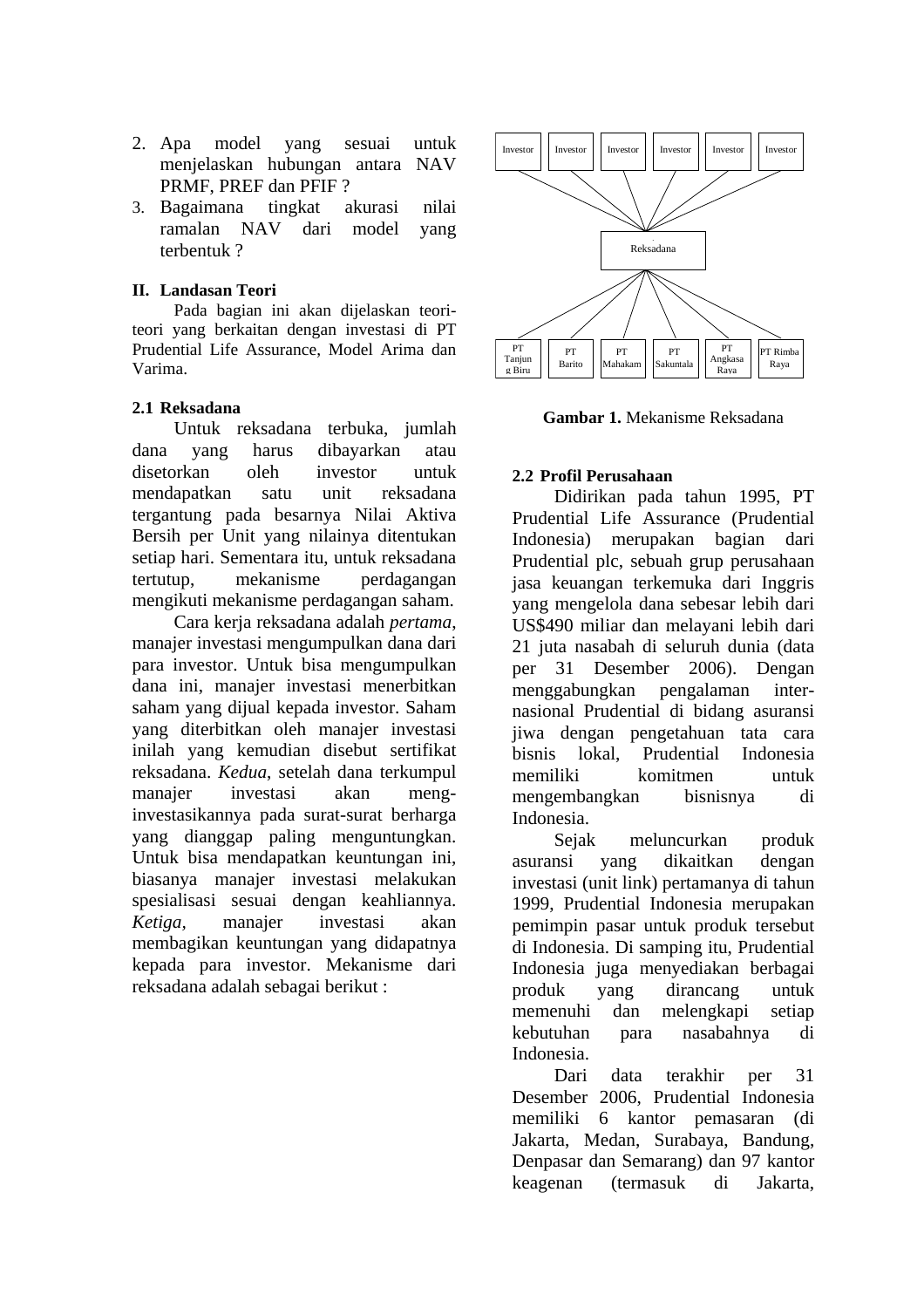2. Apa model yang sesuai untuk menjelaskan hubungan antara NAV PRMF, PREF dan PFIF ?
3. Bagaimana tingkat akurasi nilai ramalan NAV dari model yang terbentuk ?

## II. Landasan Teori

Pada bagian ini akan dijelaskan teori-teori yang berkaitan dengan investasi di PT Prudential Life Assurance, Model Arima dan Varima.

### 2.1 Reksadana

Untuk reksadana terbuka, jumlah dana yang harus dibayarkan atau disetorkan oleh investor untuk mendapatkan satu unit reksadana tergantung pada besarnya Nilai Aktiva Bersih per Unit yang nilainya ditentukan setiap hari. Sementara itu, untuk reksadana tertutup, mekanisme perdagangan mengikuti mekanisme perdagangan saham.

Cara kerja reksadana adalah *pertama*, manajer investasi mengumpulkan dana dari para investor. Untuk bisa mengumpulkan dana ini, manajer investasi menerbitkan saham yang dijual kepada investor. Saham yang diterbitkan oleh manajer investasi inilah yang kemudian disebut sertifikat reksadana. *Kedua*, setelah dana terkumpul manajer investasi akan meng-investasikannya pada surat-surat berharga yang dianggap paling menguntungkan. Untuk bisa mendapatkan keuntungan ini, biasanya manajer investasi melakukan spesialisasi sesuai dengan keahliannya. *Ketiga*, manajer investasi akan membagikan keuntungan yang didapatnya kepada para investor. Mekanisme dari reksadana adalah sebagai berikut :

Investor | Investor | Investor | Investor | Investor | Investor

Reksadana

PT Tanjung Biru | PT Barito | PT Mahakam | PT Sakuntala | PT Angkasa Raya | PT Rimba Raya

**Gambar 1.** Mekanisme Reksadana

### 2.2 Profil Perusahaan

Didirikan pada tahun 1995, PT Prudential Life Assurance (Prudential Indonesia) merupakan bagian dari Prudential plc, sebuah grup perusahaan jasa keuangan terkemuka dari Inggris yang mengelola dana sebesar lebih dari US$490 miliar dan melayani lebih dari 21 juta nasabah di seluruh dunia (data per 31 Desember 2006). Dengan menggabungkan pengalaman inter-nasional Prudential di bidang asuransi jiwa dengan pengetahuan tata cara bisnis lokal, Prudential Indonesia memiliki komitmen untuk mengembangkan bisnisnya di Indonesia.

Sejak meluncurkan produk asuransi yang dikaitkan dengan investasi (unit link) pertamanya di tahun 1999, Prudential Indonesia merupakan pemimpin pasar untuk produk tersebut di Indonesia. Di samping itu, Prudential Indonesia juga menyediakan berbagai produk yang dirancang untuk memenuhi dan melengkapi setiap kebutuhan para nasabahnya di Indonesia.

Dari data terakhir per 31 Desember 2006, Prudential Indonesia memiliki 6 kantor pemasaran (di Jakarta, Medan, Surabaya, Bandung, Denpasar dan Semarang) dan 97 kantor keagenan (termasuk di Jakarta,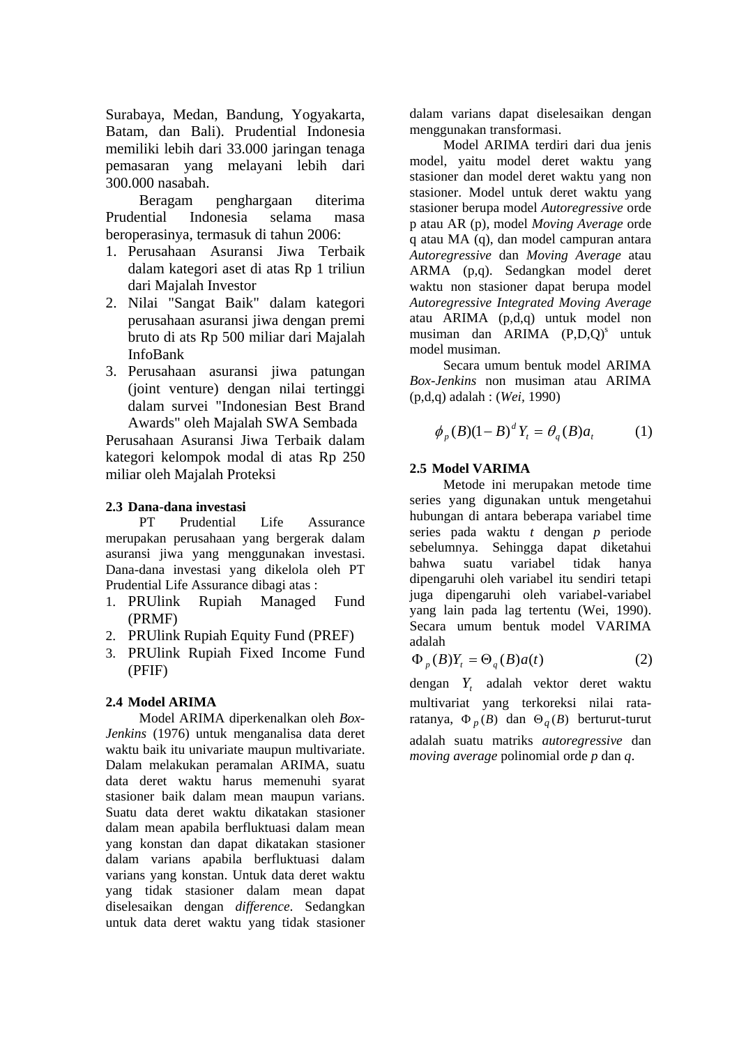Surabaya, Medan, Bandung, Yogyakarta, Batam, dan Bali). Prudential Indonesia memiliki lebih dari 33.000 jaringan tenaga pemasaran yang melayani lebih dari 300.000 nasabah.

Beragam penghargaan diterima Prudential Indonesia selama masa beroperasinya, termasuk di tahun 2006:

1. Perusahaan Asuransi Jiwa Terbaik dalam kategori aset di atas Rp 1 triliun dari Majalah Investor
2. Nilai "Sangat Baik" dalam kategori perusahaan asuransi jiwa dengan premi bruto di ats Rp 500 miliar dari Majalah InfoBank
3. Perusahaan asuransi jiwa patungan (joint venture) dengan nilai tertinggi dalam survei "Indonesian Best Brand Awards" oleh Majalah SWA Sembada

Perusahaan Asuransi Jiwa Terbaik dalam kategori kelompok modal di atas Rp 250 miliar oleh Majalah Proteksi

### 2.3 Dana-dana investasi

PT Prudential Life Assurance merupakan perusahaan yang bergerak dalam asuransi jiwa yang menggunakan investasi. Dana-dana investasi yang dikelola oleh PT Prudential Life Assurance dibagi atas :

1. PRUlink Rupiah Managed Fund (PRMF)
2. PRUlink Rupiah Equity Fund (PREF)
3. PRUlink Rupiah Fixed Income Fund (PFIF)

### 2.4 Model ARIMA

Model ARIMA diperkenalkan oleh *Box-Jenkins* (1976) untuk menganalisa data deret waktu baik itu univariate maupun multivariate. Dalam melakukan peramalan ARIMA, suatu data deret waktu harus memenuhi syarat stasioner baik dalam mean maupun varians. Suatu data deret waktu dikatakan stasioner dalam mean apabila berfluktuasi dalam mean yang konstan dan dapat dikatakan stasioner dalam varians apabila berfluktuasi dalam varians yang konstan. Untuk data deret waktu yang tidak stasioner dalam mean dapat diselesaikan dengan *difference*. Sedangkan untuk data deret waktu yang tidak stasioner dalam varians dapat diselesaikan dengan menggunakan transformasi.

Model ARIMA terdiri dari dua jenis model, yaitu model deret waktu yang stasioner dan model deret waktu yang non stasioner. Model untuk deret waktu yang stasioner berupa model *Autoregressive* orde p atau AR (p), model *Moving Average* orde q atau MA (q), dan model campuran antara *Autoregressive* dan *Moving Average* atau ARMA (p,q). Sedangkan model deret waktu non stasioner dapat berupa model *Autoregressive Integrated Moving Average* atau ARIMA (p,d,q) untuk model non musiman dan ARIMA $(P,D,Q)^s$ untuk model musiman.

Secara umum bentuk model ARIMA *Box-Jenkins* non musiman atau ARIMA (p,d,q) adalah : (*Wei*, 1990)

$$\phi_p(B)(1-B)^d Y_t = \theta_q(B) a_t \qquad (1)$$

### 2.5 Model VARIMA

Metode ini merupakan metode time series yang digunakan untuk mengetahui hubungan di antara beberapa variabel time series pada waktu *t* dengan *p* periode sebelumnya. Sehingga dapat diketahui bahwa suatu variabel tidak hanya dipengaruhi oleh variabel itu sendiri tetapi juga dipengaruhi oleh variabel-variabel yang lain pada lag tertentu (Wei, 1990). Secara umum bentuk model VARIMA adalah

$$\Phi_p(B) Y_t = \Theta_q(B) a(t) \qquad (2)$$

dengan $Y_t$ adalah vektor deret waktu multivariat yang terkoreksi nilai rata-ratanya, $\Phi_p(B)$ dan $\Theta_q(B)$ berturut-turut adalah suatu matriks *autoregressive* dan *moving average* polinomial orde *p* dan *q*.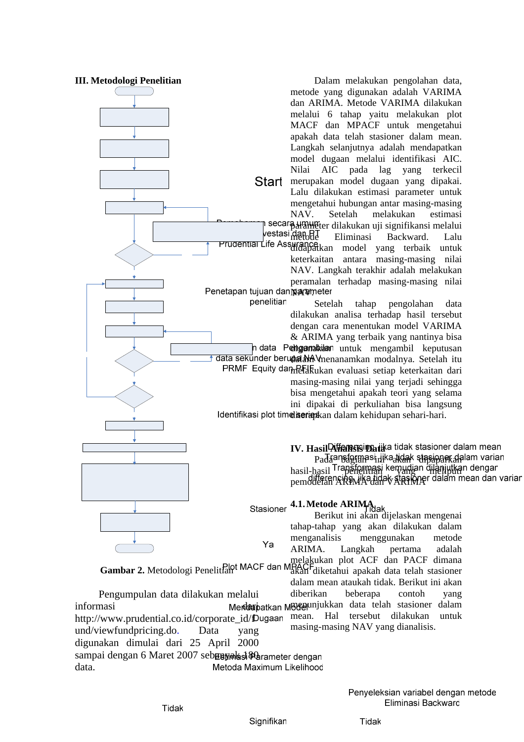## III. Metodologi Penelitian

Start

Pemahaman secara umum investasi dan PT Prudential Life Assurance

Penetapan tujuan dan parameter penelitian

Pengambilan data sekunder berupa NAV PRMF Equity dan PFIF

Identifikasi plot time series

Differencing jika tidak stasioner dalam mean
Transformasi jika tidak stasioner dalam varian
Transformasi kemudian dilanjutkan dengan differencing jika tidak stasioner dalam mean dan varian

Stasioner

Tidak

Ya

Plot MACF dan MPACF

Mendapatkan Model Dugaan

Estimasi Parameter dengan Metoda Maximum Likelihood

Penyeleksian variabel dengan metode Eliminasi Backward

Tidak

Signifikan

Tidak

**Gambar 2.** Metodologi Penelitian

Pengumpulan data dilakukan melalui informasi dari http://www.prudential.co.id/corporate_id/fund/viewfundpricing.do. Data yang digunakan dimulai dari 25 April 2000 sampai dengan 6 Maret 2007 sebanyak 180 data.

Dalam melakukan pengolahan data, metode yang digunakan adalah VARIMA dan ARIMA. Metode VARIMA dilakukan melalui 6 tahap yaitu melakukan plot MACF dan MPACF untuk mengetahui apakah data telah stasioner dalam mean. Langkah selanjutnya adalah mendapatkan model dugaan melalui identifikasi AIC. Nilai AIC pada lag yang terkecil merupakan model dugaan yang dipakai. Lalu dilakukan estimasi parameter untuk mengetahui hubungan antar masing-masing NAV. Setelah melakukan estimasi parameter dilakukan uji signifikansi melalui metode Eliminasi Backward. Lalu didapatkan model yang terbaik untuk keterkaitan antara masing-masing nilai NAV. Langkah terakhir adalah melakukan peramalan terhadap masing-masing nilai NAV.

Setelah tahap pengolahan data dilakukan analisa terhadap hasil tersebut dengan cara menentukan model VARIMA & ARIMA yang terbaik yang nantinya bisa digunakan untuk mengambil keputusan dalam menanamkan modalnya. Setelah itu dilakukan evaluasi setiap keterkaitan dari masing-masing nilai yang terjadi sehingga bisa mengetahui apakah teori yang selama ini dipakai di perkuliahan bisa langsung diterapkan dalam kehidupan sehari-hari.

## IV. Hasil Analisis Data

Pada bagian ini akan dipaparkan hasil-hasil penelitian yang meliputi pemodelan ARIMA dan VARIMA

### 4.1. Metode ARIMA

Berikut ini akan dijelaskan mengenai tahap-tahap yang akan dilakukan dalam menganalisis menggunakan metode ARIMA. Langkah pertama adalah melakukan plot ACF dan PACF dimana akan diketahui apakah data telah stasioner dalam mean ataukah tidak. Berikut ini akan diberikan beberapa contoh yang menunjukkan data telah stasioner dalam mean. Hal tersebut dilakukan untuk masing-masing NAV yang dianalisis.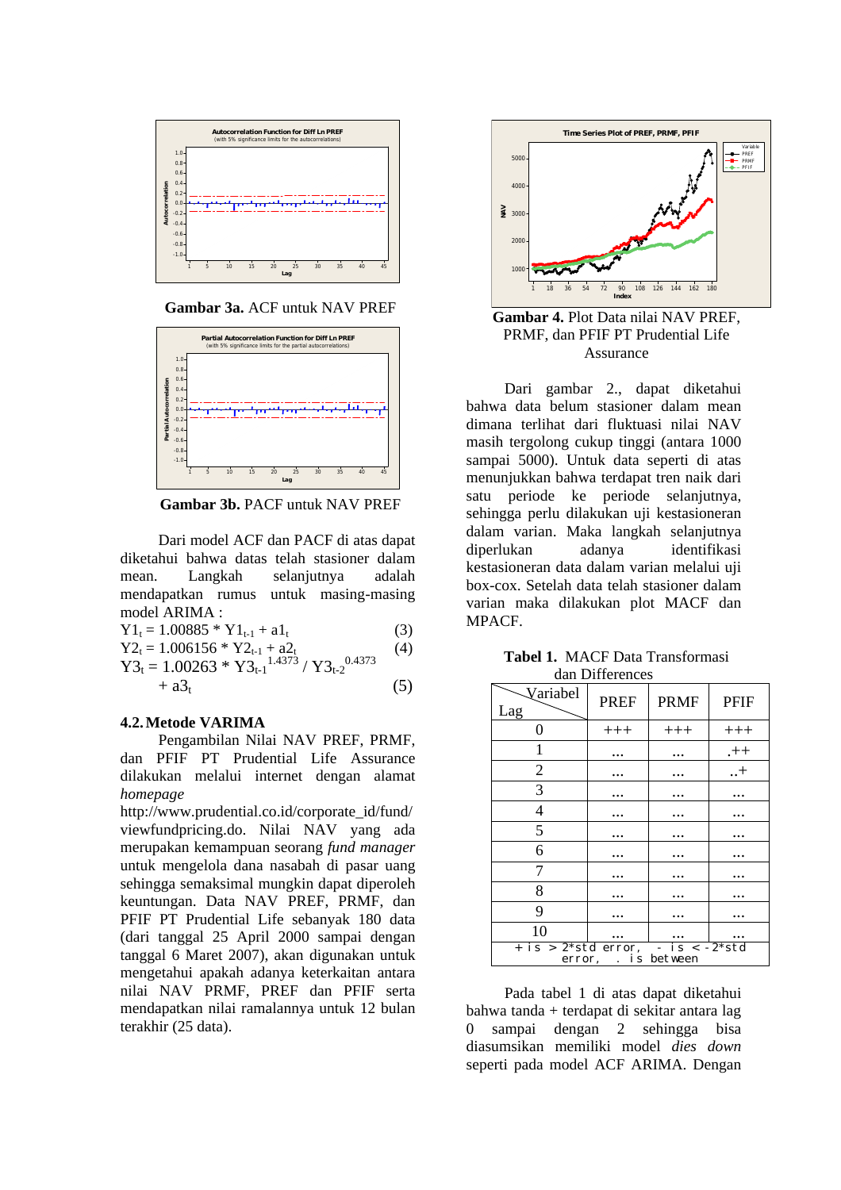**Gambar 3a.** ACF untuk NAV PREF

**Gambar 3b.** PACF untuk NAV PREF

Dari model ACF dan PACF di atas dapat diketahui bahwa datas telah stasioner dalam mean. Langkah selanjutnya adalah mendapatkan rumus untuk masing-masing model ARIMA :

$$Y1_t = 1.00885 * Y1_{t-1} + a1_t \quad (3)$$

$$Y2_t = 1.006156 * Y2_{t-1} + a2_t \quad (4)$$

$$Y3_t = 1.00263 * Y3_{t-1}^{1.4373} / Y3_{t-2}^{0.4373} + a3_t \quad (5)$$

### 4.2. Metode VARIMA

Pengambilan Nilai NAV PREF, PRMF, dan PFIF PT Prudential Life Assurance dilakukan melalui internet dengan alamat *homepage* http://www.prudential.co.id/corporate_id/fund/viewfundpricing.do. Nilai NAV yang ada merupakan kemampuan seorang *fund manager* untuk mengelola dana nasabah di pasar uang sehingga semaksimal mungkin dapat diperoleh keuntungan. Data NAV PREF, PRMF, dan PFIF PT Prudential Life sebanyak 180 data (dari tanggal 25 April 2000 sampai dengan tanggal 6 Maret 2007), akan digunakan untuk mengetahui apakah adanya keterkaitan antara nilai NAV PRMF, PREF dan PFIF serta mendapatkan nilai ramalannya untuk 12 bulan terakhir (25 data).

**Gambar 4.** Plot Data nilai NAV PREF, PRMF, dan PFIF PT Prudential Life Assurance

Dari gambar 2., dapat diketahui bahwa data belum stasioner dalam mean dimana terlihat dari fluktuasi nilai NAV masih tergolong cukup tinggi (antara 1000 sampai 5000). Untuk data seperti di atas menunjukkan bahwa terdapat tren naik dari satu periode ke periode selanjutnya, sehingga perlu dilakukan uji kestasioneran dalam varian. Maka langkah selanjutnya diperlukan adanya identifikasi kestasioneran data dalam varian melalui uji box-cox. Setelah data telah stasioner dalam varian maka dilakukan plot MACF dan MPACF.

**Tabel 1.** MACF Data Transformasi dan Differences

| Variabel / Lag | PREF | PRMF | PFIF |
|---|---|---|---|
| 0 | +++ | +++ | +++ |
| 1 | ... | ... | .++ |
| 2 | ... | ... | ..+ |
| 3 | ... | ... | ... |
| 4 | ... | ... | ... |
| 5 | ... | ... | ... |
| 6 | ... | ... | ... |
| 7 | ... | ... | ... |
| 8 | ... | ... | ... |
| 9 | ... | ... | ... |
| 10 | ... | ... | ... |

+ is > 2*std error, - is < -2*std error, . is between

Pada tabel 1 di atas dapat diketahui bahwa tanda + terdapat di sekitar antara lag 0 sampai dengan 2 sehingga bisa diasumsikan memiliki model *dies down* seperti pada model ACF ARIMA. Dengan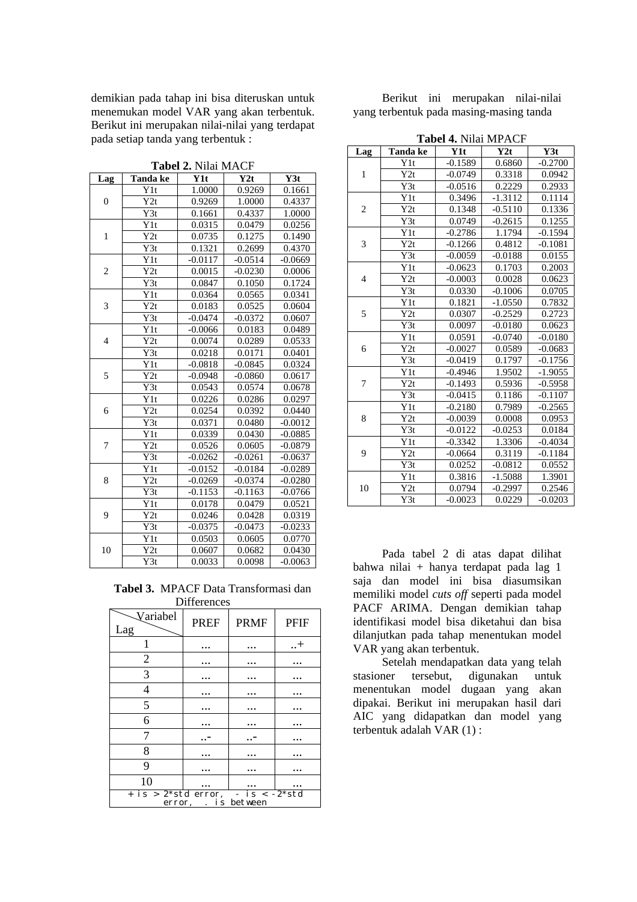demikian pada tahap ini bisa diteruskan untuk menemukan model VAR yang akan terbentuk. Berikut ini merupakan nilai-nilai yang terdapat pada setiap tanda yang terbentuk :

**Tabel 2.** Nilai MACF

| Lag | Tanda ke | Y1t | Y2t | Y3t |
|---|---|---|---|---|
| 0 | Y1t | 1.0000 | 0.9269 | 0.1661 |
| | Y2t | 0.9269 | 1.0000 | 0.4337 |
| | Y3t | 0.1661 | 0.4337 | 1.0000 |
| 1 | Y1t | 0.0315 | 0.0479 | 0.0256 |
| | Y2t | 0.0735 | 0.1275 | 0.1490 |
| | Y3t | 0.1321 | 0.2699 | 0.4370 |
| 2 | Y1t | -0.0117 | -0.0514 | -0.0669 |
| | Y2t | 0.0015 | -0.0230 | 0.0006 |
| | Y3t | 0.0847 | 0.1050 | 0.1724 |
| 3 | Y1t | 0.0364 | 0.0565 | 0.0341 |
| | Y2t | 0.0183 | 0.0525 | 0.0604 |
| | Y3t | -0.0474 | -0.0372 | 0.0607 |
| 4 | Y1t | -0.0066 | 0.0183 | 0.0489 |
| | Y2t | 0.0074 | 0.0289 | 0.0533 |
| | Y3t | 0.0218 | 0.0171 | 0.0401 |
| 5 | Y1t | -0.0818 | -0.0845 | 0.0324 |
| | Y2t | -0.0948 | -0.0860 | 0.0617 |
| | Y3t | 0.0543 | 0.0574 | 0.0678 |
| 6 | Y1t | 0.0226 | 0.0286 | 0.0297 |
| | Y2t | 0.0254 | 0.0392 | 0.0440 |
| | Y3t | 0.0371 | 0.0480 | -0.0012 |
| 7 | Y1t | 0.0339 | 0.0430 | -0.0885 |
| | Y2t | 0.0526 | 0.0605 | -0.0879 |
| | Y3t | -0.0262 | -0.0261 | -0.0637 |
| 8 | Y1t | -0.0152 | -0.0184 | -0.0289 |
| | Y2t | -0.0269 | -0.0374 | -0.0280 |
| | Y3t | -0.1153 | -0.1163 | -0.0766 |
| 9 | Y1t | 0.0178 | 0.0479 | 0.0521 |
| | Y2t | 0.0246 | 0.0428 | 0.0319 |
| | Y3t | -0.0375 | -0.0473 | -0.0233 |
| 10 | Y1t | 0.0503 | 0.0605 | 0.0770 |
| | Y2t | 0.0607 | 0.0682 | 0.0430 |
| | Y3t | 0.0033 | 0.0098 | -0.0063 |

**Tabel 3.** MPACF Data Transformasi dan Differences

| Lag \ Variabel | PREF | PRMF | PFIF |
|---|---|---|---|
| 1 | ... | ... | ..+ |
| 2 | ... | ... | ... |
| 3 | ... | ... | ... |
| 4 | ... | ... | ... |
| 5 | ... | ... | ... |
| 6 | ... | ... | ... |
| 7 | ..- | ..- | ... |
| 8 | ... | ... | ... |
| 9 | ... | ... | ... |
| 10 | ... | ... | ... |
| + is > 2*std error, - is < -2*std error, . is between | | | |

Berikut ini merupakan nilai-nilai yang terbentuk pada masing-masing tanda

**Tabel 4.** Nilai MPACF

| Lag | Tanda ke | Y1t | Y2t | Y3t |
|---|---|---|---|---|
| 1 | Y1t | -0.1589 | 0.6860 | -0.2700 |
| | Y2t | -0.0749 | 0.3318 | 0.0942 |
| | Y3t | -0.0516 | 0.2229 | 0.2933 |
| 2 | Y1t | 0.3496 | -1.3112 | 0.1114 |
| | Y2t | 0.1348 | -0.5110 | 0.1336 |
| | Y3t | 0.0749 | -0.2615 | 0.1255 |
| 3 | Y1t | -0.2786 | 1.1794 | -0.1594 |
| | Y2t | -0.1266 | 0.4812 | -0.1081 |
| | Y3t | -0.0059 | -0.0188 | 0.0155 |
| 4 | Y1t | -0.0623 | 0.1703 | 0.2003 |
| | Y2t | -0.0003 | 0.0028 | 0.0623 |
| | Y3t | 0.0330 | -0.1006 | 0.0705 |
| 5 | Y1t | 0.1821 | -1.0550 | 0.7832 |
| | Y2t | 0.0307 | -0.2529 | 0.2723 |
| | Y3t | 0.0097 | -0.0180 | 0.0623 |
| 6 | Y1t | 0.0591 | -0.0740 | -0.0180 |
| | Y2t | -0.0027 | 0.0589 | -0.0683 |
| | Y3t | -0.0419 | 0.1797 | -0.1756 |
| 7 | Y1t | -0.4946 | 1.9502 | -1.9055 |
| | Y2t | -0.1493 | 0.5936 | -0.5958 |
| | Y3t | -0.0415 | 0.1186 | -0.1107 |
| 8 | Y1t | -0.2180 | 0.7989 | -0.2565 |
| | Y2t | -0.0039 | 0.0008 | 0.0953 |
| | Y3t | -0.0122 | -0.0253 | 0.0184 |
| 9 | Y1t | -0.3342 | 1.3306 | -0.4034 |
| | Y2t | -0.0664 | 0.3119 | -0.1184 |
| | Y3t | 0.0252 | -0.0812 | 0.0552 |
| 10 | Y1t | 0.3816 | -1.5088 | 1.3901 |
| | Y2t | 0.0794 | -0.2997 | 0.2546 |
| | Y3t | -0.0023 | 0.0229 | -0.0203 |

Pada tabel 2 di atas dapat dilihat bahwa nilai + hanya terdapat pada lag 1 saja dan model ini bisa diasumsikan memiliki model *cuts off* seperti pada model PACF ARIMA. Dengan demikian tahap identifikasi model bisa diketahui dan bisa dilanjutkan pada tahap menentukan model VAR yang akan terbentuk.

Setelah mendapatkan data yang telah stasioner tersebut, digunakan untuk menentukan model dugaan yang akan dipakai. Berikut ini merupakan hasil dari AIC yang didapatkan dan model yang terbentuk adalah VAR (1) :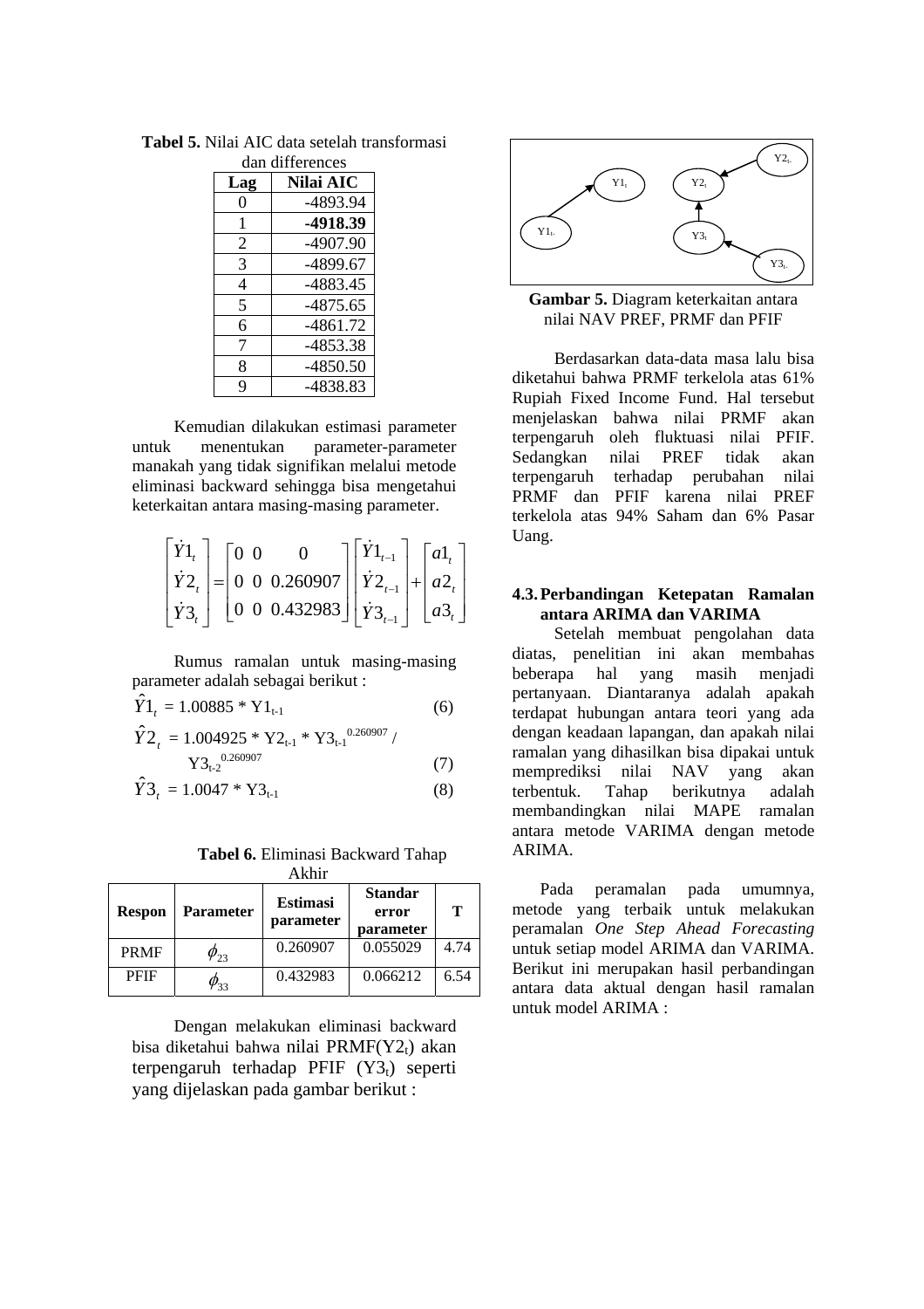**Tabel 5.** Nilai AIC data setelah transformasi dan differences

| Lag | Nilai AIC |
|---|---|
| 0 | -4893.94 |
| 1 | **-4918.39** |
| 2 | -4907.90 |
| 3 | -4899.67 |
| 4 | -4883.45 |
| 5 | -4875.65 |
| 6 | -4861.72 |
| 7 | -4853.38 |
| 8 | -4850.50 |
| 9 | -4838.83 |

Kemudian dilakukan estimasi parameter untuk menentukan parameter-parameter manakah yang tidak signifikan melalui metode eliminasi backward sehingga bisa mengetahui keterkaitan antara masing-masing parameter.

$$\begin{bmatrix} \dot{Y}1_t \\ \dot{Y}2_t \\ \dot{Y}3_t \end{bmatrix} = \begin{bmatrix} 0 & 0 & 0 \\ 0 & 0 & 0.260907 \\ 0 & 0 & 0.432983 \end{bmatrix} \begin{bmatrix} \dot{Y}1_{t-1} \\ \dot{Y}2_{t-1} \\ \dot{Y}3_{t-1} \end{bmatrix} + \begin{bmatrix} a1_t \\ a2_t \\ a3_t \end{bmatrix}$$

Rumus ramalan untuk masing-masing parameter adalah sebagai berikut :

$$\hat{Y}1_t = 1.00885 * Y1_{t-1} \quad (6)$$

$$\hat{Y}2_t = 1.004925 * Y2_{t-1} * Y3_{t-1}^{0.260907} / Y3_{t-2}^{0.260907} \quad (7)$$

$$\hat{Y}3_t = 1.0047 * Y3_{t-1} \quad (8)$$

**Tabel 6.** Eliminasi Backward Tahap Akhir

| Respon | Parameter | Estimasi parameter | Standar error parameter | T |
|---|---|---|---|---|
| PRMF | $\phi_{23}$ | 0.260907 | 0.055029 | 4.74 |
| PFIF | $\phi_{33}$ | 0.432983 | 0.066212 | 6.54 |

Dengan melakukan eliminasi backward bisa diketahui bahwa nilai PRMF($Y2_t$) akan terpengaruh terhadap PFIF ($Y3_t$) seperti yang dijelaskan pada gambar berikut :

**Gambar 5.** Diagram keterkaitan antara nilai NAV PREF, PRMF dan PFIF

Berdasarkan data-data masa lalu bisa diketahui bahwa PRMF terkelola atas 61% Rupiah Fixed Income Fund. Hal tersebut menjelaskan bahwa nilai PRMF akan terpengaruh oleh fluktuasi nilai PFIF. Sedangkan nilai PREF tidak akan terpengaruh terhadap perubahan nilai PRMF dan PFIF karena nilai PREF terkelola atas 94% Saham dan 6% Pasar Uang.

### 4.3. Perbandingan Ketepatan Ramalan antara ARIMA dan VARIMA

Setelah membuat pengolahan data diatas, penelitian ini akan membahas beberapa hal yang masih menjadi pertanyaan. Diantaranya adalah apakah terdapat hubungan antara teori yang ada dengan keadaan lapangan, dan apakah nilai ramalan yang dihasilkan bisa dipakai untuk memprediksi nilai NAV yang akan terbentuk. Tahap berikutnya adalah membandingkan nilai MAPE ramalan antara metode VARIMA dengan metode ARIMA.

Pada peramalan pada umumnya, metode yang terbaik untuk melakukan peramalan *One Step Ahead Forecasting* untuk setiap model ARIMA dan VARIMA. Berikut ini merupakan hasil perbandingan antara data aktual dengan hasil ramalan untuk model ARIMA :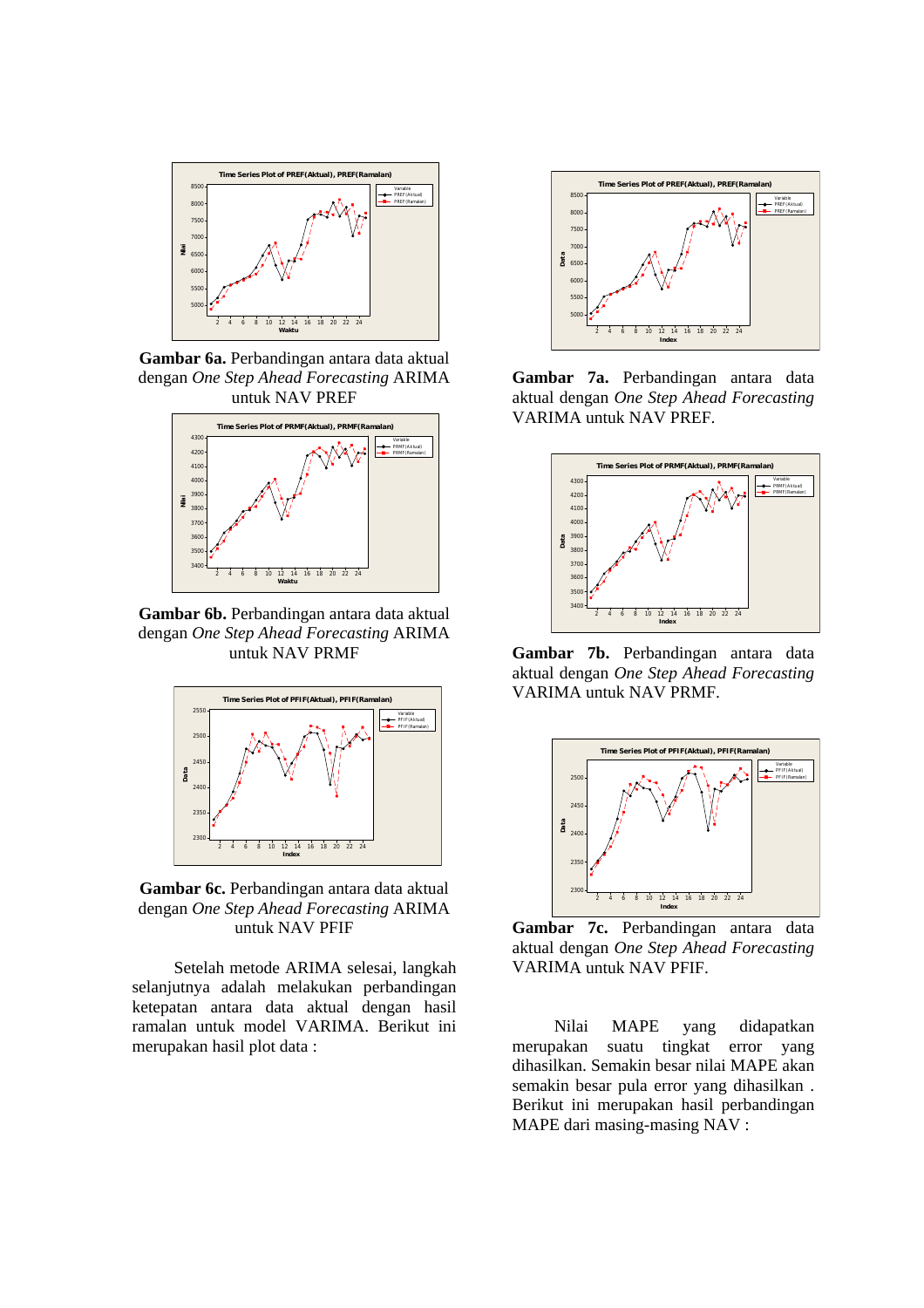**Gambar 6a.** Perbandingan antara data aktual dengan *One Step Ahead Forecasting* ARIMA untuk NAV PREF

**Gambar 6b.** Perbandingan antara data aktual dengan *One Step Ahead Forecasting* ARIMA untuk NAV PRMF

**Gambar 6c.** Perbandingan antara data aktual dengan *One Step Ahead Forecasting* ARIMA untuk NAV PFIF

Setelah metode ARIMA selesai, langkah selanjutnya adalah melakukan perbandingan ketepatan antara data aktual dengan hasil ramalan untuk model VARIMA. Berikut ini merupakan hasil plot data :

**Gambar 7a.** Perbandingan antara data aktual dengan *One Step Ahead Forecasting* VARIMA untuk NAV PREF.

**Gambar 7b.** Perbandingan antara data aktual dengan *One Step Ahead Forecasting* VARIMA untuk NAV PRMF.

**Gambar 7c.** Perbandingan antara data aktual dengan *One Step Ahead Forecasting* VARIMA untuk NAV PFIF.

Nilai MAPE yang didapatkan merupakan suatu tingkat error yang dihasilkan. Semakin besar nilai MAPE akan semakin besar pula error yang dihasilkan . Berikut ini merupakan hasil perbandingan MAPE dari masing-masing NAV :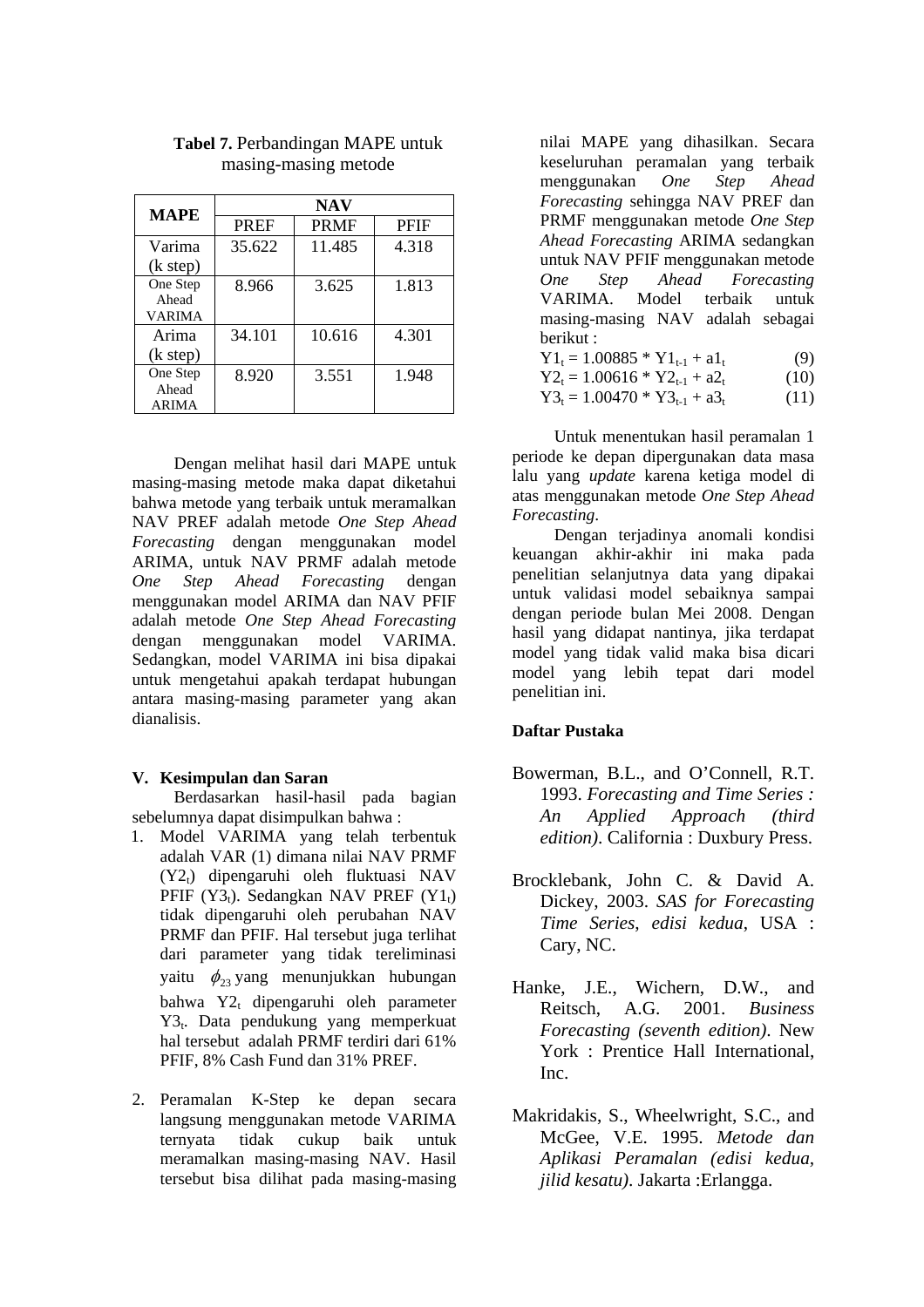**Tabel 7.** Perbandingan MAPE untuk masing-masing metode

| MAPE | NAV | | |
|---|---|---|---|
| | PREF | PRMF | PFIF |
| Varima (k step) | 35.622 | 11.485 | 4.318 |
| One Step Ahead VARIMA | 8.966 | 3.625 | 1.813 |
| Arima (k step) | 34.101 | 10.616 | 4.301 |
| One Step Ahead ARIMA | 8.920 | 3.551 | 1.948 |

Dengan melihat hasil dari MAPE untuk masing-masing metode maka dapat diketahui bahwa metode yang terbaik untuk meramalkan NAV PREF adalah metode *One Step Ahead Forecasting* dengan menggunakan model ARIMA, untuk NAV PRMF adalah metode *One Step Ahead Forecasting* dengan menggunakan model ARIMA dan NAV PFIF adalah metode *One Step Ahead Forecasting* dengan menggunakan model VARIMA. Sedangkan, model VARIMA ini bisa dipakai untuk mengetahui apakah terdapat hubungan antara masing-masing parameter yang akan dianalisis.

## V. Kesimpulan dan Saran

Berdasarkan hasil-hasil pada bagian sebelumnya dapat disimpulkan bahwa :

1. Model VARIMA yang telah terbentuk adalah VAR (1) dimana nilai NAV PRMF ($Y2_t$) dipengaruhi oleh fluktuasi NAV PFIF ($Y3_t$). Sedangkan NAV PREF ($Y1_t$) tidak dipengaruhi oleh perubahan NAV PRMF dan PFIF. Hal tersebut juga terlihat dari parameter yang tidak tereliminasi yaitu $\phi_{23}$ yang menunjukkan hubungan bahwa $Y2_t$ dipengaruhi oleh parameter $Y3_t$. Data pendukung yang memperkuat hal tersebut adalah PRMF terdiri dari 61% PFIF, 8% Cash Fund dan 31% PREF.

2. Peramalan K-Step ke depan secara langsung menggunakan metode VARIMA ternyata tidak cukup baik untuk meramalkan masing-masing NAV. Hasil tersebut bisa dilihat pada masing-masing nilai MAPE yang dihasilkan. Secara keseluruhan peramalan yang terbaik menggunakan *One Step Ahead Forecasting* sehingga NAV PREF dan PRMF menggunakan metode *One Step Ahead Forecasting* ARIMA sedangkan untuk NAV PFIF menggunakan metode *One Step Ahead Forecasting* VARIMA. Model terbaik untuk masing-masing NAV adalah sebagai berikut :

$$Y1_t = 1.00885 * Y1_{t-1} + a1_t \quad (9)$$

$$Y2_t = 1.00616 * Y2_{t-1} + a2_t \quad (10)$$

$$Y3_t = 1.00470 * Y3_{t-1} + a3_t \quad (11)$$

Untuk menentukan hasil peramalan 1 periode ke depan dipergunakan data masa lalu yang *update* karena ketiga model di atas menggunakan metode *One Step Ahead Forecasting*.

Dengan terjadinya anomali kondisi keuangan akhir-akhir ini maka pada penelitian selanjutnya data yang dipakai untuk validasi model sebaiknya sampai dengan periode bulan Mei 2008. Dengan hasil yang didapat nantinya, jika terdapat model yang tidak valid maka bisa dicari model yang lebih tepat dari model penelitian ini.

## Daftar Pustaka

Bowerman, B.L., and O'Connell, R.T. 1993. *Forecasting and Time Series : An Applied Approach (third edition)*. California : Duxbury Press.

Brocklebank, John C. & David A. Dickey, 2003. *SAS for Forecasting Time Series, edisi kedua*, USA : Cary, NC.

Hanke, J.E., Wichern, D.W., and Reitsch, A.G. 2001. *Business Forecasting (seventh edition)*. New York : Prentice Hall International, Inc.

Makridakis, S., Wheelwright, S.C., and McGee, V.E. 1995. *Metode dan Aplikasi Peramalan (edisi kedua, jilid kesatu)*. Jakarta :Erlangga.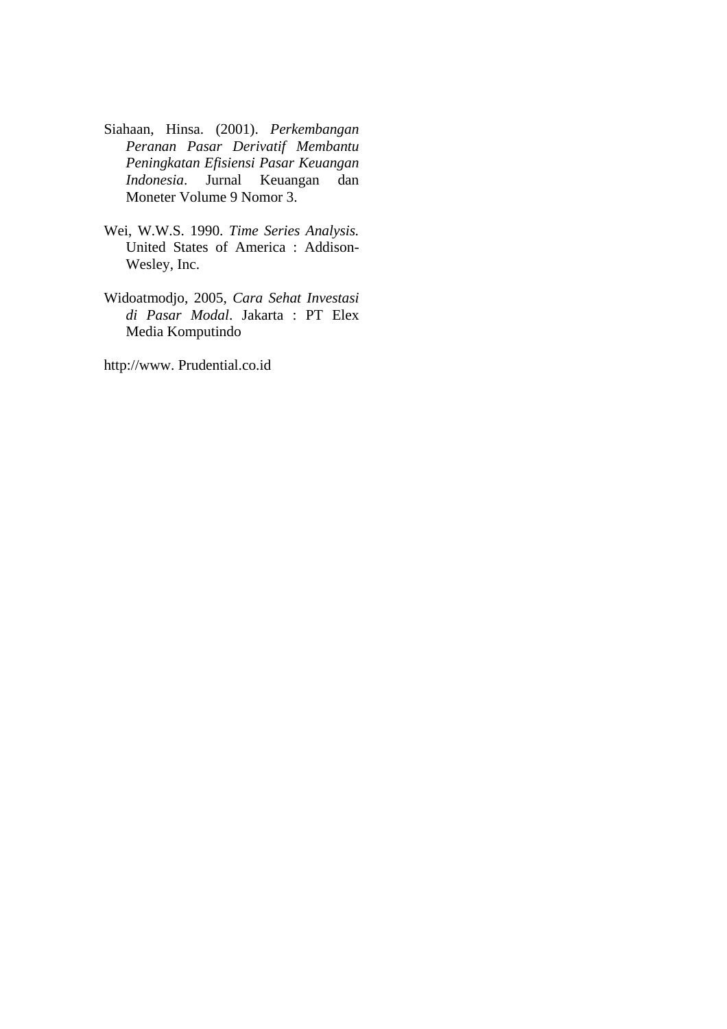Siahaan, Hinsa. (2001). *Perkembangan Peranan Pasar Derivatif Membantu Peningkatan Efisiensi Pasar Keuangan Indonesia*. Jurnal Keuangan dan Moneter Volume 9 Nomor 3.

Wei, W.W.S. 1990. *Time Series Analysis.* United States of America : Addison-Wesley, Inc.

Widoatmodjo, 2005, *Cara Sehat Investasi di Pasar Modal*. Jakarta : PT Elex Media Komputindo

http://www. Prudential.co.id